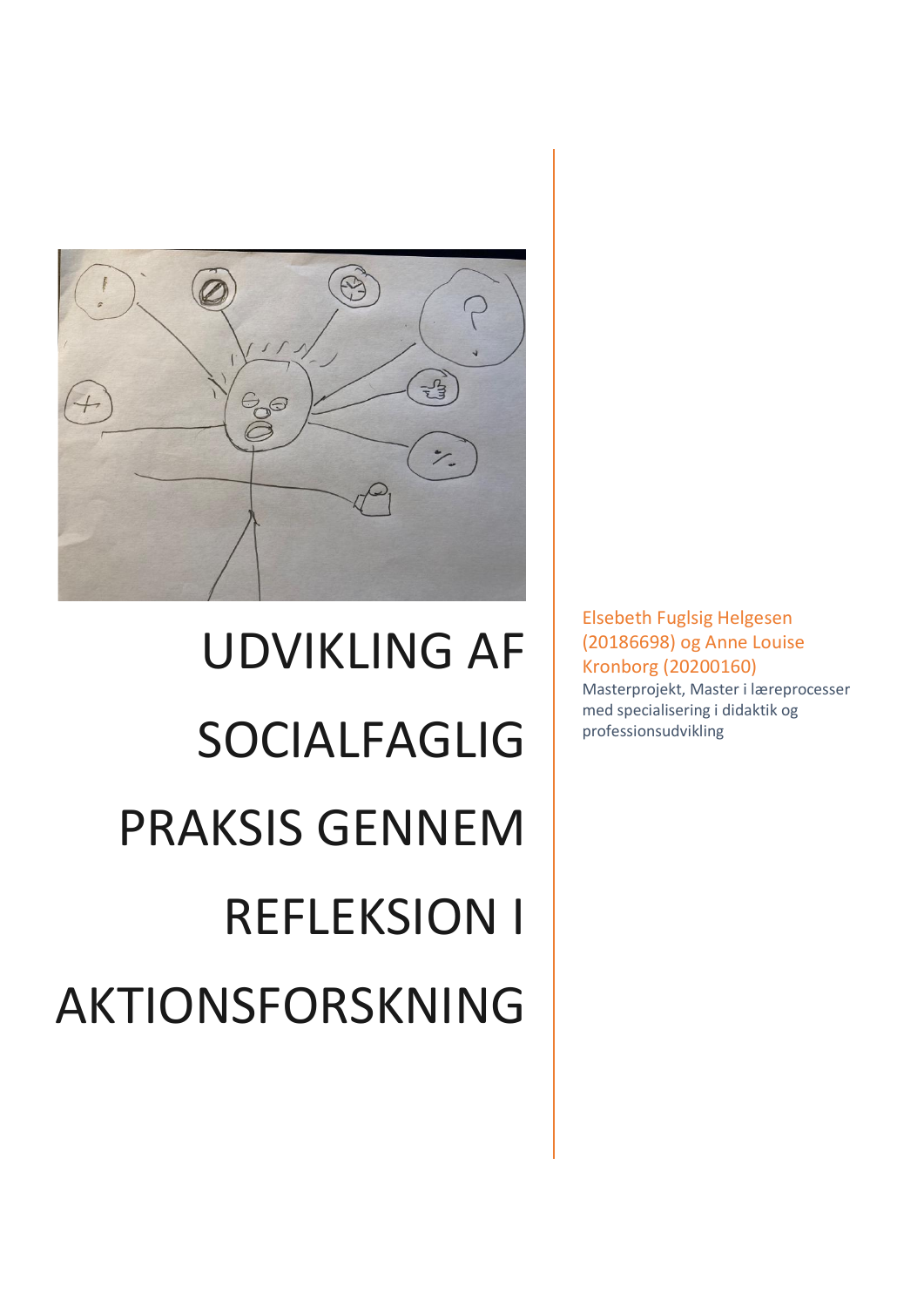# UDVIKLING AF SOCIALFAGLIG PRAKSIS GENNEM REFLEKSION I AKTIONSFORSKNING

Elsebeth Fuglsig Helgesen (20186698) og Anne Louise Kronborg (20200160)

Masterprojekt, Master i læreprocesser med specialisering i didaktik og professionsudvikling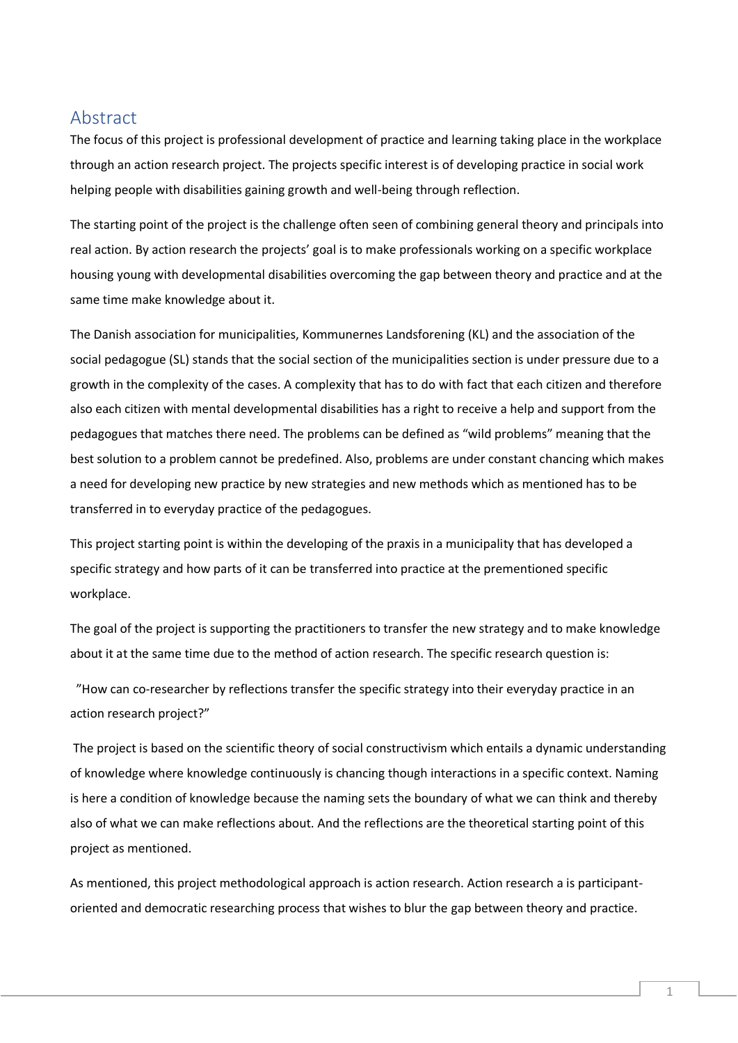## Abstract

The focus of this project is professional development of practice and learning taking place in the workplace through an action research project. The projects specific interest is of developing practice in social work helping people with disabilities gaining growth and well-being through reflection.

The starting point of the project is the challenge often seen of combining general theory and principals into real action. By action research the projects' goal is to make professionals working on a specific workplace housing young with developmental disabilities overcoming the gap between theory and practice and at the same time make knowledge about it.

The Danish association for municipalities, Kommunernes Landsforening (KL) and the association of the social pedagogue (SL) stands that the social section of the municipalities section is under pressure due to a growth in the complexity of the cases. A complexity that has to do with fact that each citizen and therefore also each citizen with mental developmental disabilities has a right to receive a help and support from the pedagogues that matches there need. The problems can be defined as "wild problems" meaning that the best solution to a problem cannot be predefined. Also, problems are under constant chancing which makes a need for developing new practice by new strategies and new methods which as mentioned has to be transferred in to everyday practice of the pedagogues.

This project starting point is within the developing of the praxis in a municipality that has developed a specific strategy and how parts of it can be transferred into practice at the prementioned specific workplace.

The goal of the project is supporting the practitioners to transfer the new strategy and to make knowledge about it at the same time due to the method of action research. The specific research question is:

"How can co-researcher by reflections transfer the specific strategy into their everyday practice in an action research project?"

The project is based on the scientific theory of social constructivism which entails a dynamic understanding of knowledge where knowledge continuously is chancing though interactions in a specific context. Naming is here a condition of knowledge because the naming sets the boundary of what we can think and thereby also of what we can make reflections about. And the reflections are the theoretical starting point of this project as mentioned.

As mentioned, this project methodological approach is action research. Action research a is participant-oriented and democratic researching process that wishes to blur the gap between theory and practice.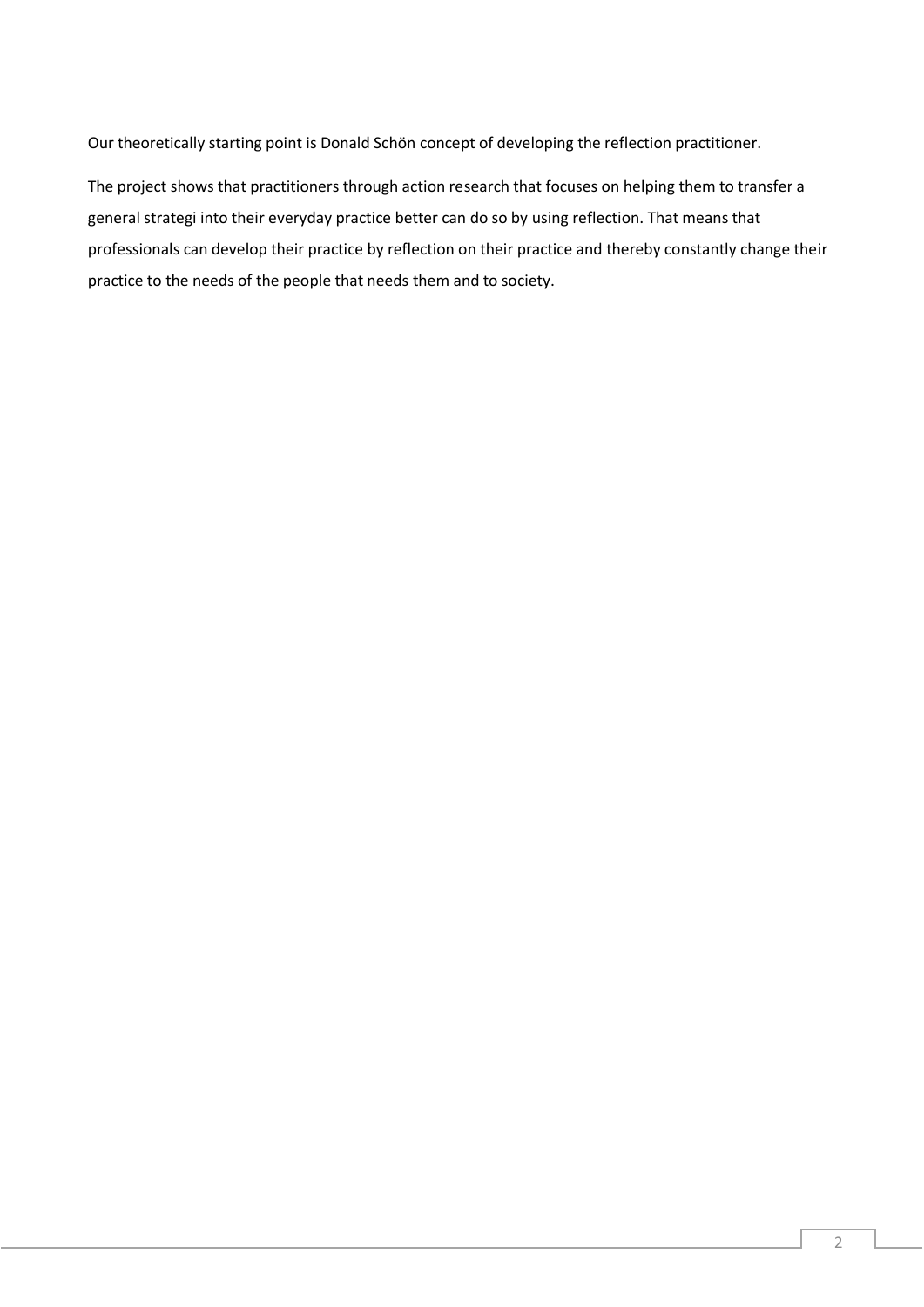Our theoretically starting point is Donald Schön concept of developing the reflection practitioner.

The project shows that practitioners through action research that focuses on helping them to transfer a general strategi into their everyday practice better can do so by using reflection. That means that professionals can develop their practice by reflection on their practice and thereby constantly change their practice to the needs of the people that needs them and to society.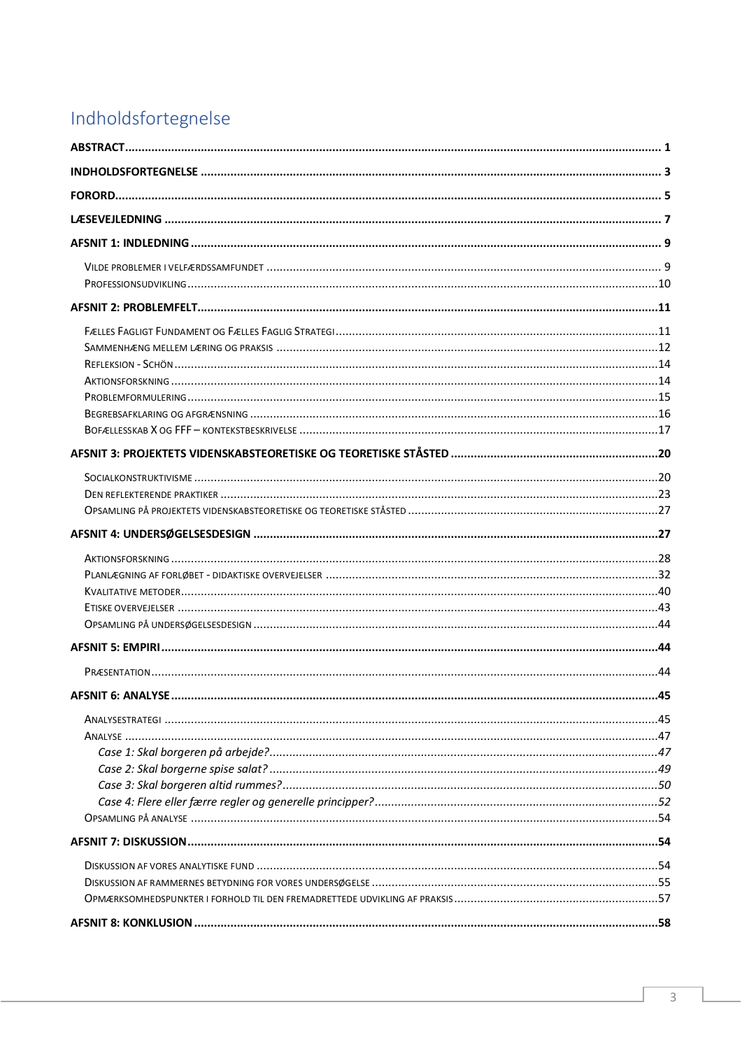# Indholdsfortegnelse

**ABSTRACT** ........................................................................................................................................ **1**

**INDHOLDSFORTEGNELSE** ................................................................................................................ **3**

**FORORD** ........................................................................................................................................... **5**

**LÆSEVEJLEDNING** ........................................................................................................................... **7**

**AFSNIT 1: INDLEDNING** ................................................................................................................... **9**

VILDE PROBLEMER I VELFÆRDSSAMFUNDET ........................................................................................ 9
PROFESSIONSUDVIKLING ..................................................................................................................... 10

**AFSNIT 2: PROBLEMFELT** ................................................................................................................ **11**

FÆLLES FAGLIGT FUNDAMENT OG FÆLLES FAGLIG STRATEGI ................................................................ 11
SAMMENHÆNG MELLEM LÆRING OG PRAKSIS ...................................................................................... 12
REFLEKSION - SCHÖN .......................................................................................................................... 14
AKTIONSFORSKNING ........................................................................................................................... 14
PROBLEMFORMULERING ...................................................................................................................... 15
BEGREBSAFKLARING OG AFGRÆNSNING ............................................................................................... 16
BOFÆLLESSKAB X OG FFF – KONTEKSTBESKRIVELSE ........................................................................... 17

**AFSNIT 3: PROJEKTETS VIDENSKABSTEORETISKE OG TEORETISKE STÅSTED** ...................................... **20**

SOCIALKONSTRUKTIVISME ................................................................................................................... 20
DEN REFLEKTERENDE PRAKTIKER ......................................................................................................... 23
OPSAMLING PÅ PROJEKTETS VIDENSKABSTEORETISKE OG TEORETISKE STÅSTED .................................. 27

**AFSNIT 4: UNDERSØGELSESDESIGN** ................................................................................................ **27**

AKTIONSFORSKNING ........................................................................................................................... 28
PLANLÆGNING AF FORLØBET - DIDAKTISKE OVERVEJELSER ................................................................... 32
KVALITATIVE METODER ........................................................................................................................ 40
ETISKE OVERVEJELSER ......................................................................................................................... 43
OPSAMLING PÅ UNDERSØGELSESDESIGN ............................................................................................. 44

**AFSNIT 5: EMPIRI** ........................................................................................................................... **44**

PRÆSENTATION ................................................................................................................................... 44

**AFSNIT 6: ANALYSE** ........................................................................................................................ **45**

ANALYSESTRATEGI ............................................................................................................................... 45
ANALYSE ............................................................................................................................................. 47
*Case 1: Skal borgeren på arbejde?* ....................................................................................................... *47*
*Case 2: Skal borgerne spise salat?* ....................................................................................................... *49*
*Case 3: Skal borgeren altid rummes?* .................................................................................................... *50*
*Case 4: Flere eller færre regler og generelle principper?* ...................................................................... *52*
OPSAMLING PÅ ANALYSE ..................................................................................................................... 54

**AFSNIT 7: DISKUSSION** .................................................................................................................... **54**

DISKUSSION AF VORES ANALYTISKE FUND ............................................................................................ 54
DISKUSSION AF RAMMERNES BETYDNING FOR VORES UNDERSØGELSE ................................................. 55
OPMÆRKSOMHEDSPUNKTER I FORHOLD TIL DEN FREMADRETTEDE UDVIKLING AF PRAKSIS .................... 57

**AFSNIT 8: KONKLUSION** .................................................................................................................. **58**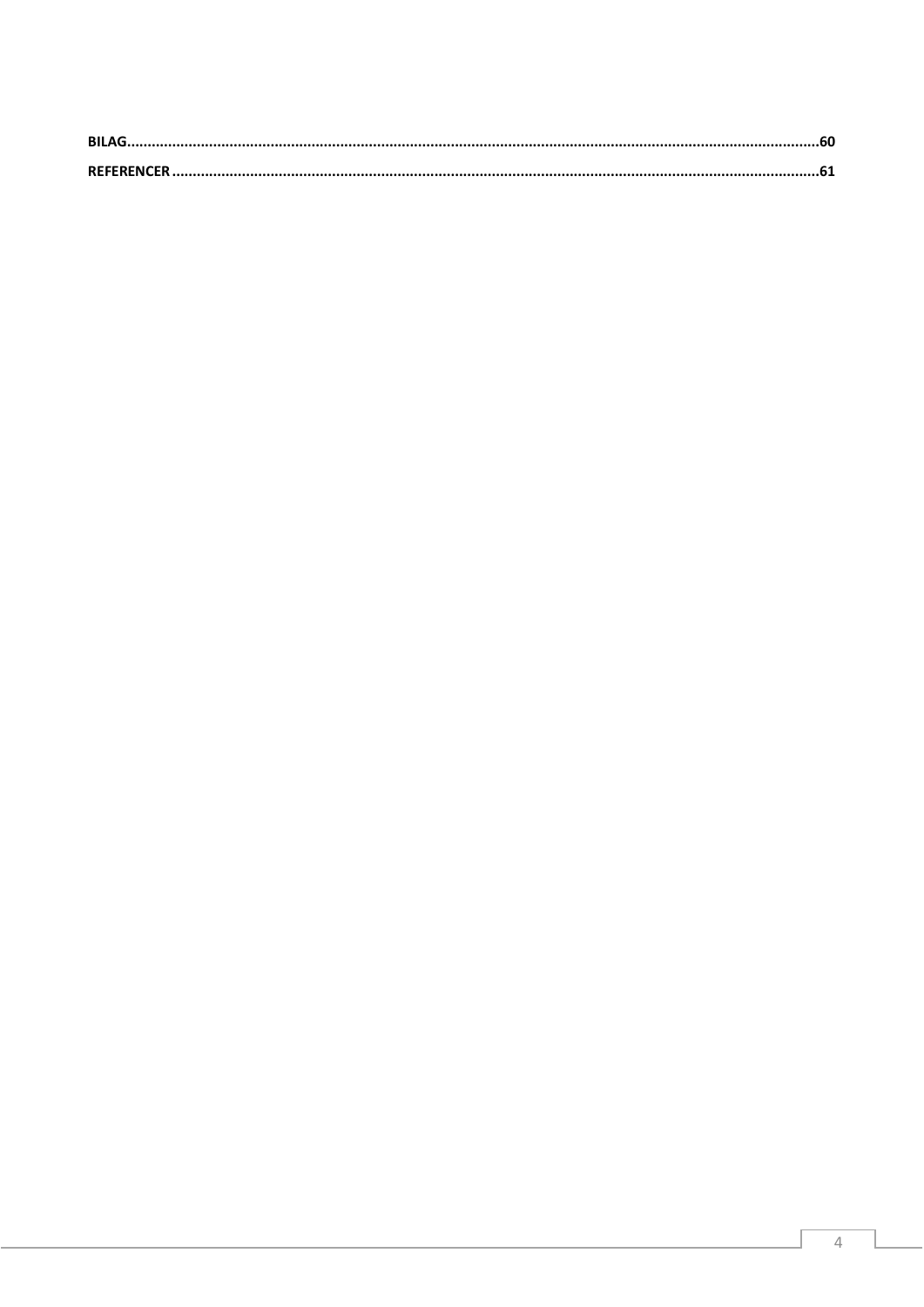**BILAG**......................................................................................................................................................................**60**

**REFERENCER**..............................................................................................................................................................**61**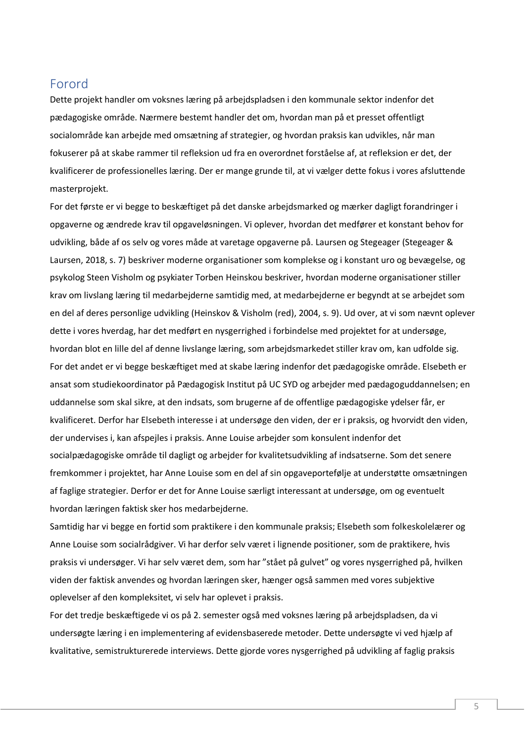# Forord

Dette projekt handler om voksnes læring på arbejdspladsen i den kommunale sektor indenfor det pædagogiske område. Nærmere bestemt handler det om, hvordan man på et presset offentligt socialområde kan arbejde med omsætning af strategier, og hvordan praksis kan udvikles, når man fokuserer på at skabe rammer til refleksion ud fra en overordnet forståelse af, at refleksion er det, der kvalificerer de professionelles læring. Der er mange grunde til, at vi vælger dette fokus i vores afsluttende masterprojekt.

For det første er vi begge to beskæftiget på det danske arbejdsmarked og mærker dagligt forandringer i opgaverne og ændrede krav til opgaveløsningen. Vi oplever, hvordan det medfører et konstant behov for udvikling, både af os selv og vores måde at varetage opgaverne på. Laursen og Stegeager (Stegeager & Laursen, 2018, s. 7) beskriver moderne organisationer som komplekse og i konstant uro og bevægelse, og psykolog Steen Visholm og psykiater Torben Heinskou beskriver, hvordan moderne organisationer stiller krav om livslang læring til medarbejderne samtidig med, at medarbejderne er begyndt at se arbejdet som en del af deres personlige udvikling (Heinskov & Visholm (red), 2004, s. 9). Ud over, at vi som nævnt oplever dette i vores hverdag, har det medført en nysgerrighed i forbindelse med projektet for at undersøge, hvordan blot en lille del af denne livslange læring, som arbejdsmarkedet stiller krav om, kan udfolde sig.

For det andet er vi begge beskæftiget med at skabe læring indenfor det pædagogiske område. Elsebeth er ansat som studiekoordinator på Pædagogisk Institut på UC SYD og arbejder med pædagoguddannelsen; en uddannelse som skal sikre, at den indsats, som brugerne af de offentlige pædagogiske ydelser får, er kvalificeret. Derfor har Elsebeth interesse i at undersøge den viden, der er i praksis, og hvorvidt den viden, der undervises i, kan afspejles i praksis. Anne Louise arbejder som konsulent indenfor det socialpædagogiske område til dagligt og arbejder for kvalitetsudvikling af indsatserne. Som det senere fremkommer i projektet, har Anne Louise som en del af sin opgaveportefølje at understøtte omsætningen af faglige strategier. Derfor er det for Anne Louise særligt interessant at undersøge, om og eventuelt hvordan læringen faktisk sker hos medarbejderne.

Samtidig har vi begge en fortid som praktikere i den kommunale praksis; Elsebeth som folkeskolelærer og Anne Louise som socialrådgiver. Vi har derfor selv været i lignende positioner, som de praktikere, hvis praksis vi undersøger. Vi har selv været dem, som har "stået på gulvet" og vores nysgerrighed på, hvilken viden der faktisk anvendes og hvordan læringen sker, hænger også sammen med vores subjektive oplevelser af den kompleksitet, vi selv har oplevet i praksis.

For det tredje beskæftigede vi os på 2. semester også med voksnes læring på arbejdspladsen, da vi undersøgte læring i en implementering af evidensbaserede metoder. Dette undersøgte vi ved hjælp af kvalitative, semistrukturerede interviews. Dette gjorde vores nysgerrighed på udvikling af faglig praksis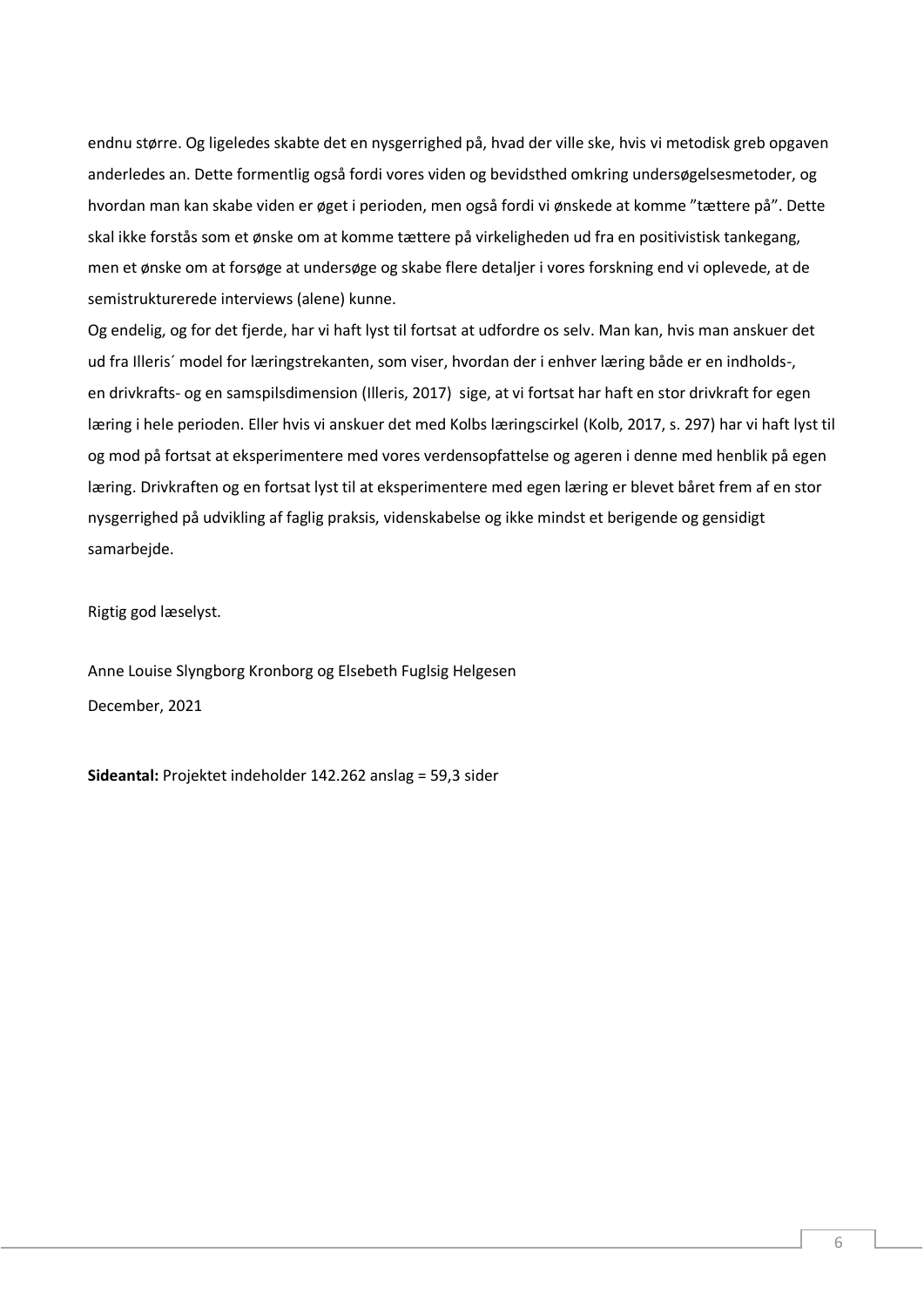endnu større. Og ligeledes skabte det en nysgerrighed på, hvad der ville ske, hvis vi metodisk greb opgaven anderledes an. Dette formentlig også fordi vores viden og bevidsthed omkring undersøgelsesmetoder, og hvordan man kan skabe viden er øget i perioden, men også fordi vi ønskede at komme "tættere på". Dette skal ikke forstås som et ønske om at komme tættere på virkeligheden ud fra en positivistisk tankegang, men et ønske om at forsøge at undersøge og skabe flere detaljer i vores forskning end vi oplevede, at de semistrukturerede interviews (alene) kunne.

Og endelig, og for det fjerde, har vi haft lyst til fortsat at udfordre os selv. Man kan, hvis man anskuer det ud fra Illeris´ model for læringstrekanten, som viser, hvordan der i enhver læring både er en indholds-, en drivkrafts- og en samspilsdimension (Illeris, 2017) sige, at vi fortsat har haft en stor drivkraft for egen læring i hele perioden. Eller hvis vi anskuer det med Kolbs læringscirkel (Kolb, 2017, s. 297) har vi haft lyst til og mod på fortsat at eksperimentere med vores verdensopfattelse og ageren i denne med henblik på egen læring. Drivkraften og en fortsat lyst til at eksperimentere med egen læring er blevet båret frem af en stor nysgerrighed på udvikling af faglig praksis, videnskabelse og ikke mindst et berigende og gensidigt samarbejde.

Rigtig god læselyst.

Anne Louise Slyngborg Kronborg og Elsebeth Fuglsig Helgesen
December, 2021

**Sideantal:** Projektet indeholder 142.262 anslag = 59,3 sider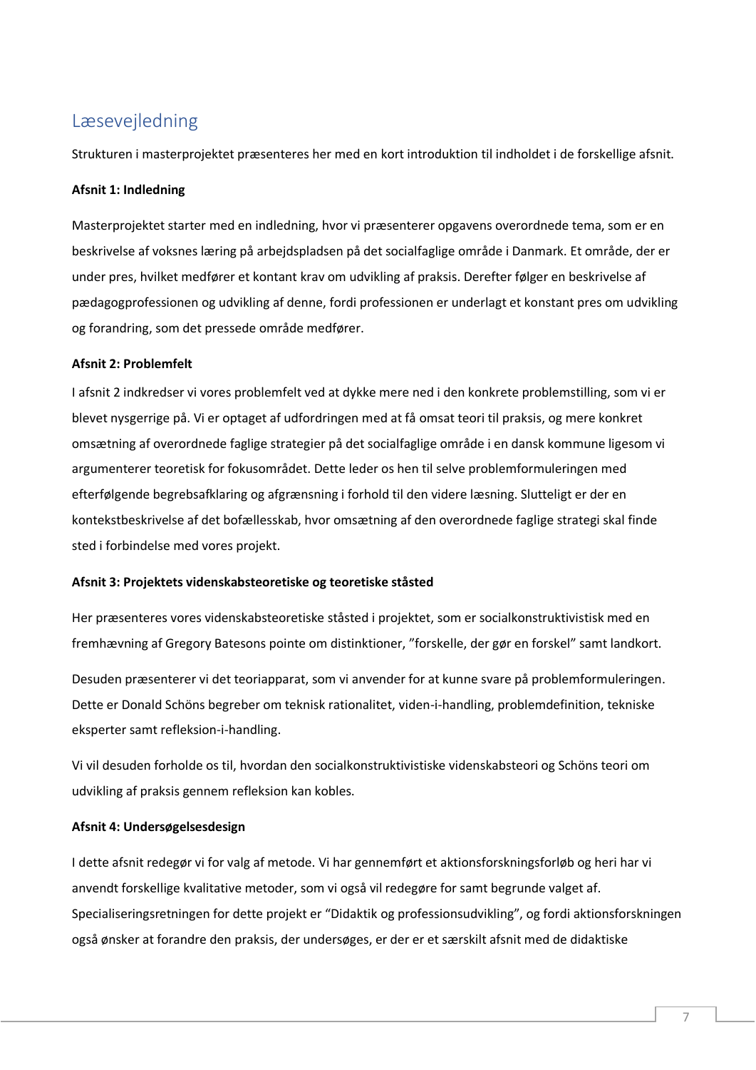## Læsevejledning

Strukturen i masterprojektet præsenteres her med en kort introduktion til indholdet i de forskellige afsnit.

**Afsnit 1: Indledning**

Masterprojektet starter med en indledning, hvor vi præsenterer opgavens overordnede tema, som er en beskrivelse af voksnes læring på arbejdspladsen på det socialfaglige område i Danmark. Et område, der er under pres, hvilket medfører et kontant krav om udvikling af praksis. Derefter følger en beskrivelse af pædagogprofessionen og udvikling af denne, fordi professionen er underlagt et konstant pres om udvikling og forandring, som det pressede område medfører.

**Afsnit 2: Problemfelt**

I afsnit 2 indkredser vi vores problemfelt ved at dykke mere ned i den konkrete problemstilling, som vi er blevet nysgerrige på. Vi er optaget af udfordringen med at få omsat teori til praksis, og mere konkret omsætning af overordnede faglige strategier på det socialfaglige område i en dansk kommune ligesom vi argumenterer teoretisk for fokusområdet. Dette leder os hen til selve problemformuleringen med efterfølgende begrebsafklaring og afgrænsning i forhold til den videre læsning. Slutteligt er der en kontekstbeskrivelse af det bofællesskab, hvor omsætning af den overordnede faglige strategi skal finde sted i forbindelse med vores projekt.

**Afsnit 3: Projektets videnskabsteoretiske og teoretiske ståsted**

Her præsenteres vores videnskabsteoretiske ståsted i projektet, som er socialkonstruktivistisk med en fremhævning af Gregory Batesons pointe om distinktioner, "forskelle, der gør en forskel" samt landkort.

Desuden præsenterer vi det teoriapparat, som vi anvender for at kunne svare på problemformuleringen. Dette er Donald Schöns begreber om teknisk rationalitet, viden-i-handling, problemdefinition, tekniske eksperter samt refleksion-i-handling.

Vi vil desuden forholde os til, hvordan den socialkonstruktivistiske videnskabsteori og Schöns teori om udvikling af praksis gennem refleksion kan kobles.

**Afsnit 4: Undersøgelsesdesign**

I dette afsnit redegør vi for valg af metode. Vi har gennemført et aktionsforskningsforløb og heri har vi anvendt forskellige kvalitative metoder, som vi også vil redegøre for samt begrunde valget af. Specialiseringsretningen for dette projekt er "Didaktik og professionsudvikling", og fordi aktionsforskningen også ønsker at forandre den praksis, der undersøges, er der er et særskilt afsnit med de didaktiske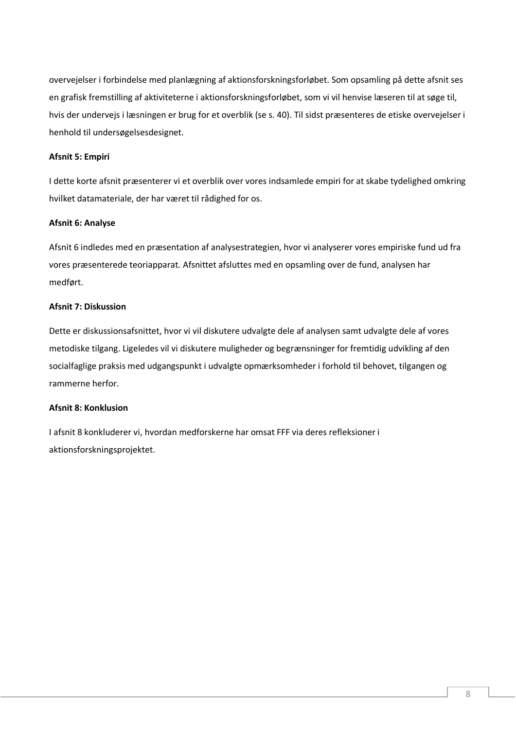overvejelser i forbindelse med planlægning af aktionsforskningsforløbet. Som opsamling på dette afsnit ses en grafisk fremstilling af aktiviteterne i aktionsforskningsforløbet, som vi vil henvise læseren til at søge til, hvis der undervejs i læsningen er brug for et overblik (se s. 40). Til sidst præsenteres de etiske overvejelser i henhold til undersøgelsesdesignet.

**Afsnit 5: Empiri**

I dette korte afsnit præsenterer vi et overblik over vores indsamlede empiri for at skabe tydelighed omkring hvilket datamateriale, der har været til rådighed for os.

**Afsnit 6: Analyse**

Afsnit 6 indledes med en præsentation af analysestrategien, hvor vi analyserer vores empiriske fund ud fra vores præsenterede teoriapparat. Afsnittet afsluttes med en opsamling over de fund, analysen har medført.

**Afsnit 7: Diskussion**

Dette er diskussionsafsnittet, hvor vi vil diskutere udvalgte dele af analysen samt udvalgte dele af vores metodiske tilgang. Ligeledes vil vi diskutere muligheder og begrænsninger for fremtidig udvikling af den socialfaglige praksis med udgangspunkt i udvalgte opmærksomheder i forhold til behovet, tilgangen og rammerne herfor.

**Afsnit 8: Konklusion**

I afsnit 8 konkluderer vi, hvordan medforskerne har omsat FFF via deres refleksioner i aktionsforskningsprojektet.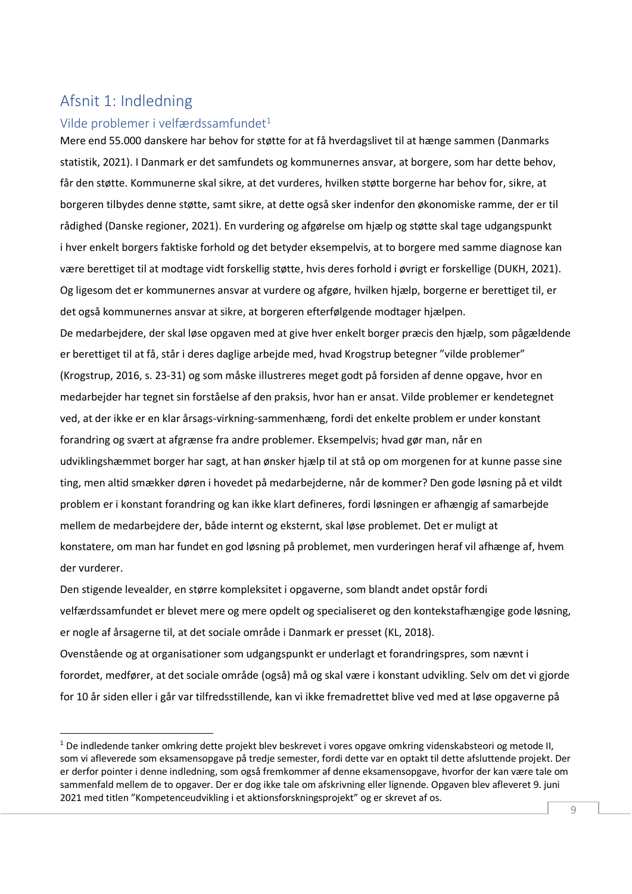# Afsnit 1: Indledning

## Vilde problemer i velfærdssamfundet[1]

Mere end 55.000 danskere har behov for støtte for at få hverdagslivet til at hænge sammen (Danmarks statistik, 2021). I Danmark er det samfundets og kommunernes ansvar, at borgere, som har dette behov, får den støtte. Kommunerne skal sikre, at det vurderes, hvilken støtte borgerne har behov for, sikre, at borgeren tilbydes denne støtte, samt sikre, at dette også sker indenfor den økonomiske ramme, der er til rådighed (Danske regioner, 2021). En vurdering og afgørelse om hjælp og støtte skal tage udgangspunkt i hver enkelt borgers faktiske forhold og det betyder eksempelvis, at to borgere med samme diagnose kan være berettiget til at modtage vidt forskellig støtte, hvis deres forhold i øvrigt er forskellige (DUKH, 2021). Og ligesom det er kommunernes ansvar at vurdere og afgøre, hvilken hjælp, borgerne er berettiget til, er det også kommunernes ansvar at sikre, at borgeren efterfølgende modtager hjælpen.

De medarbejdere, der skal løse opgaven med at give hver enkelt borger præcis den hjælp, som pågældende er berettiget til at få, står i deres daglige arbejde med, hvad Krogstrup betegner "vilde problemer" (Krogstrup, 2016, s. 23-31) og som måske illustreres meget godt på forsiden af denne opgave, hvor en medarbejder har tegnet sin forståelse af den praksis, hvor han er ansat. Vilde problemer er kendetegnet ved, at der ikke er en klar årsags-virkning-sammenhæng, fordi det enkelte problem er under konstant forandring og svært at afgrænse fra andre problemer. Eksempelvis; hvad gør man, når en udviklingshæmmet borger har sagt, at han ønsker hjælp til at stå op om morgenen for at kunne passe sine ting, men altid smækker døren i hovedet på medarbejderne, når de kommer? Den gode løsning på et vildt problem er i konstant forandring og kan ikke klart defineres, fordi løsningen er afhængig af samarbejde mellem de medarbejdere der, både internt og eksternt, skal løse problemet. Det er muligt at konstatere, om man har fundet en god løsning på problemet, men vurderingen heraf vil afhænge af, hvem der vurderer.

Den stigende levealder, en større kompleksitet i opgaverne, som blandt andet opstår fordi velfærdssamfundet er blevet mere og mere opdelt og specialiseret og den kontekstafhængige gode løsning, er nogle af årsagerne til, at det sociale område i Danmark er presset (KL, 2018).

Ovenstående og at organisationer som udgangspunkt er underlagt et forandringspres, som nævnt i forordet, medfører, at det sociale område (også) må og skal være i konstant udvikling. Selv om det vi gjorde for 10 år siden eller i går var tilfredsstillende, kan vi ikke fremadrettet blive ved med at løse opgaverne på

[1] De indledende tanker omkring dette projekt blev beskrevet i vores opgave omkring videnskabsteori og metode II, som vi afleverede som eksamensopgave på tredje semester, fordi dette var en optakt til dette afsluttende projekt. Der er derfor pointer i denne indledning, som også fremkommer af denne eksamensopgave, hvorfor der kan være tale om sammenfald mellem de to opgaver. Der er dog ikke tale om afskrivning eller lignende. Opgaven blev afleveret 9. juni 2021 med titlen "Kompetenceudvikling i et aktionsforskningsprojekt" og er skrevet af os.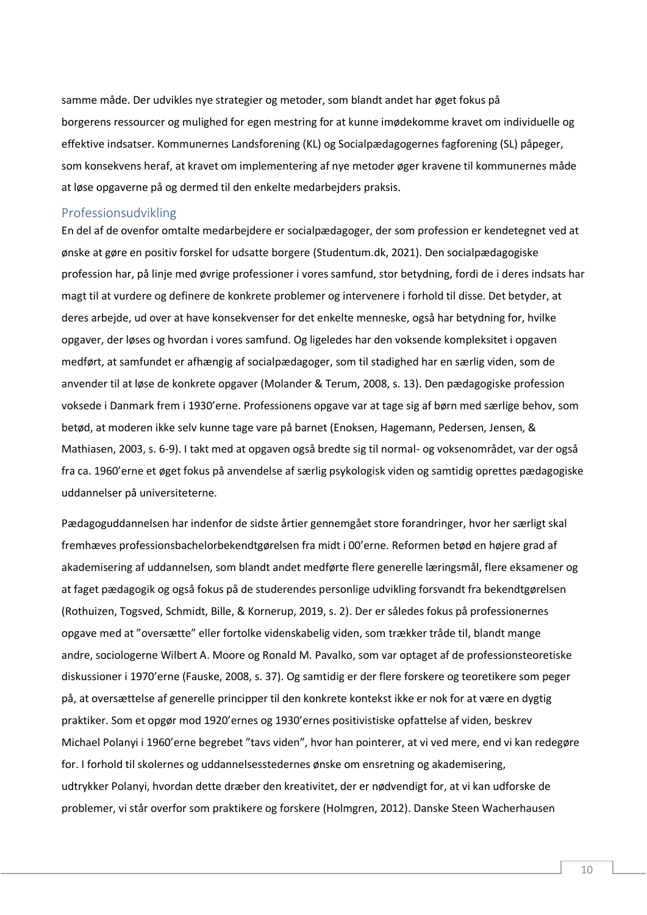samme måde. Der udvikles nye strategier og metoder, som blandt andet har øget fokus på borgerens ressourcer og mulighed for egen mestring for at kunne imødekomme kravet om individuelle og effektive indsatser. Kommunernes Landsforening (KL) og Socialpædagogernes fagforening (SL) påpeger, som konsekvens heraf, at kravet om implementering af nye metoder øger kravene til kommunernes måde at løse opgaverne på og dermed til den enkelte medarbejders praksis.

## Professionsudvikling

En del af de ovenfor omtalte medarbejdere er socialpædagoger, der som profession er kendetegnet ved at ønske at gøre en positiv forskel for udsatte borgere (Studentum.dk, 2021). Den socialpædagogiske profession har, på linje med øvrige professioner i vores samfund, stor betydning, fordi de i deres indsats har magt til at vurdere og definere de konkrete problemer og intervenere i forhold til disse. Det betyder, at deres arbejde, ud over at have konsekvenser for det enkelte menneske, også har betydning for, hvilke opgaver, der løses og hvordan i vores samfund. Og ligeledes har den voksende kompleksitet i opgaven medført, at samfundet er afhængig af socialpædagoger, som til stadighed har en særlig viden, som de anvender til at løse de konkrete opgaver (Molander & Terum, 2008, s. 13). Den pædagogiske profession voksede i Danmark frem i 1930'erne. Professionens opgave var at tage sig af børn med særlige behov, som betød, at moderen ikke selv kunne tage vare på barnet (Enoksen, Hagemann, Pedersen, Jensen, & Mathiasen, 2003, s. 6-9). I takt med at opgaven også bredte sig til normal- og voksenområdet, var der også fra ca. 1960'erne et øget fokus på anvendelse af særlig psykologisk viden og samtidig oprettes pædagogiske uddannelser på universiteterne.

Pædagoguddannelsen har indenfor de sidste årtier gennemgået store forandringer, hvor her særligt skal fremhæves professionsbachelorbekendtgørelsen fra midt i 00'erne. Reformen betød en højere grad af akademisering af uddannelsen, som blandt andet medførte flere generelle læringsmål, flere eksamener og at faget pædagogik og også fokus på de studerendes personlige udvikling forsvandt fra bekendtgørelsen (Rothuizen, Togsved, Schmidt, Bille, & Kornerup, 2019, s. 2). Der er således fokus på professionernes opgave med at "oversætte" eller fortolke videnskabelig viden, som trækker tråde til, blandt mange andre, sociologerne Wilbert A. Moore og Ronald M. Pavalko, som var optaget af de professionsteoretiske diskussioner i 1970'erne (Fauske, 2008, s. 37). Og samtidig er der flere forskere og teoretikere som peger på, at oversættelse af generelle principper til den konkrete kontekst ikke er nok for at være en dygtig praktiker. Som et opgør mod 1920'ernes og 1930'ernes positivistiske opfattelse af viden, beskrev Michael Polanyi i 1960'erne begrebet "tavs viden", hvor han pointerer, at vi ved mere, end vi kan redegøre for. I forhold til skolernes og uddannelsesstedernes ønske om ensretning og akademisering, udtrykker Polanyi, hvordan dette dræber den kreativitet, der er nødvendigt for, at vi kan udforske de problemer, vi står overfor som praktikere og forskere (Holmgren, 2012). Danske Steen Wacherhausen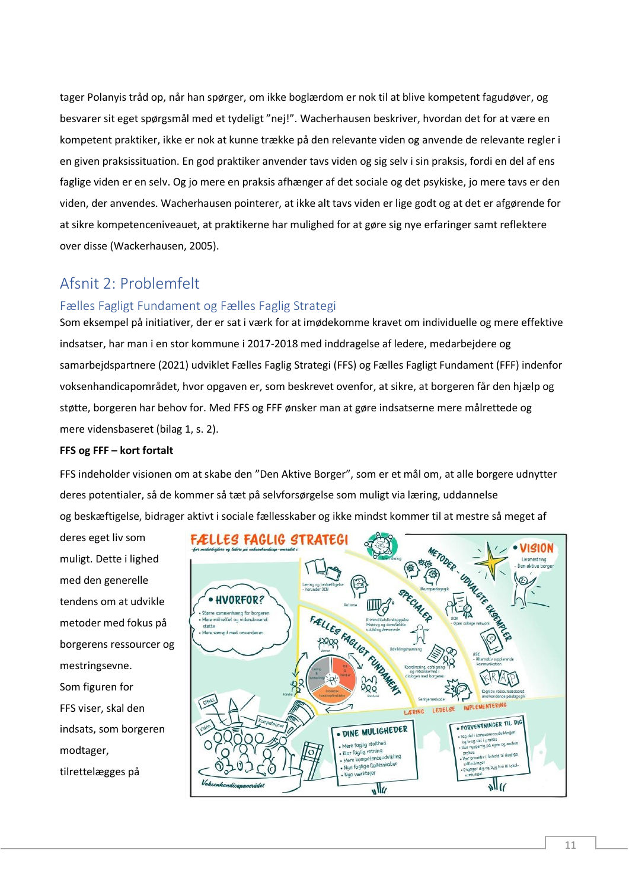tager Polanyis tråd op, når han spørger, om ikke boglærdom er nok til at blive kompetent fagudøver, og besvarer sit eget spørgsmål med et tydeligt "nej!". Wacherhausen beskriver, hvordan det for at være en kompetent praktiker, ikke er nok at kunne trække på den relevante viden og anvende de relevante regler i en given praksissituation. En god praktiker anvender tavs viden og sig selv i sin praksis, fordi en del af ens faglige viden er en selv. Og jo mere en praksis afhænger af det sociale og det psykiske, jo mere tavs er den viden, der anvendes. Wacherhausen pointerer, at ikke alt tavs viden er lige godt og at det er afgørende for at sikre kompetenceniveauet, at praktikerne har mulighed for at gøre sig nye erfaringer samt reflektere over disse (Wackerhausen, 2005).

# Afsnit 2: Problemfelt

## Fælles Fagligt Fundament og Fælles Faglig Strategi

Som eksempel på initiativer, der er sat i værk for at imødekomme kravet om individuelle og mere effektive indsatser, har man i en stor kommune i 2017-2018 med inddragelse af ledere, medarbejdere og samarbejdspartnere (2021) udviklet Fælles Faglig Strategi (FFS) og Fælles Fagligt Fundament (FFF) indenfor voksenhandicapområdet, hvor opgaven er, som beskrevet ovenfor, at sikre, at borgeren får den hjælp og støtte, borgeren har behov for. Med FFS og FFF ønsker man at gøre indsatserne mere målrettede og mere vidensbaseret (bilag 1, s. 2).

**FFS og FFF – kort fortalt**

FFS indeholder visionen om at skabe den "Den Aktive Borger", som er et mål om, at alle borgere udnytter deres potentialer, så de kommer så tæt på selvforsørgelse som muligt via læring, uddannelse og beskæftigelse, bidrager aktivt i sociale fællesskaber og ikke mindst kommer til at mestre så meget af deres eget liv som muligt. Dette i lighed med den generelle tendens om at udvikle metoder med fokus på borgerens ressourcer og mestringsevne. Som figuren for FFS viser, skal den indsats, som borgeren modtager, tilrettelægges på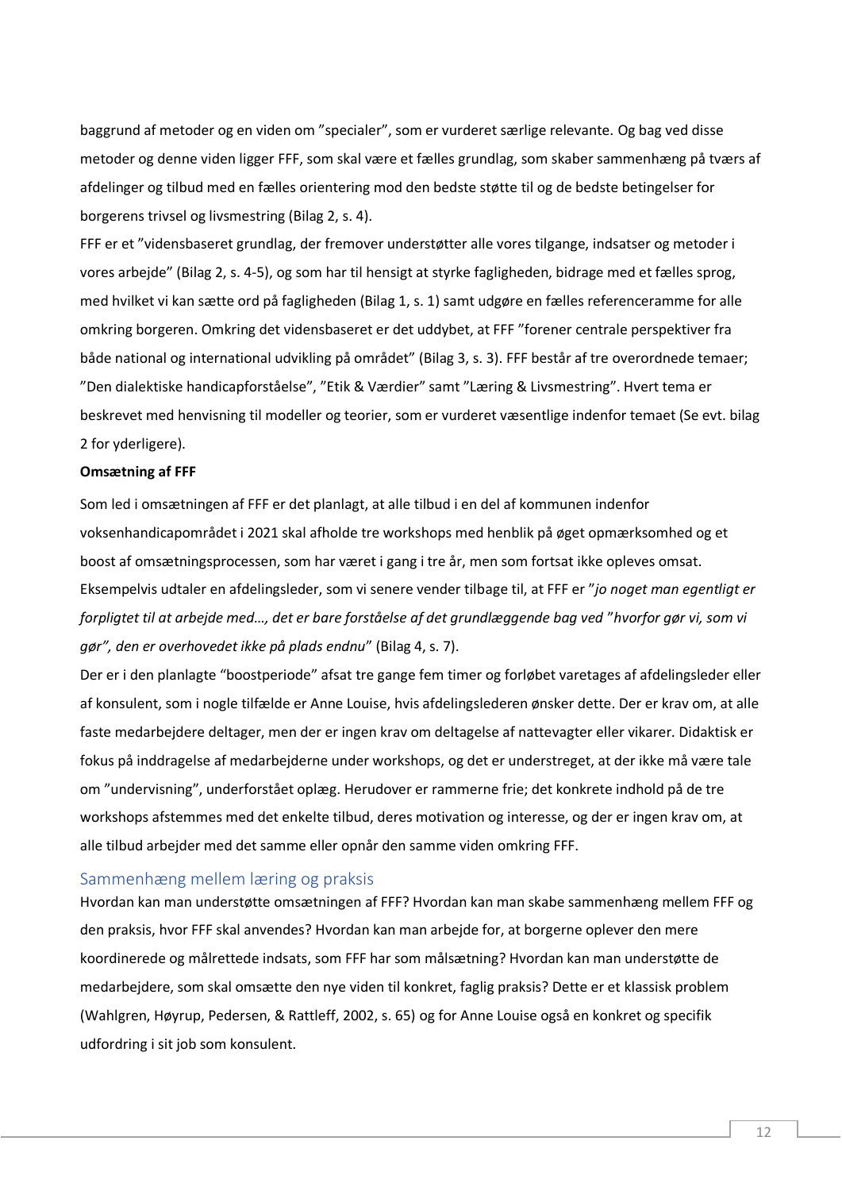baggrund af metoder og en viden om ”specialer”, som er vurderet særlige relevante. Og bag ved disse metoder og denne viden ligger FFF, som skal være et fælles grundlag, som skaber sammenhæng på tværs af afdelinger og tilbud med en fælles orientering mod den bedste støtte til og de bedste betingelser for borgerens trivsel og livsmestring (Bilag 2, s. 4).

FFF er et ”vidensbaseret grundlag, der fremover understøtter alle vores tilgange, indsatser og metoder i vores arbejde” (Bilag 2, s. 4-5), og som har til hensigt at styrke fagligheden, bidrage med et fælles sprog, med hvilket vi kan sætte ord på fagligheden (Bilag 1, s. 1) samt udgøre en fælles referenceramme for alle omkring borgeren. Omkring det vidensbaseret er det uddybet, at FFF ”forener centrale perspektiver fra både national og international udvikling på området” (Bilag 3, s. 3). FFF består af tre overordnede temaer; ”Den dialektiske handicapforståelse”, ”Etik & Værdier” samt ”Læring & Livsmestring”. Hvert tema er beskrevet med henvisning til modeller og teorier, som er vurderet væsentlige indenfor temaet (Se evt. bilag 2 for yderligere).

**Omsætning af FFF**

Som led i omsætningen af FFF er det planlagt, at alle tilbud i en del af kommunen indenfor voksenhandicapområdet i 2021 skal afholde tre workshops med henblik på øget opmærksomhed og et boost af omsætningsprocessen, som har været i gang i tre år, men som fortsat ikke opleves omsat. Eksempelvis udtaler en afdelingsleder, som vi senere vender tilbage til, at FFF er ”*jo noget man egentligt er forpligtet til at arbejde med…, det er bare forståelse af det grundlæggende bag ved* ”*hvorfor gør vi, som vi gør”, den er overhovedet ikke på plads endnu*” (Bilag 4, s. 7).

Der er i den planlagte “boostperiode” afsat tre gange fem timer og forløbet varetages af afdelingsleder eller af konsulent, som i nogle tilfælde er Anne Louise, hvis afdelingslederen ønsker dette. Der er krav om, at alle faste medarbejdere deltager, men der er ingen krav om deltagelse af nattevagter eller vikarer. Didaktisk er fokus på inddragelse af medarbejderne under workshops, og det er understreget, at der ikke må være tale om ”undervisning”, underforstået oplæg. Herudover er rammerne frie; det konkrete indhold på de tre workshops afstemmes med det enkelte tilbud, deres motivation og interesse, og der er ingen krav om, at alle tilbud arbejder med det samme eller opnår den samme viden omkring FFF.

## Sammenhæng mellem læring og praksis

Hvordan kan man understøtte omsætningen af FFF? Hvordan kan man skabe sammenhæng mellem FFF og den praksis, hvor FFF skal anvendes? Hvordan kan man arbejde for, at borgerne oplever den mere koordinerede og målrettede indsats, som FFF har som målsætning? Hvordan kan man understøtte de medarbejdere, som skal omsætte den nye viden til konkret, faglig praksis? Dette er et klassisk problem (Wahlgren, Høyrup, Pedersen, & Rattleff, 2002, s. 65) og for Anne Louise også en konkret og specifik udfordring i sit job som konsulent.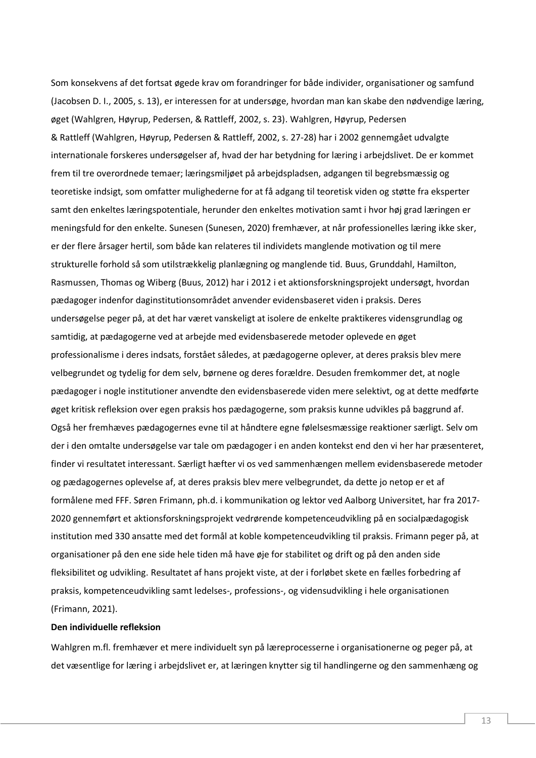Som konsekvens af det fortsat øgede krav om forandringer for både individer, organisationer og samfund (Jacobsen D. I., 2005, s. 13), er interessen for at undersøge, hvordan man kan skabe den nødvendige læring, øget (Wahlgren, Høyrup, Pedersen, & Rattleff, 2002, s. 23). Wahlgren, Høyrup, Pedersen & Rattleff (Wahlgren, Høyrup, Pedersen & Rattleff, 2002, s. 27-28) har i 2002 gennemgået udvalgte internationale forskeres undersøgelser af, hvad der har betydning for læring i arbejdslivet. De er kommet frem til tre overordnede temaer; læringsmiljøet på arbejdspladsen, adgangen til begrebsmæssig og teoretiske indsigt, som omfatter mulighederne for at få adgang til teoretisk viden og støtte fra eksperter samt den enkeltes læringspotentiale, herunder den enkeltes motivation samt i hvor høj grad læringen er meningsfuld for den enkelte. Sunesen (Sunesen, 2020) fremhæver, at når professionelles læring ikke sker, er der flere årsager hertil, som både kan relateres til individets manglende motivation og til mere strukturelle forhold så som utilstrækkelig planlægning og manglende tid. Buus, Grunddahl, Hamilton, Rasmussen, Thomas og Wiberg (Buus, 2012) har i 2012 i et aktionsforskningsprojekt undersøgt, hvordan pædagoger indenfor daginstitutionsområdet anvender evidensbaseret viden i praksis. Deres undersøgelse peger på, at det har været vanskeligt at isolere de enkelte praktikeres vidensgrundlag og samtidig, at pædagogerne ved at arbejde med evidensbaserede metoder oplevede en øget professionalisme i deres indsats, forstået således, at pædagogerne oplever, at deres praksis blev mere velbegrundet og tydelig for dem selv, børnene og deres forældre. Desuden fremkommer det, at nogle pædagoger i nogle institutioner anvendte den evidensbaserede viden mere selektivt, og at dette medførte øget kritisk refleksion over egen praksis hos pædagogerne, som praksis kunne udvikles på baggrund af. Også her fremhæves pædagogernes evne til at håndtere egne følelsesmæssige reaktioner særligt. Selv om der i den omtalte undersøgelse var tale om pædagoger i en anden kontekst end den vi her har præsenteret, finder vi resultatet interessant. Særligt hæfter vi os ved sammenhængen mellem evidensbaserede metoder og pædagogernes oplevelse af, at deres praksis blev mere velbegrundet, da dette jo netop er et af formålene med FFF. Søren Frimann, ph.d. i kommunikation og lektor ved Aalborg Universitet, har fra 2017-2020 gennemført et aktionsforskningsprojekt vedrørende kompetenceudvikling på en socialpædagogisk institution med 330 ansatte med det formål at koble kompetenceudvikling til praksis. Frimann peger på, at organisationer på den ene side hele tiden må have øje for stabilitet og drift og på den anden side fleksibilitet og udvikling. Resultatet af hans projekt viste, at der i forløbet skete en fælles forbedring af praksis, kompetenceudvikling samt ledelses-, professions-, og vidensudvikling i hele organisationen (Frimann, 2021).

**Den individuelle refleksion**

Wahlgren m.fl. fremhæver et mere individuelt syn på læreprocesserne i organisationerne og peger på, at det væsentlige for læring i arbejdslivet er, at læringen knytter sig til handlingerne og den sammenhæng og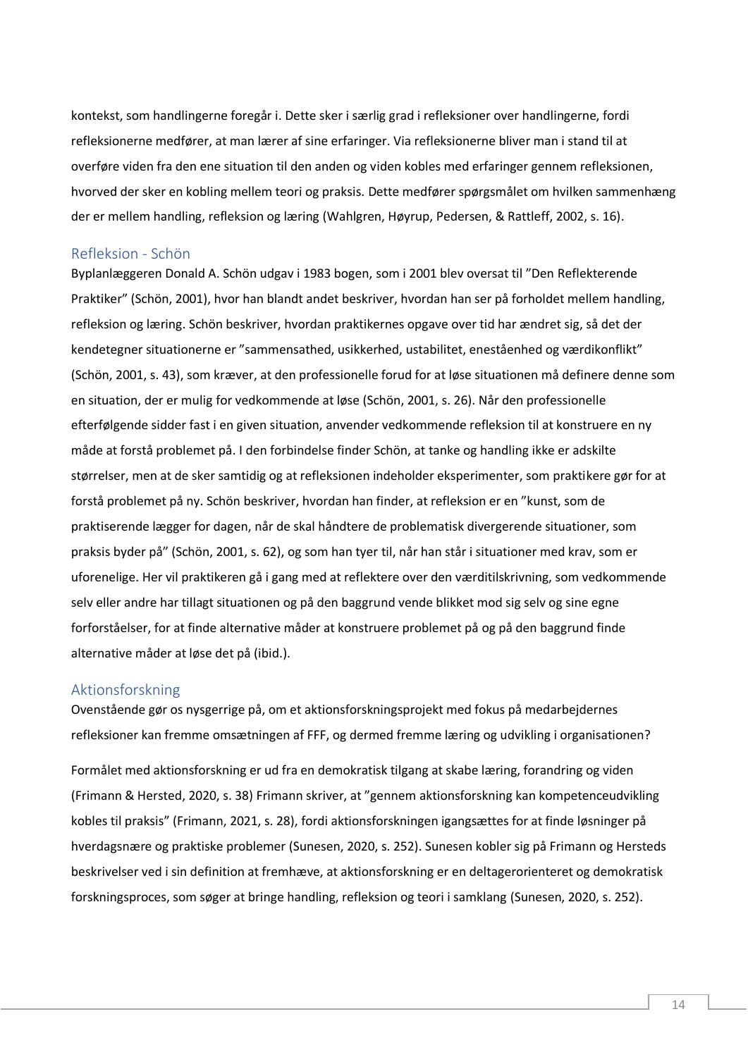kontekst, som handlingerne foregår i. Dette sker i særlig grad i refleksioner over handlingerne, fordi refleksionerne medfører, at man lærer af sine erfaringer. Via refleksionerne bliver man i stand til at overføre viden fra den ene situation til den anden og viden kobles med erfaringer gennem refleksionen, hvorved der sker en kobling mellem teori og praksis. Dette medfører spørgsmålet om hvilken sammenhæng der er mellem handling, refleksion og læring (Wahlgren, Høyrup, Pedersen, & Rattleff, 2002, s. 16).

## Refleksion - Schön

Byplanlæggeren Donald A. Schön udgav i 1983 bogen, som i 2001 blev oversat til "Den Reflekterende Praktiker" (Schön, 2001), hvor han blandt andet beskriver, hvordan han ser på forholdet mellem handling, refleksion og læring. Schön beskriver, hvordan praktikernes opgave over tid har ændret sig, så det der kendetegner situationerne er "sammensathed, usikkerhed, ustabilitet, enestående og værdikonflikt" (Schön, 2001, s. 43), som kræver, at den professionelle forud for at løse situationen må definere denne som en situation, der er mulig for vedkommende at løse (Schön, 2001, s. 26). Når den professionelle efterfølgende sidder fast i en given situation, anvender vedkommende refleksion til at konstruere en ny måde at forstå problemet på. I den forbindelse finder Schön, at tanke og handling ikke er adskilte størrelser, men at de sker samtidig og at refleksionen indeholder eksperimenter, som praktikere gør for at forstå problemet på ny. Schön beskriver, hvordan han finder, at refleksion er en "kunst, som de praktiserende lægger for dagen, når de skal håndtere de problematisk divergerende situationer, som praksis byder på" (Schön, 2001, s. 62), og som han tyer til, når han står i situationer med krav, som er uforenelige. Her vil praktikeren gå i gang med at reflektere over den værditilskrivning, som vedkommende selv eller andre har tillagt situationen og på den baggrund vende blikket mod sig selv og sine egne forforståelser, for at finde alternative måder at konstruere problemet på og på den baggrund finde alternative måder at løse det på (ibid.).

## Aktionsforskning

Ovenstående gør os nysgerrige på, om et aktionsforskningsprojekt med fokus på medarbejdernes refleksioner kan fremme omsætningen af FFF, og dermed fremme læring og udvikling i organisationen?

Formålet med aktionsforskning er ud fra en demokratisk tilgang at skabe læring, forandring og viden (Frimann & Hersted, 2020, s. 38) Frimann skriver, at "gennem aktionsforskning kan kompetenceudvikling kobles til praksis" (Frimann, 2021, s. 28), fordi aktionsforskningen igangsættes for at finde løsninger på hverdagsnære og praktiske problemer (Sunesen, 2020, s. 252). Sunesen kobler sig på Frimann og Hersteds beskrivelser ved i sin definition at fremhæve, at aktionsforskning er en deltagerorienteret og demokratisk forskningsproces, som søger at bringe handling, refleksion og teori i samklang (Sunesen, 2020, s. 252).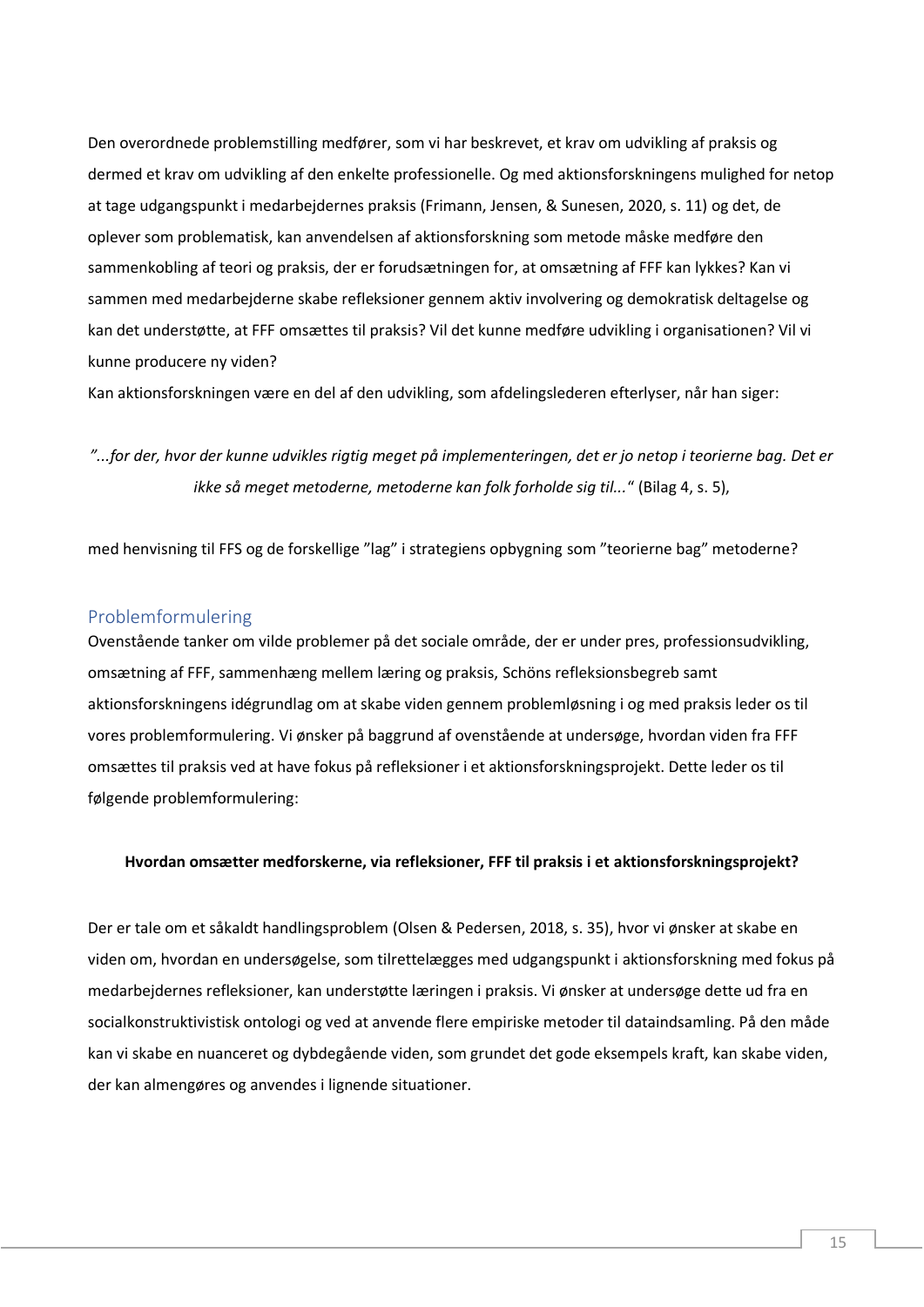Den overordnede problemstilling medfører, som vi har beskrevet, et krav om udvikling af praksis og dermed et krav om udvikling af den enkelte professionelle. Og med aktionsforskningens mulighed for netop at tage udgangspunkt i medarbejdernes praksis (Frimann, Jensen, & Sunesen, 2020, s. 11) og det, de oplever som problematisk, kan anvendelsen af aktionsforskning som metode måske medføre den sammenkobling af teori og praksis, der er forudsætningen for, at omsætning af FFF kan lykkes? Kan vi sammen med medarbejderne skabe refleksioner gennem aktiv involvering og demokratisk deltagelse og kan det understøtte, at FFF omsættes til praksis? Vil det kunne medføre udvikling i organisationen? Vil vi kunne producere ny viden?

Kan aktionsforskningen være en del af den udvikling, som afdelingslederen efterlyser, når han siger:

*"...for der, hvor der kunne udvikles rigtig meget på implementeringen, det er jo netop i teorierne bag. Det er ikke så meget metoderne, metoderne kan folk forholde sig til..."* (Bilag 4, s. 5),

med henvisning til FFS og de forskellige "lag" i strategiens opbygning som "teorierne bag" metoderne?

## Problemformulering

Ovenstående tanker om vilde problemer på det sociale område, der er under pres, professionsudvikling, omsætning af FFF, sammenhæng mellem læring og praksis, Schöns refleksionsbegreb samt aktionsforskningens idégrundlag om at skabe viden gennem problemløsning i og med praksis leder os til vores problemformulering. Vi ønsker på baggrund af ovenstående at undersøge, hvordan viden fra FFF omsættes til praksis ved at have fokus på refleksioner i et aktionsforskningsprojekt. Dette leder os til følgende problemformulering:

**Hvordan omsætter medforskerne, via refleksioner, FFF til praksis i et aktionsforskningsprojekt?**

Der er tale om et såkaldt handlingsproblem (Olsen & Pedersen, 2018, s. 35), hvor vi ønsker at skabe en viden om, hvordan en undersøgelse, som tilrettelægges med udgangspunkt i aktionsforskning med fokus på medarbejdernes refleksioner, kan understøtte læringen i praksis. Vi ønsker at undersøge dette ud fra en socialkonstruktivistisk ontologi og ved at anvende flere empiriske metoder til dataindsamling. På den måde kan vi skabe en nuanceret og dybdegående viden, som grundet det gode eksempels kraft, kan skabe viden, der kan almengøres og anvendes i lignende situationer.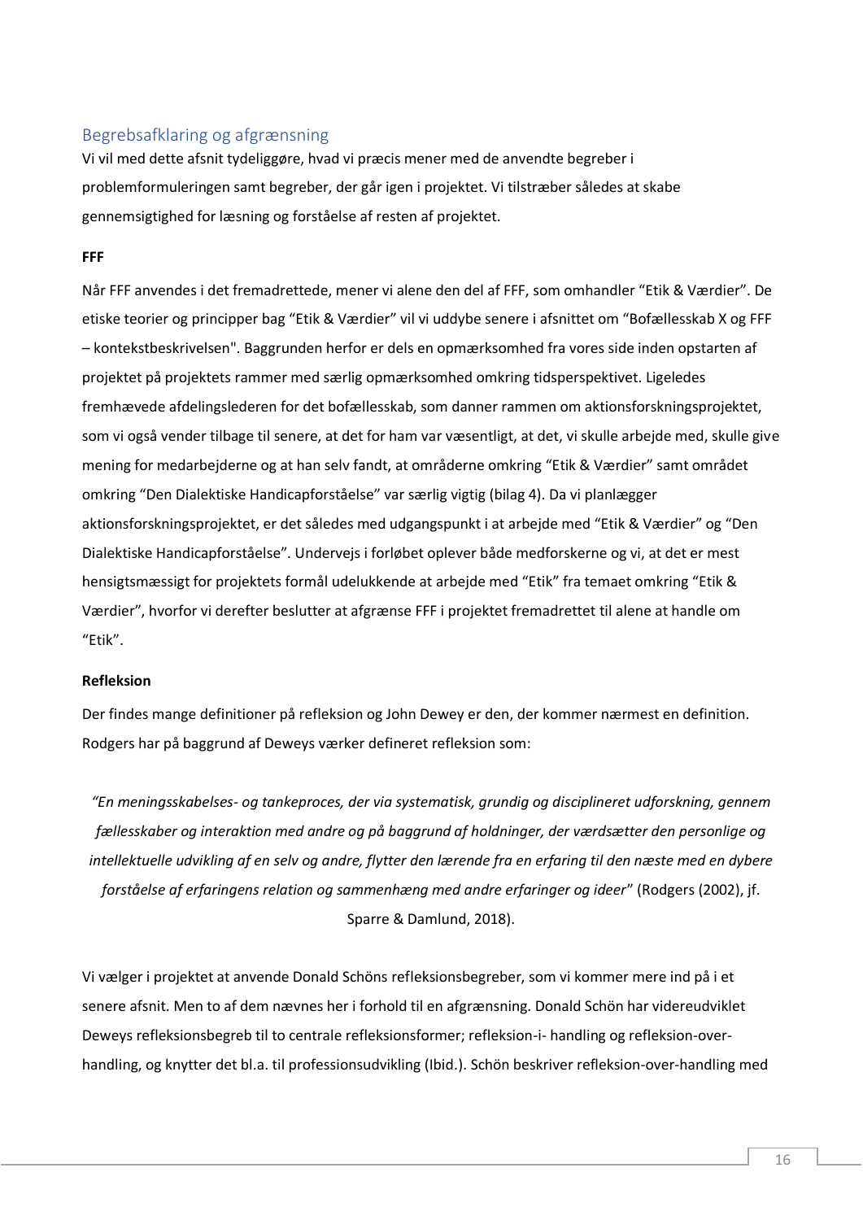## Begrebsafklaring og afgrænsning

Vi vil med dette afsnit tydeliggøre, hvad vi præcis mener med de anvendte begreber i problemformuleringen samt begreber, der går igen i projektet. Vi tilstræber således at skabe gennemsigtighed for læsning og forståelse af resten af projektet.

**FFF**

Når FFF anvendes i det fremadrettede, mener vi alene den del af FFF, som omhandler "Etik & Værdier". De etiske teorier og principper bag "Etik & Værdier" vil vi uddybe senere i afsnittet om "Bofællesskab X og FFF – kontekstbeskrivelsen". Baggrunden herfor er dels en opmærksomhed fra vores side inden opstarten af projektet på projektets rammer med særlig opmærksomhed omkring tidsperspektivet. Ligeledes fremhævede afdelingslederen for det bofællesskab, som danner rammen om aktionsforskningsprojektet, som vi også vender tilbage til senere, at det for ham var væsentligt, at det, vi skulle arbejde med, skulle give mening for medarbejderne og at han selv fandt, at områderne omkring "Etik & Værdier" samt området omkring "Den Dialektiske Handicapforståelse" var særlig vigtig (bilag 4). Da vi planlægger aktionsforskningsprojektet, er det således med udgangspunkt i at arbejde med "Etik & Værdier" og "Den Dialektiske Handicapforståelse". Undervejs i forløbet oplever både medforskerne og vi, at det er mest hensigtsmæssigt for projektets formål udelukkende at arbejde med "Etik" fra temaet omkring "Etik & Værdier", hvorfor vi derefter beslutter at afgrænse FFF i projektet fremadrettet til alene at handle om "Etik".

**Refleksion**

Der findes mange definitioner på refleksion og John Dewey er den, der kommer nærmest en definition. Rodgers har på baggrund af Deweys værker defineret refleksion som:

*"En meningsskabelses- og tankeproces, der via systematisk, grundig og disciplineret udforskning, gennem fællesskaber og interaktion med andre og på baggrund af holdninger, der værdsætter den personlige og intellektuelle udvikling af en selv og andre, flytter den lærende fra en erfaring til den næste med en dybere forståelse af erfaringens relation og sammenhæng med andre erfaringer og ideer"* (Rodgers (2002), jf. Sparre & Damlund, 2018).

Vi vælger i projektet at anvende Donald Schöns refleksionsbegreber, som vi kommer mere ind på i et senere afsnit. Men to af dem nævnes her i forhold til en afgrænsning. Donald Schön har videreudviklet Deweys refleksionsbegreb til to centrale refleksionsformer; refleksion-i- handling og refleksion-over-handling, og knytter det bl.a. til professionsudvikling (Ibid.). Schön beskriver refleksion-over-handling med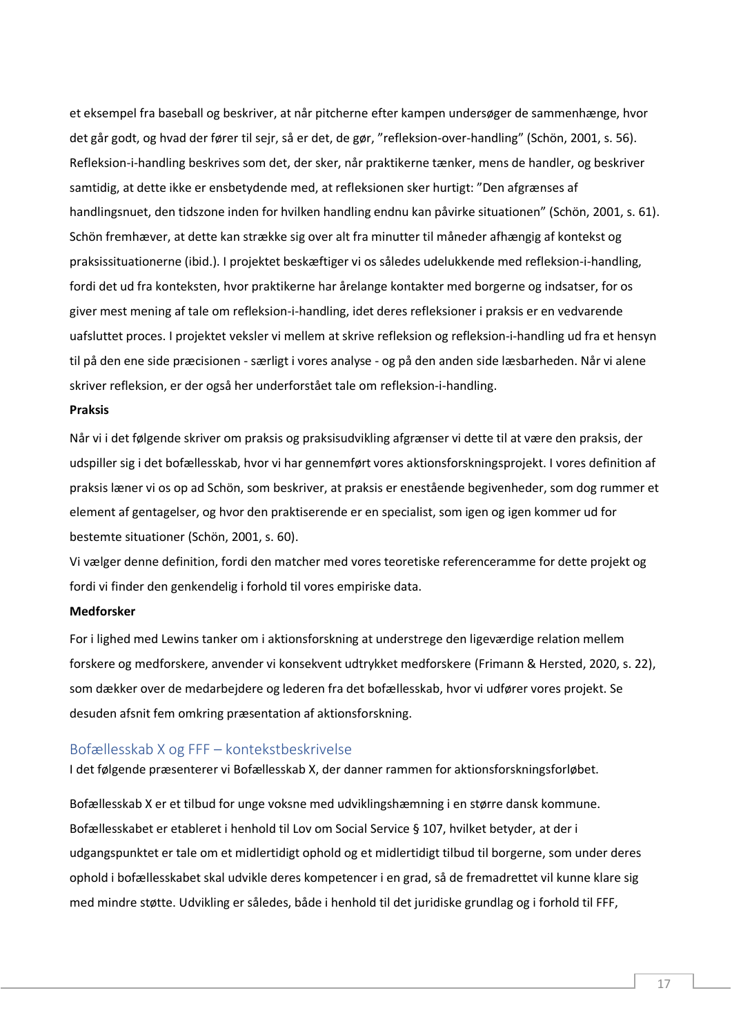et eksempel fra baseball og beskriver, at når pitcherne efter kampen undersøger de sammenhænge, hvor det går godt, og hvad der fører til sejr, så er det, de gør, "refleksion-over-handling" (Schön, 2001, s. 56). Refleksion-i-handling beskrives som det, der sker, når praktikerne tænker, mens de handler, og beskriver samtidig, at dette ikke er ensbetydende med, at refleksionen sker hurtigt: "Den afgrænses af handlingsnuet, den tidszone inden for hvilken handling endnu kan påvirke situationen" (Schön, 2001, s. 61). Schön fremhæver, at dette kan strække sig over alt fra minutter til måneder afhængig af kontekst og praksissituationerne (ibid.). I projektet beskæftiger vi os således udelukkende med refleksion-i-handling, fordi det ud fra konteksten, hvor praktikerne har årelange kontakter med borgerne og indsatser, for os giver mest mening af tale om refleksion-i-handling, idet deres refleksioner i praksis er en vedvarende uafsluttet proces. I projektet veksler vi mellem at skrive refleksion og refleksion-i-handling ud fra et hensyn til på den ene side præcisionen - særligt i vores analyse - og på den anden side læsbarheden. Når vi alene skriver refleksion, er der også her underforstået tale om refleksion-i-handling.

**Praksis**

Når vi i det følgende skriver om praksis og praksisudvikling afgrænser vi dette til at være den praksis, der udspiller sig i det bofællesskab, hvor vi har gennemført vores aktionsforskningsprojekt. I vores definition af praksis læner vi os op ad Schön, som beskriver, at praksis er enestående begivenheder, som dog rummer et element af gentagelser, og hvor den praktiserende er en specialist, som igen og igen kommer ud for bestemte situationer (Schön, 2001, s. 60).
Vi vælger denne definition, fordi den matcher med vores teoretiske referenceramme for dette projekt og fordi vi finder den genkendelig i forhold til vores empiriske data.

**Medforsker**

For i lighed med Lewins tanker om i aktionsforskning at understrege den ligeværdige relation mellem forskere og medforskere, anvender vi konsekvent udtrykket medforskere (Frimann & Hersted, 2020, s. 22), som dækker over de medarbejdere og lederen fra det bofællesskab, hvor vi udfører vores projekt. Se desuden afsnit fem omkring præsentation af aktionsforskning.

## Bofællesskab X og FFF – kontekstbeskrivelse

I det følgende præsenterer vi Bofællesskab X, der danner rammen for aktionsforskningsforløbet.

Bofællesskab X er et tilbud for unge voksne med udviklingshæmning i en større dansk kommune. Bofællesskabet er etableret i henhold til Lov om Social Service § 107, hvilket betyder, at der i udgangspunktet er tale om et midlertidigt ophold og et midlertidigt tilbud til borgerne, som under deres ophold i bofællesskabet skal udvikle deres kompetencer i en grad, så de fremadrettet vil kunne klare sig med mindre støtte. Udvikling er således, både i henhold til det juridiske grundlag og i forhold til FFF,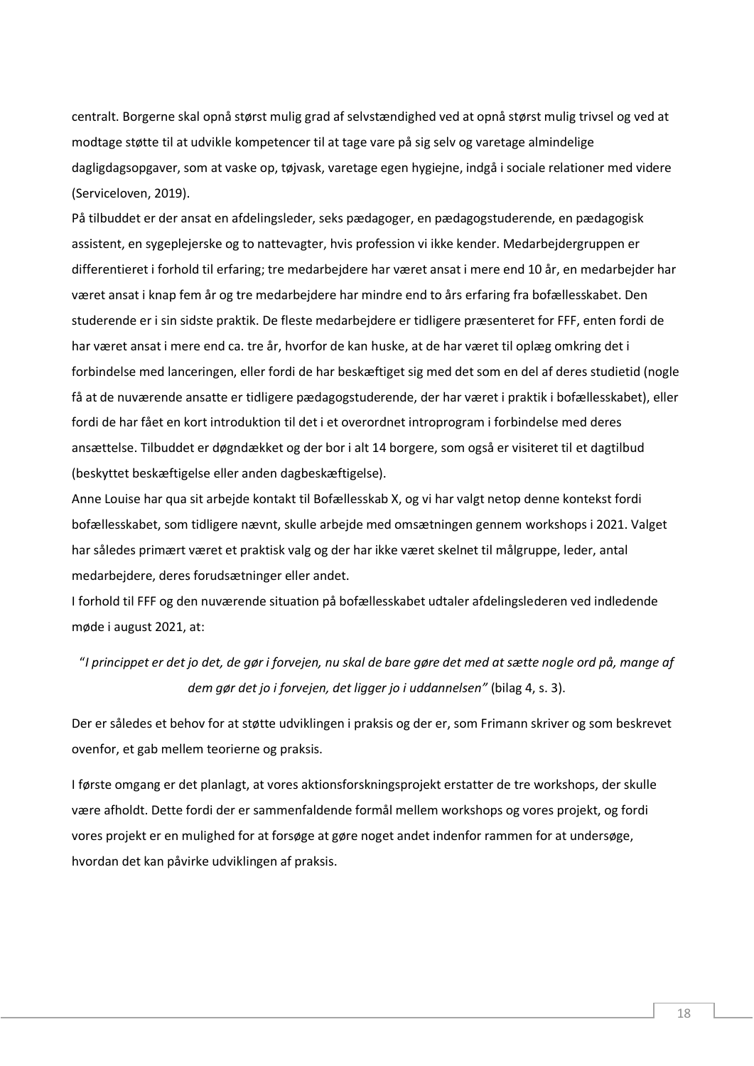centralt. Borgerne skal opnå størst mulig grad af selvstændighed ved at opnå størst mulig trivsel og ved at modtage støtte til at udvikle kompetencer til at tage vare på sig selv og varetage almindelige dagligdagsopgaver, som at vaske op, tøjvask, varetage egen hygiejne, indgå i sociale relationer med videre (Serviceloven, 2019).

På tilbuddet er der ansat en afdelingsleder, seks pædagoger, en pædagogstuderende, en pædagogisk assistent, en sygeplejerske og to nattevagter, hvis profession vi ikke kender. Medarbejdergruppen er differentieret i forhold til erfaring; tre medarbejdere har været ansat i mere end 10 år, en medarbejder har været ansat i knap fem år og tre medarbejdere har mindre end to års erfaring fra bofællesskabet. Den studerende er i sin sidste praktik. De fleste medarbejdere er tidligere præsenteret for FFF, enten fordi de har været ansat i mere end ca. tre år, hvorfor de kan huske, at de har været til oplæg omkring det i forbindelse med lanceringen, eller fordi de har beskæftiget sig med det som en del af deres studietid (nogle få at de nuværende ansatte er tidligere pædagogstuderende, der har været i praktik i bofællesskabet), eller fordi de har fået en kort introduktion til det i et overordnet introprogram i forbindelse med deres ansættelse. Tilbuddet er døgndækket og der bor i alt 14 borgere, som også er visiteret til et dagtilbud (beskyttet beskæftigelse eller anden dagbeskæftigelse).

Anne Louise har qua sit arbejde kontakt til Bofællesskab X, og vi har valgt netop denne kontekst fordi bofællesskabet, som tidligere nævnt, skulle arbejde med omsætningen gennem workshops i 2021. Valget har således primært været et praktisk valg og der har ikke været skelnet til målgruppe, leder, antal medarbejdere, deres forudsætninger eller andet.

I forhold til FFF og den nuværende situation på bofællesskabet udtaler afdelingslederen ved indledende møde i august 2021, at:

> "*I princippet er det jo det, de gør i forvejen, nu skal de bare gøre det med at sætte nogle ord på, mange af dem gør det jo i forvejen, det ligger jo i uddannelsen"* (bilag 4, s. 3).

Der er således et behov for at støtte udviklingen i praksis og der er, som Frimann skriver og som beskrevet ovenfor, et gab mellem teorierne og praksis.

I første omgang er det planlagt, at vores aktionsforskningsprojekt erstatter de tre workshops, der skulle være afholdt. Dette fordi der er sammenfaldende formål mellem workshops og vores projekt, og fordi vores projekt er en mulighed for at forsøge at gøre noget andet indenfor rammen for at undersøge, hvordan det kan påvirke udviklingen af praksis.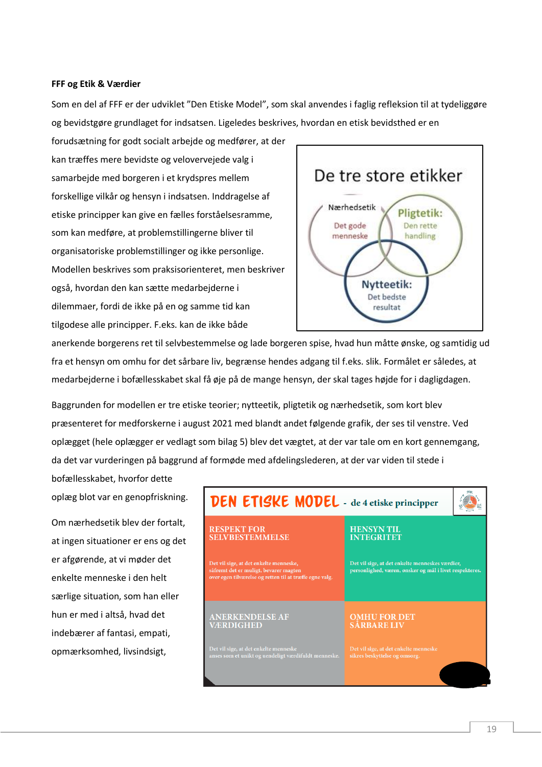**FFF og Etik & Værdier**

Som en del af FFF er der udviklet ”Den Etiske Model”, som skal anvendes i faglig refleksion til at tydeliggøre og bevidstgøre grundlaget for indsatsen. Ligeledes beskrives, hvordan en etisk bevidsthed er en forudsætning for godt socialt arbejde og medfører, at der kan træffes mere bevidste og velovervejede valg i samarbejde med borgeren i et krydspres mellem forskellige vilkår og hensyn i indsatsen. Inddragelse af etiske principper kan give en fælles forståelsesramme, som kan medføre, at problemstillingerne bliver til organisatoriske problemstillinger og ikke personlige. Modellen beskrives som praksisorienteret, men beskriver også, hvordan den kan sætte medarbejderne i dilemmaer, fordi de ikke på en og samme tid kan tilgodese alle principper. F.eks. kan de ikke både anerkende borgerens ret til selvbestemmelse og lade borgeren spise, hvad hun måtte ønske, og samtidig ud fra et hensyn om omhu for det sårbare liv, begrænse hendes adgang til f.eks. slik. Formålet er således, at medarbejderne i bofællesskabet skal få øje på de mange hensyn, der skal tages højde for i dagligdagen.

Baggrunden for modellen er tre etiske teorier; nytteetik, pligtetik og nærhedsetik, som kort blev præsenteret for medforskerne i august 2021 med blandt andet følgende grafik, der ses til venstre. Ved oplægget (hele oplægger er vedlagt som bilag 5) blev det vægtet, at der var tale om en kort gennemgang, da det var vurderingen på baggrund af formøde med afdelingslederen, at der var viden til stede i bofællesskabet, hvorfor dette oplæg blot var en genopfriskning.

Om nærhedsetik blev der fortalt, at ingen situationer er ens og det er afgørende, at vi møder det enkelte menneske i den helt særlige situation, som han eller hun er med i altså, hvad det indebærer af fantasi, empati, opmærksomhed, livsindsigt,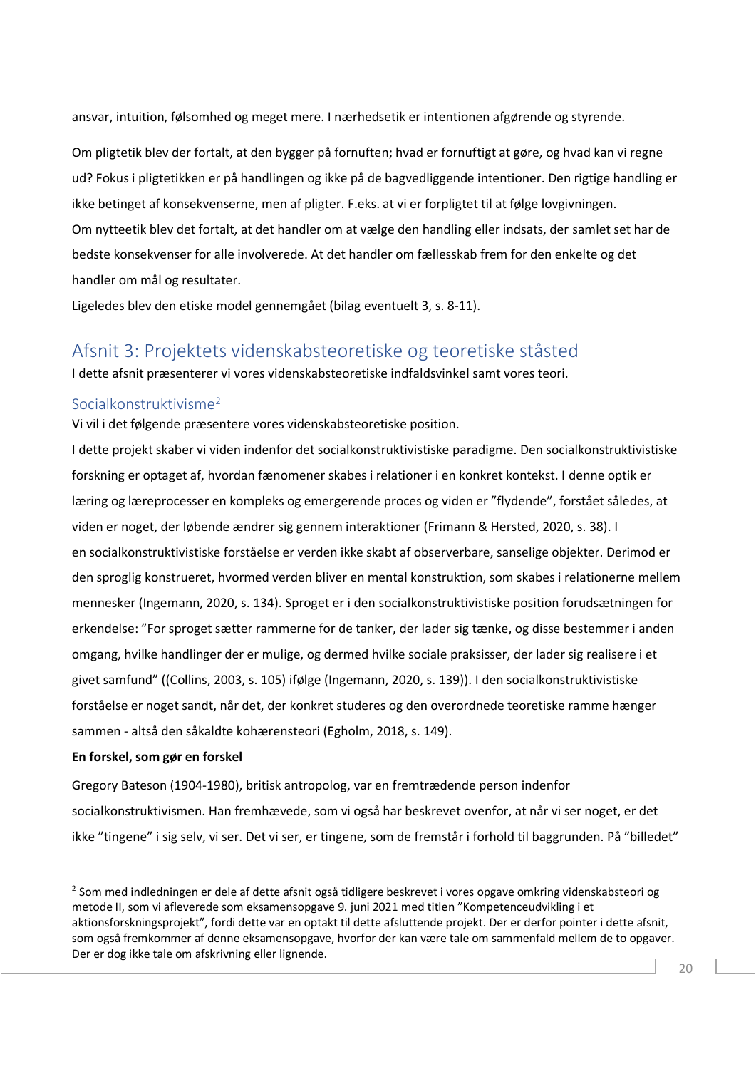ansvar, intuition, følsomhed og meget mere. I nærhedsetik er intentionen afgørende og styrende.

Om pligtetik blev der fortalt, at den bygger på fornuften; hvad er fornuftigt at gøre, og hvad kan vi regne ud? Fokus i pligtetikken er på handlingen og ikke på de bagvedliggende intentioner. Den rigtige handling er ikke betinget af konsekvenserne, men af pligter. F.eks. at vi er forpligtet til at følge lovgivningen.
Om nytteetik blev det fortalt, at det handler om at vælge den handling eller indsats, der samlet set har de bedste konsekvenser for alle involverede. At det handler om fællesskab frem for den enkelte og det handler om mål og resultater.
Ligeledes blev den etiske model gennemgået (bilag eventuelt 3, s. 8-11).

## Afsnit 3: Projektets videnskabsteoretiske og teoretiske ståsted

I dette afsnit præsenterer vi vores videnskabsteoretiske indfaldsvinkel samt vores teori.

### Socialkonstruktivisme[2]

Vi vil i det følgende præsentere vores videnskabsteoretiske position.

I dette projekt skaber vi viden indenfor det socialkonstruktivistiske paradigme. Den socialkonstruktivistiske forskning er optaget af, hvordan fænomener skabes i relationer i en konkret kontekst. I denne optik er læring og læreprocesser en kompleks og emergerende proces og viden er "flydende", forstået således, at viden er noget, der løbende ændrer sig gennem interaktioner (Frimann & Hersted, 2020, s. 38). I en socialkonstruktivistiske forståelse er verden ikke skabt af observerbare, sanselige objekter. Derimod er den sprogligt konstrueret, hvormed verden bliver en mental konstruktion, som skabes i relationerne mellem mennesker (Ingemann, 2020, s. 134). Sproget er i den socialkonstruktivistiske position forudsætningen for erkendelse: "For sproget sætter rammerne for de tanker, der lader sig tænke, og disse bestemmer i anden omgang, hvilke handlinger der er mulige, og dermed hvilke sociale praksisser, der lader sig realisere i et givet samfund" ((Collins, 2003, s. 105) ifølge (Ingemann, 2020, s. 139)). I den socialkonstruktivistiske forståelse er noget sandt, når det, der konkret studeres og den overordnede teoretiske ramme hænger sammen - altså den såkaldte kohærensteori (Egholm, 2018, s. 149).

**En forskel, som gør en forskel**

Gregory Bateson (1904-1980), britisk antropolog, var en fremtrædende person indenfor socialkonstruktivismen. Han fremhævede, som vi også har beskrevet ovenfor, at når vi ser noget, er det ikke "tingene" i sig selv, vi ser. Det vi ser, er tingene, som de fremstår i forhold til baggrunden. På "billedet"

---

[2] Som med indledningen er dele af dette afsnit også tidligere beskrevet i vores opgave omkring videnskabsteori og metode II, som vi afleverede som eksamensopgave 9. juni 2021 med titlen "Kompetenceudvikling i et aktionsforskningsprojekt", fordi dette var en optakt til dette afsluttende projekt. Der er derfor pointer i dette afsnit, som også fremkommer af denne eksamensopgave, hvorfor der kan være tale om sammenfald mellem de to opgaver. Der er dog ikke tale om afskrivning eller lignende.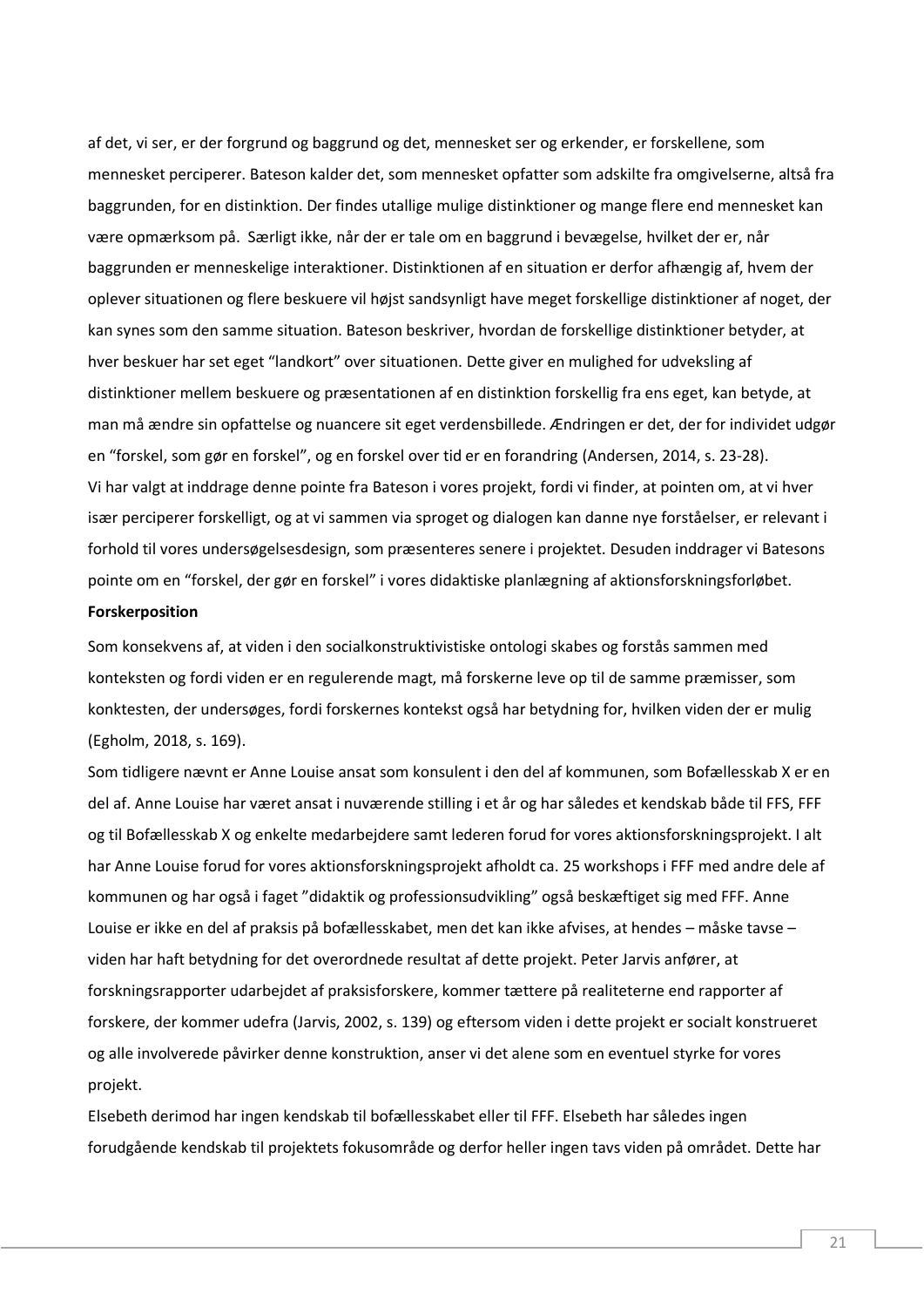af det, vi ser, er der forgrund og baggrund og det, mennesket ser og erkender, er forskellene, som mennesket perciperer. Bateson kalder det, som mennesket opfatter som adskilte fra omgivelserne, altså fra baggrunden, for en distinktion. Der findes utallige mulige distinktioner og mange flere end mennesket kan være opmærksom på.  Særligt ikke, når der er tale om en baggrund i bevægelse, hvilket der er, når baggrunden er menneskelige interaktioner. Distinktionen af en situation er derfor afhængig af, hvem der oplever situationen og flere beskuere vil højst sandsynligt have meget forskellige distinktioner af noget, der kan synes som den samme situation. Bateson beskriver, hvordan de forskellige distinktioner betyder, at hver beskuer har set eget "landkort" over situationen. Dette giver en mulighed for udveksling af distinktioner mellem beskuere og præsentationen af en distinktion forskellig fra ens eget, kan betyde, at man må ændre sin opfattelse og nuancere sit eget verdensbillede. Ændringen er det, der for individet udgør en "forskel, som gør en forskel", og en forskel over tid er en forandring (Andersen, 2014, s. 23-28).
Vi har valgt at inddrage denne pointe fra Bateson i vores projekt, fordi vi finder, at pointen om, at vi hver især perciperer forskelligt, og at vi sammen via sproget og dialogen kan danne nye forståelser, er relevant i forhold til vores undersøgelsesdesign, som præsenteres senere i projektet. Desuden inddrager vi Batesons pointe om en "forskel, der gør en forskel" i vores didaktiske planlægning af aktionsforskningsforløbet.

**Forskerposition**

Som konsekvens af, at viden i den socialkonstruktivistiske ontologi skabes og forstås sammen med konteksten og fordi viden er en regulerende magt, må forskerne leve op til de samme præmisser, som konktesten, der undersøges, fordi forskernes kontekst også har betydning for, hvilken viden der er mulig (Egholm, 2018, s. 169).
Som tidligere nævnt er Anne Louise ansat som konsulent i den del af kommunen, som Bofællesskab X er en del af. Anne Louise har været ansat i nuværende stilling i et år og har således et kendskab både til FFS, FFF og til Bofællesskab X og enkelte medarbejdere samt lederen forud for vores aktionsforskningsprojekt. I alt har Anne Louise forud for vores aktionsforskningsprojekt afholdt ca. 25 workshops i FFF med andre dele af kommunen og har også i faget "didaktik og professionsudvikling" også beskæftiget sig med FFF. Anne Louise er ikke en del af praksis på bofællesskabet, men det kan ikke afvises, at hendes – måske tavse – viden har haft betydning for det overordnede resultat af dette projekt. Peter Jarvis anfører, at forskningsrapporter udarbejdet af praksisforskere, kommer tættere på realiteterne end rapporter af forskere, der kommer udefra (Jarvis, 2002, s. 139) og eftersom viden i dette projekt er socialt konstrueret og alle involverede påvirker denne konstruktion, anser vi det alene som en eventuel styrke for vores projekt.
Elsebeth derimod har ingen kendskab til bofællesskabet eller til FFF. Elsebeth har således ingen forudgående kendskab til projektets fokusområde og derfor heller ingen tavs viden på området. Dette har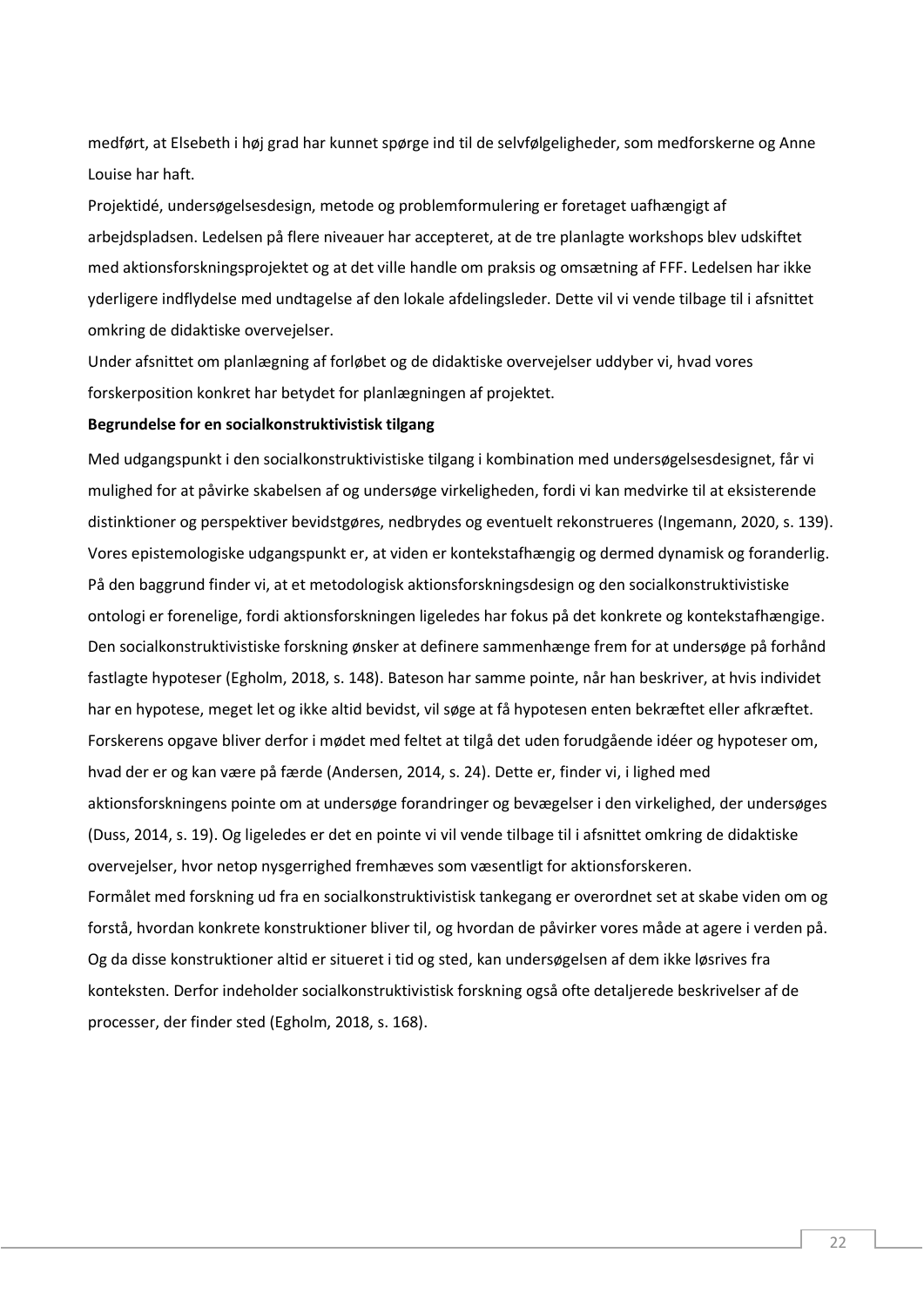medført, at Elsebeth i høj grad har kunnet spørge ind til de selvfølgeligheder, som medforskerne og Anne Louise har haft.

Projektidé, undersøgelsesdesign, metode og problemformulering er foretaget uafhængigt af arbejdspladsen. Ledelsen på flere niveauer har accepteret, at de tre planlagte workshops blev udskiftet med aktionsforskningsprojektet og at det ville handle om praksis og omsætning af FFF. Ledelsen har ikke yderligere indflydelse med undtagelse af den lokale afdelingsleder. Dette vil vi vende tilbage til i afsnittet omkring de didaktiske overvejelser.

Under afsnittet om planlægning af forløbet og de didaktiske overvejelser uddyber vi, hvad vores forskerposition konkret har betydet for planlægningen af projektet.

**Begrundelse for en socialkonstruktivistisk tilgang**

Med udgangspunkt i den socialkonstruktivistiske tilgang i kombination med undersøgelsesdesignet, får vi mulighed for at påvirke skabelsen af og undersøge virkeligheden, fordi vi kan medvirke til at eksisterende distinktioner og perspektiver bevidstgøres, nedbrydes og eventuelt rekonstrueres (Ingemann, 2020, s. 139). Vores epistemologiske udgangspunkt er, at viden er kontekstafhængig og dermed dynamisk og foranderlig. På den baggrund finder vi, at et metodologisk aktionsforskningsdesign og den socialkonstruktivistiske ontologi er forenelige, fordi aktionsforskningen ligeledes har fokus på det konkrete og kontekstafhængige. Den socialkonstruktivistiske forskning ønsker at definere sammenhænge frem for at undersøge på forhånd fastlagte hypoteser (Egholm, 2018, s. 148). Bateson har samme pointe, når han beskriver, at hvis individet har en hypotese, meget let og ikke altid bevidst, vil søge at få hypotesen enten bekræftet eller afkræftet. Forskerens opgave bliver derfor i mødet med feltet at tilgå det uden forudgående idéer og hypoteser om, hvad der er og kan være på færde (Andersen, 2014, s. 24). Dette er, finder vi, i lighed med aktionsforskningens pointe om at undersøge forandringer og bevægelser i den virkelighed, der undersøges (Duss, 2014, s. 19). Og ligeledes er det en pointe vi vil vende tilbage til i afsnittet omkring de didaktiske overvejelser, hvor netop nysgerrighed fremhæves som væsentligt for aktionsforskeren.

Formålet med forskning ud fra en socialkonstruktivistisk tankegang er overordnet set at skabe viden om og forstå, hvordan konkrete konstruktioner bliver til, og hvordan de påvirker vores måde at agere i verden på. Og da disse konstruktioner altid er situeret i tid og sted, kan undersøgelsen af dem ikke løsrives fra konteksten. Derfor indeholder socialkonstruktivistisk forskning også ofte detaljerede beskrivelser af de processer, der finder sted (Egholm, 2018, s. 168).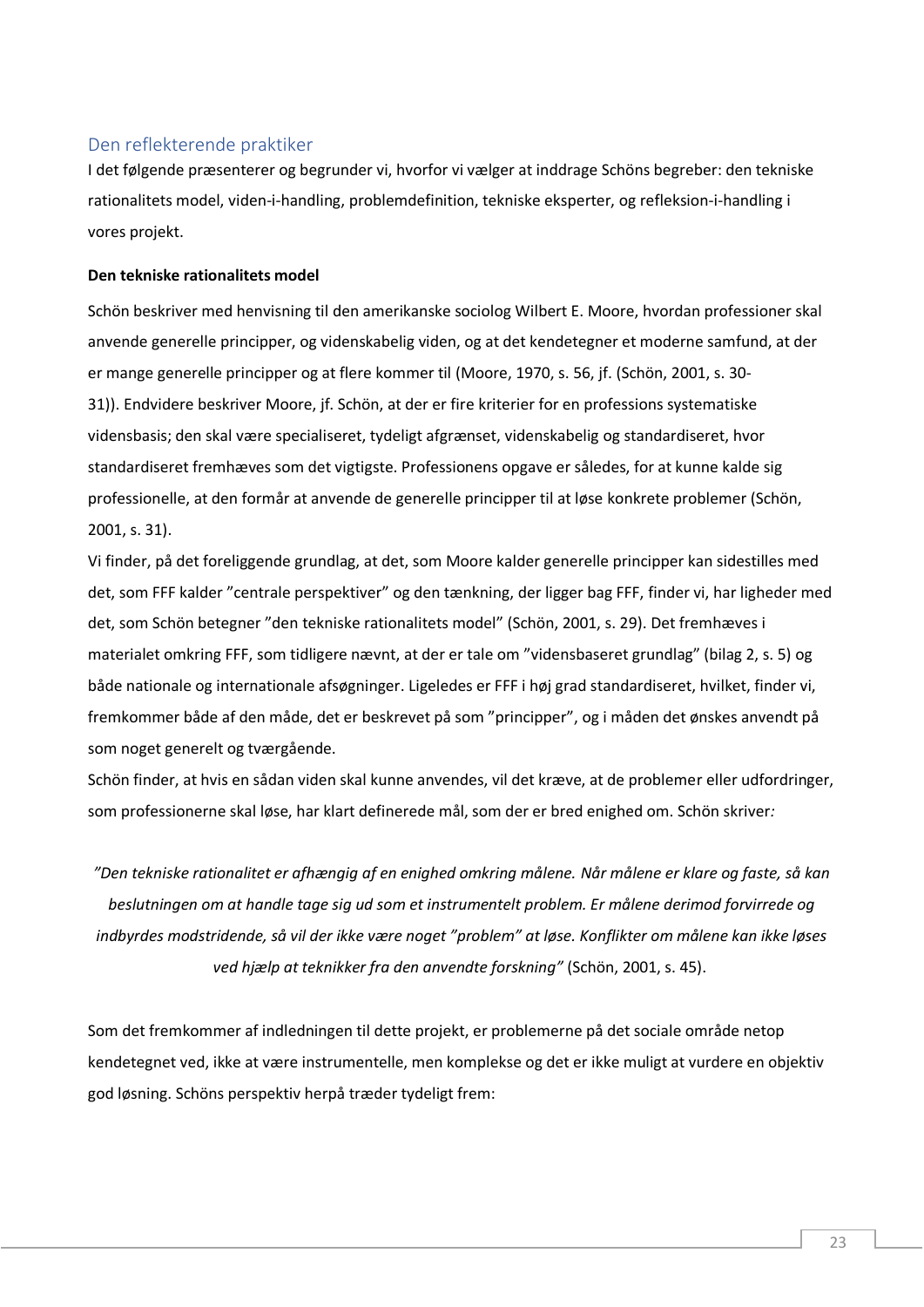## Den reflekterende praktiker

I det følgende præsenterer og begrunder vi, hvorfor vi vælger at inddrage Schöns begreber: den tekniske rationalitets model, viden-i-handling, problemdefinition, tekniske eksperter, og refleksion-i-handling i vores projekt.

**Den tekniske rationalitets model**

Schön beskriver med henvisning til den amerikanske sociolog Wilbert E. Moore, hvordan professioner skal anvende generelle principper, og videnskabelig viden, og at det kendetegner et moderne samfund, at der er mange generelle principper og at flere kommer til (Moore, 1970, s. 56, jf. (Schön, 2001, s. 30-31)). Endvidere beskriver Moore, jf. Schön, at der er fire kriterier for en professions systematiske vidensbasis; den skal være specialiseret, tydeligt afgrænset, videnskabelig og standardiseret, hvor standardiseret fremhæves som det vigtigste. Professionens opgave er således, for at kunne kalde sig professionelle, at den formår at anvende de generelle principper til at løse konkrete problemer (Schön, 2001, s. 31).

Vi finder, på det foreliggende grundlag, at det, som Moore kalder generelle principper kan sidestilles med det, som FFF kalder "centrale perspektiver" og den tænkning, der ligger bag FFF, finder vi, har ligheder med det, som Schön betegner "den tekniske rationalitets model" (Schön, 2001, s. 29). Det fremhæves i materialet omkring FFF, som tidligere nævnt, at der er tale om "vidensbaseret grundlag" (bilag 2, s. 5) og både nationale og internationale afsøgninger. Ligeledes er FFF i høj grad standardiseret, hvilket, finder vi, fremkommer både af den måde, det er beskrevet på som "principper", og i måden det ønskes anvendt på som noget generelt og tværgående.

Schön finder, at hvis en sådan viden skal kunne anvendes, vil det kræve, at de problemer eller udfordringer, som professionerne skal løse, har klart definerede mål, som der er bred enighed om. Schön skriver*:*

> *"Den tekniske rationalitet er afhængig af en enighed omkring målene. Når målene er klare og faste, så kan beslutningen om at handle tage sig ud som et instrumentelt problem. Er målene derimod forvirrede og indbyrdes modstridende, så vil der ikke være noget "problem" at løse. Konflikter om målene kan ikke løses ved hjælp at teknikker fra den anvendte forskning"* (Schön, 2001, s. 45).

Som det fremkommer af indledningen til dette projekt, er problemerne på det sociale område netop kendetegnet ved, ikke at være instrumentelle, men komplekse og det er ikke muligt at vurdere en objektiv god løsning. Schöns perspektiv herpå træder tydeligt frem: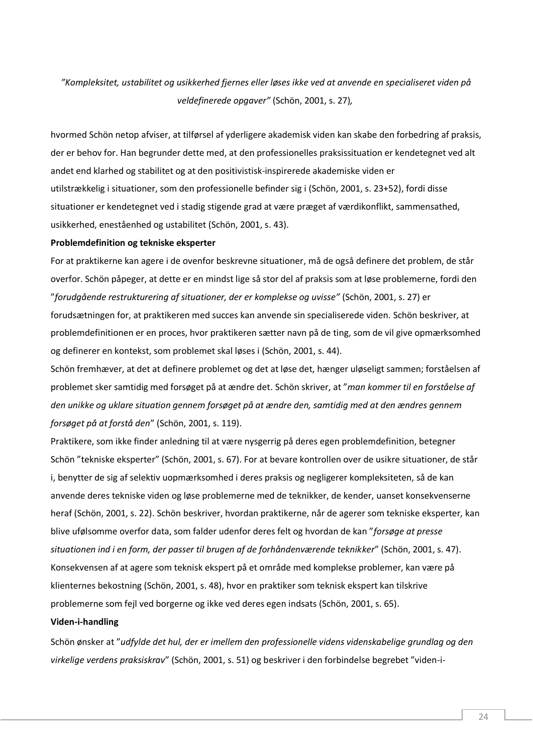*”Kompleksitet, ustabilitet og usikkerhed fjernes eller løses ikke ved at anvende en specialiseret viden på veldefinerede opgaver”* (Schön, 2001, s. 27),

hvormed Schön netop afviser, at tilførsel af yderligere akademisk viden kan skabe den forbedring af praksis, der er behov for. Han begrunder dette med, at den professionelles praksissituation er kendetegnet ved alt andet end klarhed og stabilitet og at den positivistisk-inspirerede akademiske viden er utilstrækkelig i situationer, som den professionelle befinder sig i (Schön, 2001, s. 23+52), fordi disse situationer er kendetegnet ved i stadig stigende grad at være præget af værdikonflikt, sammensathed, usikkerhed, enestående og ustabilitet (Schön, 2001, s. 43).

**Problemdefinition og tekniske eksperter**

For at praktikerne kan agere i de ovenfor beskrevne situationer, må de også definere det problem, de står overfor. Schön påpeger, at dette er en mindst lige så stor del af praksis som at løse problemerne, fordi den ”*forudgående restrukturering af situationer, der er komplekse og uvisse”* (Schön, 2001, s. 27) er forudsætningen for, at praktikeren med succes kan anvende sin specialiserede viden. Schön beskriver, at problemdefinitionen er en proces, hvor praktikeren sætter navn på de ting, som de vil give opmærksomhed og definerer en kontekst, som problemet skal løses i (Schön, 2001, s. 44).

Schön fremhæver, at det at definere problemet og det at løse det, hænger uløseligt sammen; forståelsen af problemet sker samtidig med forsøget på at ændre det. Schön skriver, at ”*man kommer til en forståelse af den unikke og uklare situation gennem forsøget på at ændre den, samtidig med at den ændres gennem forsøget på at forstå den*” (Schön, 2001, s. 119).

Praktikere, som ikke finder anledning til at være nysgerrig på deres egen problemdefinition, betegner Schön ”tekniske eksperter” (Schön, 2001, s. 67). For at bevare kontrollen over de usikre situationer, de står i, benytter de sig af selektiv uopmærksomhed i deres praksis og negligerer kompleksiteten, så de kan anvende deres tekniske viden og løse problemerne med de teknikker, de kender, uanset konsekvenserne heraf (Schön, 2001, s. 22). Schön beskriver, hvordan praktikerne, når de agerer som tekniske eksperter, kan blive ufølsomme overfor data, som falder udenfor deres felt og hvordan de kan ”*forsøge at presse situationen ind i en form, der passer til brugen af de forhåndenværende teknikker*” (Schön, 2001, s. 47). Konsekvensen af at agere som teknisk ekspert på et område med komplekse problemer, kan være på klienternes bekostning (Schön, 2001, s. 48), hvor en praktiker som teknisk ekspert kan tilskrive problemerne som fejl ved borgerne og ikke ved deres egen indsats (Schön, 2001, s. 65).

**Viden-i-handling**

Schön ønsker at ”*udfylde det hul, der er imellem den professionelle videns videnskabelige grundlag og den virkelige verdens praksiskrav*” (Schön, 2001, s. 51) og beskriver i den forbindelse begrebet ”viden-i-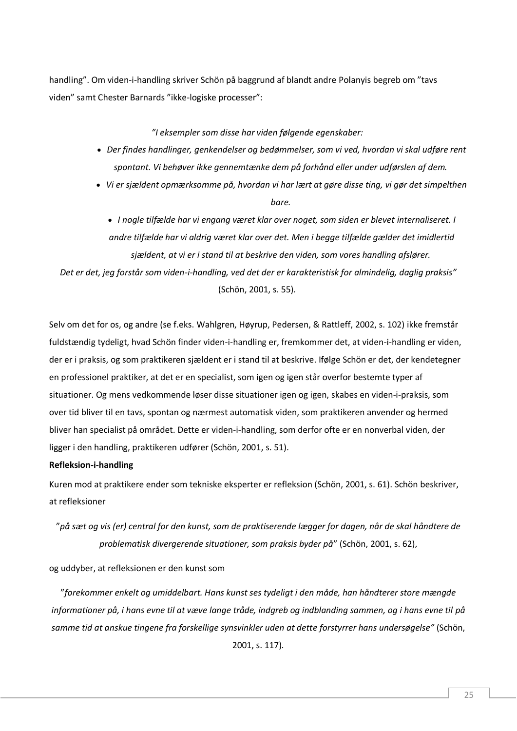handling”. Om viden-i-handling skriver Schön på baggrund af blandt andre Polanyis begreb om ”tavs viden” samt Chester Barnards ”ikke-logiske processer”:

> *”I eksempler som disse har viden følgende egenskaber:*
>
> - *Der findes handlinger, genkendelser og bedømmelser, som vi ved, hvordan vi skal udføre rent spontant. Vi behøver ikke gennemtænke dem på forhånd eller under udførslen af dem.*
> - *Vi er sjældent opmærksomme på, hvordan vi har lært at gøre disse ting, vi gør det simpelthen bare.*
> - *I nogle tilfælde har vi engang været klar over noget, som siden er blevet internaliseret. I andre tilfælde har vi aldrig været klar over det. Men i begge tilfælde gælder det imidlertid sjældent, at vi er i stand til at beskrive den viden, som vores handling afslører.*
>
> *Det er det, jeg forstår som viden-i-handling, ved det der er karakteristisk for almindelig, daglig praksis”* (Schön, 2001, s. 55).

Selv om det for os, og andre (se f.eks. Wahlgren, Høyrup, Pedersen, & Rattleff, 2002, s. 102) ikke fremstår fuldstændig tydeligt, hvad Schön finder viden-i-handling er, fremkommer det, at viden-i-handling er viden, der er i praksis, og som praktikeren sjældent er i stand til at beskrive. Ifølge Schön er det, der kendetegner en professionel praktiker, at det er en specialist, som igen og igen står overfor bestemte typer af situationer. Og mens vedkommende løser disse situationer igen og igen, skabes en viden-i-praksis, som over tid bliver til en tavs, spontan og nærmest automatisk viden, som praktikeren anvender og hermed bliver han specialist på området. Dette er viden-i-handling, som derfor ofte er en nonverbal viden, der ligger i den handling, praktikeren udfører (Schön, 2001, s. 51).

**Refleksion-i-handling**

Kuren mod at praktikere ender som tekniske eksperter er refleksion (Schön, 2001, s. 61). Schön beskriver, at refleksioner

> ”*på sæt og vis (er) central for den kunst, som de praktiserende lægger for dagen, når de skal håndtere de problematisk divergerende situationer, som praksis byder på*” (Schön, 2001, s. 62),

og uddyber, at refleksionen er den kunst som

> *”forekommer enkelt og umiddelbart. Hans kunst ses tydeligt i den måde, han håndterer store mængde informationer på, i hans evne til at væve lange tråde, indgreb og indblanding sammen, og i hans evne til på samme tid at anskue tingene fra forskellige synsvinkler uden at dette forstyrrer hans undersøgelse”* (Schön, 2001, s. 117).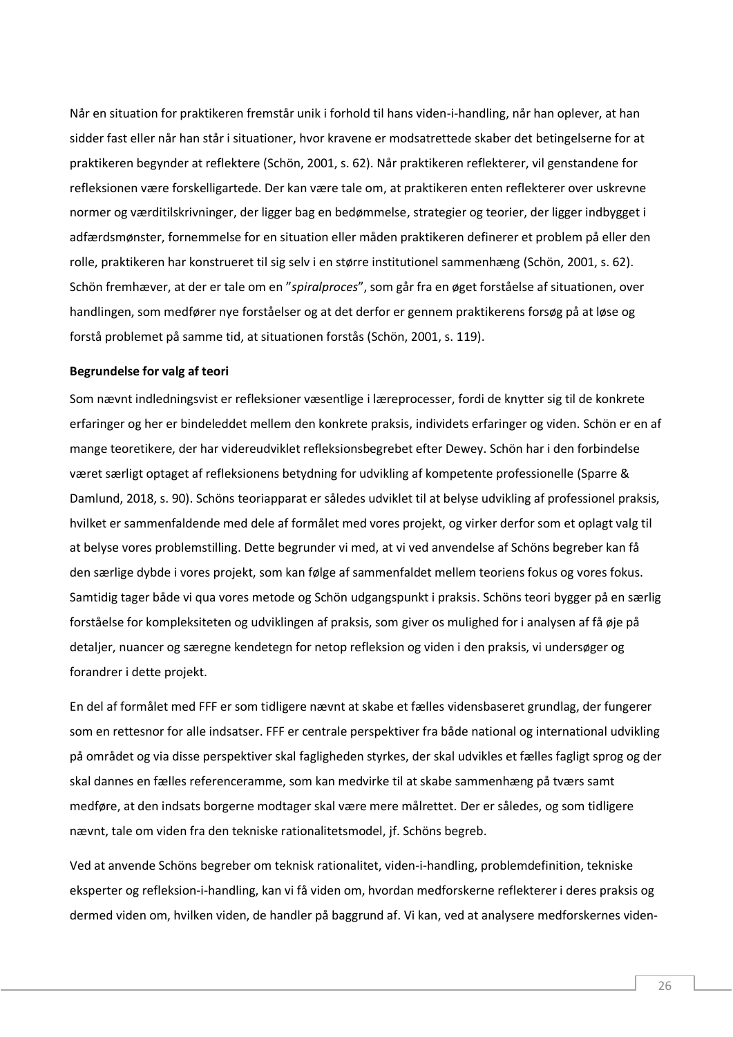Når en situation for praktikeren fremstår unik i forhold til hans viden-i-handling, når han oplever, at han sidder fast eller når han står i situationer, hvor kravene er modsatrettede skaber det betingelserne for at praktikeren begynder at reflektere (Schön, 2001, s. 62). Når praktikeren reflekterer, vil genstandene for refleksionen være forskelligartede. Der kan være tale om, at praktikeren enten reflekterer over uskrevne normer og værditilskrivninger, der ligger bag en bedømmelse, strategier og teorier, der ligger indbygget i adfærdsmønster, fornemmelse for en situation eller måden praktikeren definerer et problem på eller den rolle, praktikeren har konstrueret til sig selv i en større institutionel sammenhæng (Schön, 2001, s. 62). Schön fremhæver, at der er tale om en "*spiralproces*", som går fra en øget forståelse af situationen, over handlingen, som medfører nye forståelser og at det derfor er gennem praktikerens forsøg på at løse og forstå problemet på samme tid, at situationen forstås (Schön, 2001, s. 119).

**Begrundelse for valg af teori**

Som nævnt indledningsvist er refleksioner væsentlige i læreprocesser, fordi de knytter sig til de konkrete erfaringer og her er bindeleddet mellem den konkrete praksis, individets erfaringer og viden. Schön er en af mange teoretikere, der har videreudviklet refleksionsbegrebet efter Dewey. Schön har i den forbindelse været særligt optaget af refleksionens betydning for udvikling af kompetente professionelle (Sparre & Damlund, 2018, s. 90). Schöns teoriapparat er således udviklet til at belyse udvikling af professionel praksis, hvilket er sammenfaldende med dele af formålet med vores projekt, og virker derfor som et oplagt valg til at belyse vores problemstilling. Dette begrunder vi med, at vi ved anvendelse af Schöns begreber kan få den særlige dybde i vores projekt, som kan følge af sammenfaldet mellem teoriens fokus og vores fokus. Samtidig tager både vi qua vores metode og Schön udgangspunkt i praksis. Schöns teori bygger på en særlig forståelse for kompleksiteten og udviklingen af praksis, som giver os mulighed for i analysen af få øje på detaljer, nuancer og særegne kendetegn for netop refleksion og viden i den praksis, vi undersøger og forandrer i dette projekt.

En del af formålet med FFF er som tidligere nævnt at skabe et fælles vidensbaseret grundlag, der fungerer som en rettesnor for alle indsatser. FFF er centrale perspektiver fra både national og international udvikling på området og via disse perspektiver skal fagligheden styrkes, der skal udvikles et fælles fagligt sprog og der skal dannes en fælles referenceramme, som kan medvirke til at skabe sammenhæng på tværs samt medføre, at den indsats borgerne modtager skal være mere målrettet. Der er således, og som tidligere nævnt, tale om viden fra den tekniske rationalitetsmodel, jf. Schöns begreb.

Ved at anvende Schöns begreber om teknisk rationalitet, viden-i-handling, problemdefinition, tekniske eksperter og refleksion-i-handling, kan vi få viden om, hvordan medforskerne reflekterer i deres praksis og dermed viden om, hvilken viden, de handler på baggrund af. Vi kan, ved at analysere medforskernes viden-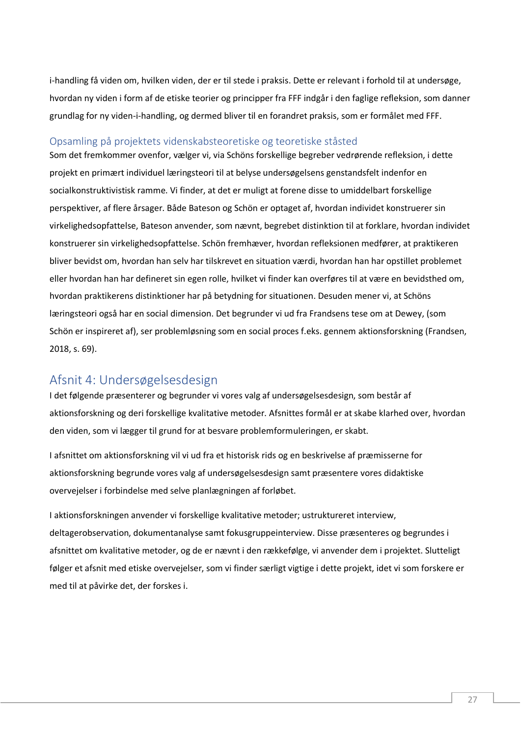i-handling få viden om, hvilken viden, der er til stede i praksis. Dette er relevant i forhold til at undersøge, hvordan ny viden i form af de etiske teorier og principper fra FFF indgår i den faglige refleksion, som danner grundlag for ny viden-i-handling, og dermed bliver til en forandret praksis, som er formålet med FFF.

### Opsamling på projektets videnskabsteoretiske og teoretiske ståsted

Som det fremkommer ovenfor, vælger vi, via Schöns forskellige begreber vedrørende refleksion, i dette projekt en primært individuel læringsteori til at belyse undersøgelsens genstandsfelt indenfor en socialkonstruktivistisk ramme. Vi finder, at det er muligt at forene disse to umiddelbart forskellige perspektiver, af flere årsager. Både Bateson og Schön er optaget af, hvordan individet konstruerer sin virkelighedsopfattelse, Bateson anvender, som nævnt, begrebet distinktion til at forklare, hvordan individet konstruerer sin virkelighedsopfattelse. Schön fremhæver, hvordan refleksionen medfører, at praktikeren bliver bevidst om, hvordan han selv har tilskrevet en situation værdi, hvordan han har opstillet problemet eller hvordan han har defineret sin egen rolle, hvilket vi finder kan overføres til at være en bevidsthed om, hvordan praktikerens distinktioner har på betydning for situationen. Desuden mener vi, at Schöns læringsteori også har en social dimension. Det begrunder vi ud fra Frandsens tese om at Dewey, (som Schön er inspireret af), ser problemløsning som en social proces f.eks. gennem aktionsforskning (Frandsen, 2018, s. 69).

## Afsnit 4: Undersøgelsesdesign

I det følgende præsenterer og begrunder vi vores valg af undersøgelsesdesign, som består af aktionsforskning og deri forskellige kvalitative metoder. Afsnittes formål er at skabe klarhed over, hvordan den viden, som vi lægger til grund for at besvare problemformuleringen, er skabt.

I afsnittet om aktionsforskning vil vi ud fra et historisk rids og en beskrivelse af præmisserne for aktionsforskning begrunde vores valg af undersøgelsesdesign samt præsentere vores didaktiske overvejelser i forbindelse med selve planlægningen af forløbet.

I aktionsforskningen anvender vi forskellige kvalitative metoder; ustruktureret interview, deltagerobservation, dokumentanalyse samt fokusgruppeinterview. Disse præsenteres og begrundes i afsnittet om kvalitative metoder, og de er nævnt i den rækkefølge, vi anvender dem i projektet. Slutteligt følger et afsnit med etiske overvejelser, som vi finder særligt vigtige i dette projekt, idet vi som forskere er med til at påvirke det, der forskes i.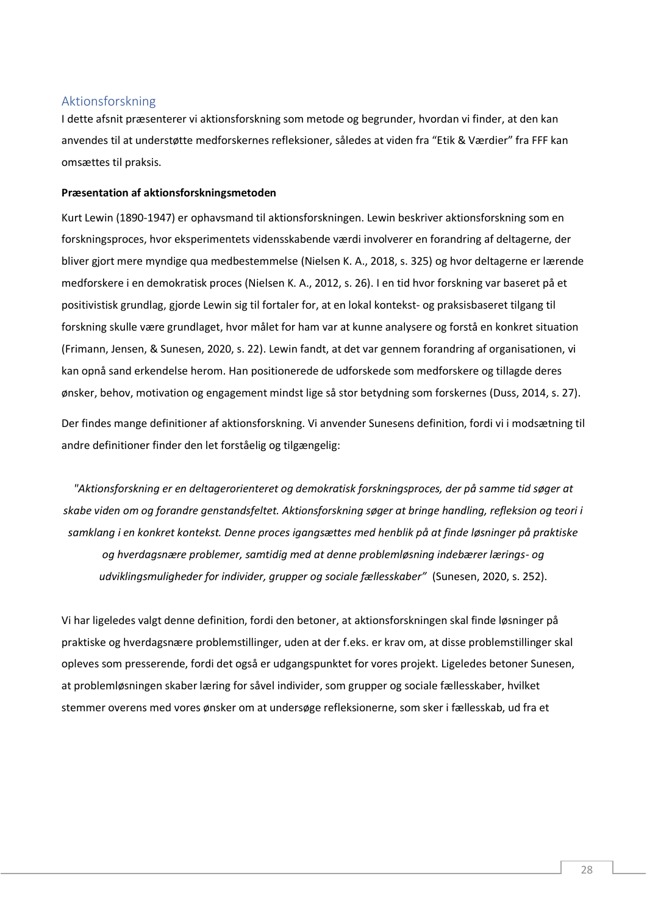## Aktionsforskning

I dette afsnit præsenterer vi aktionsforskning som metode og begrunder, hvordan vi finder, at den kan anvendes til at understøtte medforskernes refleksioner, således at viden fra "Etik & Værdier" fra FFF kan omsættes til praksis.

**Præsentation af aktionsforskningsmetoden**

Kurt Lewin (1890-1947) er ophavsmand til aktionsforskningen. Lewin beskriver aktionsforskning som en forskningsproces, hvor eksperimentets vidensskabende værdi involverer en forandring af deltagerne, der bliver gjort mere myndige qua medbestemmelse (Nielsen K. A., 2018, s. 325) og hvor deltagerne er lærende medforskere i en demokratisk proces (Nielsen K. A., 2012, s. 26). I en tid hvor forskning var baseret på et positivistisk grundlag, gjorde Lewin sig til fortaler for, at en lokal kontekst- og praksisbaseret tilgang til forskning skulle være grundlaget, hvor målet for ham var at kunne analysere og forstå en konkret situation (Frimann, Jensen, & Sunesen, 2020, s. 22). Lewin fandt, at det var gennem forandring af organisationen, vi kan opnå sand erkendelse herom. Han positionerede de udforskede som medforskere og tillagde deres ønsker, behov, motivation og engagement mindst lige så stor betydning som forskernes (Duss, 2014, s. 27).

Der findes mange definitioner af aktionsforskning. Vi anvender Sunesens definition, fordi vi i modsætning til andre definitioner finder den let forståelig og tilgængelig:

> *"Aktionsforskning er en deltagerorienteret og demokratisk forskningsproces, der på samme tid søger at skabe viden om og forandre genstandsfeltet. Aktionsforskning søger at bringe handling, refleksion og teori i samklang i en konkret kontekst. Denne proces igangsættes med henblik på at finde løsninger på praktiske og hverdagsnære problemer, samtidig med at denne problemløsning indebærer lærings- og udviklingsmuligheder for individer, grupper og sociale fællesskaber"* (Sunesen, 2020, s. 252).

Vi har ligeledes valgt denne definition, fordi den betoner, at aktionsforskningen skal finde løsninger på praktiske og hverdagsnære problemstillinger, uden at der f.eks. er krav om, at disse problemstillinger skal opleves som presserende, fordi det også er udgangspunktet for vores projekt. Ligeledes betoner Sunesen, at problemløsningen skaber læring for såvel individer, som grupper og sociale fællesskaber, hvilket stemmer overens med vores ønsker om at undersøge refleksionerne, som sker i fællesskab, ud fra et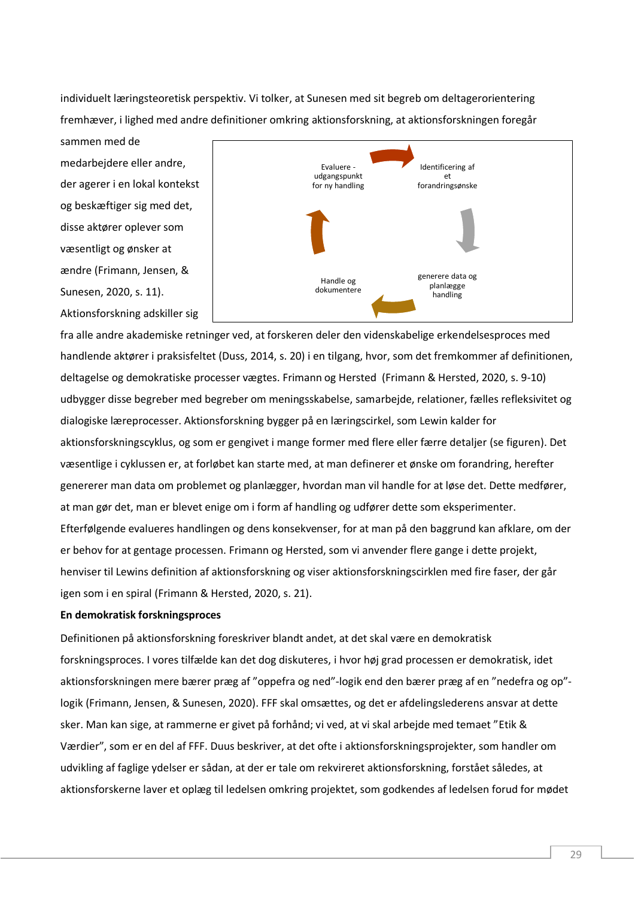individuelt læringsteoretisk perspektiv. Vi tolker, at Sunesen med sit begreb om deltagerorientering fremhæver, i lighed med andre definitioner omkring aktionsforskning, at aktionsforskningen foregår sammen med de medarbejdere eller andre, der agerer i en lokal kontekst og beskæftiger sig med det, disse aktører oplever som væsentligt og ønsker at ændre (Frimann, Jensen, & Sunesen, 2020, s. 11). Aktionsforskning adskiller sig fra alle andre akademiske retninger ved, at forskeren deler den videnskabelige erkendelsesproces med handlende aktører i praksisfeltet (Duss, 2014, s. 20) i en tilgang, hvor, som det fremkommer af definitionen, deltagelse og demokratiske processer vægtes. Frimann og Hersted (Frimann & Hersted, 2020, s. 9-10) udbygger disse begreber med begreber om meningsskabelse, samarbejde, relationer, fælles refleksivitet og dialogiske læreprocesser. Aktionsforskning bygger på en læringscirkel, som Lewin kalder for aktionsforskningscyklus, og som er gengivet i mange former med flere eller færre detaljer (se figuren). Det væsentlige i cyklussen er, at forløbet kan starte med, at man definerer et ønske om forandring, herefter genererer man data om problemet og planlægger, hvordan man vil handle for at løse det. Dette medfører, at man gør det, man er blevet enige om i form af handling og udfører dette som eksperimenter. Efterfølgende evalueres handlingen og dens konsekvenser, for at man på den baggrund kan afklare, om der er behov for at gentage processen. Frimann og Hersted, som vi anvender flere gange i dette projekt, henviser til Lewins definition af aktionsforskning og viser aktionsforskningscirklen med fire faser, der går igen som i en spiral (Frimann & Hersted, 2020, s. 21).

**En demokratisk forskningsproces**

Definitionen på aktionsforskning foreskriver blandt andet, at det skal være en demokratisk forskningsproces. I vores tilfælde kan det dog diskuteres, i hvor høj grad processen er demokratisk, idet aktionsforskningen mere bærer præg af "oppefra og ned"-logik end den bærer præg af en "nedefra og op"-logik (Frimann, Jensen, & Sunesen, 2020). FFF skal omsættes, og det er afdelingslederens ansvar at dette sker. Man kan sige, at rammerne er givet på forhånd; vi ved, at vi skal arbejde med temaet "Etik & Værdier", som er en del af FFF. Duus beskriver, at det ofte i aktionsforskningsprojekter, som handler om udvikling af faglige ydelser er sådan, at der er tale om rekvireret aktionsforskning, forstået således, at aktionsforskerne laver et oplæg til ledelsen omkring projektet, som godkendes af ledelsen forud for mødet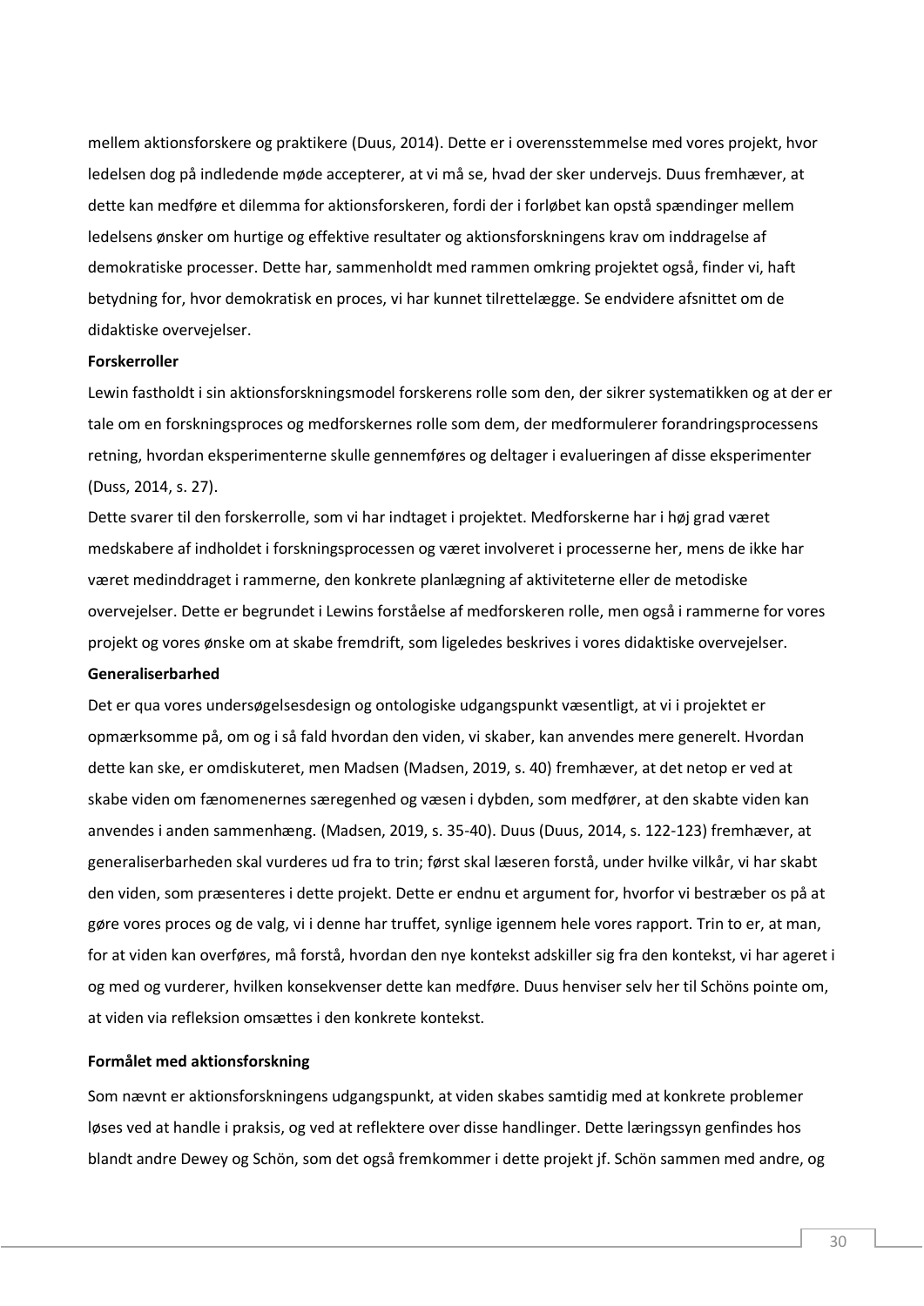mellem aktionsforskere og praktikere (Duus, 2014). Dette er i overensstemmelse med vores projekt, hvor ledelsen dog på indledende møde accepterer, at vi må se, hvad der sker undervejs. Duus fremhæver, at dette kan medføre et dilemma for aktionsforskeren, fordi der i forløbet kan opstå spændinger mellem ledelsens ønsker om hurtige og effektive resultater og aktionsforskningens krav om inddragelse af demokratiske processer. Dette har, sammenholdt med rammen omkring projektet også, finder vi, haft betydning for, hvor demokratisk en proces, vi har kunnet tilrettelægge. Se endvidere afsnittet om de didaktiske overvejelser.

**Forskerroller**

Lewin fastholdt i sin aktionsforskningsmodel forskerens rolle som den, der sikrer systematikken og at der er tale om en forskningsproces og medforskernes rolle som dem, der medformulerer forandringsprocessens retning, hvordan eksperimenterne skulle gennemføres og deltager i evalueringen af disse eksperimenter (Duss, 2014, s. 27).

Dette svarer til den forskerrolle, som vi har indtaget i projektet. Medforskerne har i høj grad været medskabere af indholdet i forskningsprocessen og været involveret i processerne her, mens de ikke har været medinddraget i rammerne, den konkrete planlægning af aktiviteterne eller de metodiske overvejelser. Dette er begrundet i Lewins forståelse af medforskeren rolle, men også i rammerne for vores projekt og vores ønske om at skabe fremdrift, som ligeledes beskrives i vores didaktiske overvejelser.

**Generaliserbarhed**

Det er qua vores undersøgelsesdesign og ontologiske udgangspunkt væsentligt, at vi i projektet er opmærksomme på, om og i så fald hvordan den viden, vi skaber, kan anvendes mere generelt. Hvordan dette kan ske, er omdiskuteret, men Madsen (Madsen, 2019, s. 40) fremhæver, at det netop er ved at skabe viden om fænomenernes særegenhed og væsen i dybden, som medfører, at den skabte viden kan anvendes i anden sammenhæng. (Madsen, 2019, s. 35-40). Duus (Duus, 2014, s. 122-123) fremhæver, at generaliserbarheden skal vurderes ud fra to trin; først skal læseren forstå, under hvilke vilkår, vi har skabt den viden, som præsenteres i dette projekt. Dette er endnu et argument for, hvorfor vi bestræber os på at gøre vores proces og de valg, vi i denne har truffet, synlige igennem hele vores rapport. Trin to er, at man, for at viden kan overføres, må forstå, hvordan den nye kontekst adskiller sig fra den kontekst, vi har ageret i og med og vurderer, hvilken konsekvenser dette kan medføre. Duus henviser selv her til Schöns pointe om, at viden via refleksion omsættes i den konkrete kontekst.

**Formålet med aktionsforskning**

Som nævnt er aktionsforskningens udgangspunkt, at viden skabes samtidig med at konkrete problemer løses ved at handle i praksis, og ved at reflektere over disse handlinger. Dette læringssyn genfindes hos blandt andre Dewey og Schön, som det også fremkommer i dette projekt jf. Schön sammen med andre, og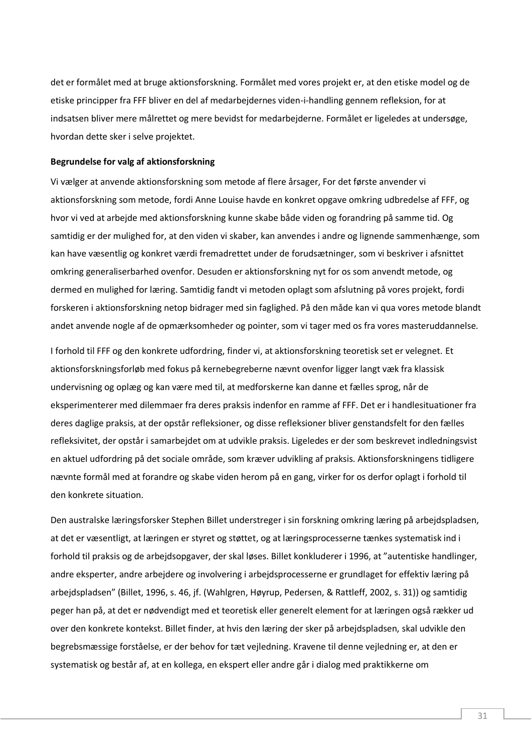det er formålet med at bruge aktionsforskning. Formålet med vores projekt er, at den etiske model og de etiske principper fra FFF bliver en del af medarbejdernes viden-i-handling gennem refleksion, for at indsatsen bliver mere målrettet og mere bevidst for medarbejderne. Formålet er ligeledes at undersøge, hvordan dette sker i selve projektet.

**Begrundelse for valg af aktionsforskning**

Vi vælger at anvende aktionsforskning som metode af flere årsager, For det første anvender vi aktionsforskning som metode, fordi Anne Louise havde en konkret opgave omkring udbredelse af FFF, og hvor vi ved at arbejde med aktionsforskning kunne skabe både viden og forandring på samme tid. Og samtidig er der mulighed for, at den viden vi skaber, kan anvendes i andre og lignende sammenhænge, som kan have væsentlig og konkret værdi fremadrettet under de forudsætninger, som vi beskriver i afsnittet omkring generaliserbarhed ovenfor. Desuden er aktionsforskning nyt for os som anvendt metode, og dermed en mulighed for læring. Samtidig fandt vi metoden oplagt som afslutning på vores projekt, fordi forskeren i aktionsforskning netop bidrager med sin faglighed. På den måde kan vi qua vores metode blandt andet anvende nogle af de opmærksomheder og pointer, som vi tager med os fra vores masteruddannelse.

I forhold til FFF og den konkrete udfordring, finder vi, at aktionsforskning teoretisk set er velegnet. Et aktionsforskningsforløb med fokus på kernebegreberne nævnt ovenfor ligger langt væk fra klassisk undervisning og oplæg og kan være med til, at medforskerne kan danne et fælles sprog, når de eksperimenterer med dilemmaer fra deres praksis indenfor en ramme af FFF. Det er i handlesituationer fra deres daglige praksis, at der opstår refleksioner, og disse refleksioner bliver genstandsfelt for den fælles refleksivitet, der opstår i samarbejdet om at udvikle praksis. Ligeledes er der som beskrevet indledningsvist en aktuel udfordring på det sociale område, som kræver udvikling af praksis. Aktionsforskningens tidligere nævnte formål med at forandre og skabe viden herom på en gang, virker for os derfor oplagt i forhold til den konkrete situation.

Den australske læringsforsker Stephen Billet understreger i sin forskning omkring læring på arbejdspladsen, at det er væsentligt, at læringen er styret og støttet, og at læringsprocesserne tænkes systematisk ind i forhold til praksis og de arbejdsopgaver, der skal løses. Billet konkluderer i 1996, at "autentiske handlinger, andre eksperter, andre arbejdere og involvering i arbejdsprocesserne er grundlaget for effektiv læring på arbejdspladsen" (Billet, 1996, s. 46, jf. (Wahlgren, Høyrup, Pedersen, & Rattleff, 2002, s. 31)) og samtidig peger han på, at det er nødvendigt med et teoretisk eller generelt element for at læringen også rækker ud over den konkrete kontekst. Billet finder, at hvis den læring der sker på arbejdspladsen, skal udvikle den begrebsmæssige forståelse, er der behov for tæt vejledning. Kravene til denne vejledning er, at den er systematisk og består af, at en kollega, en ekspert eller andre går i dialog med praktikkerne om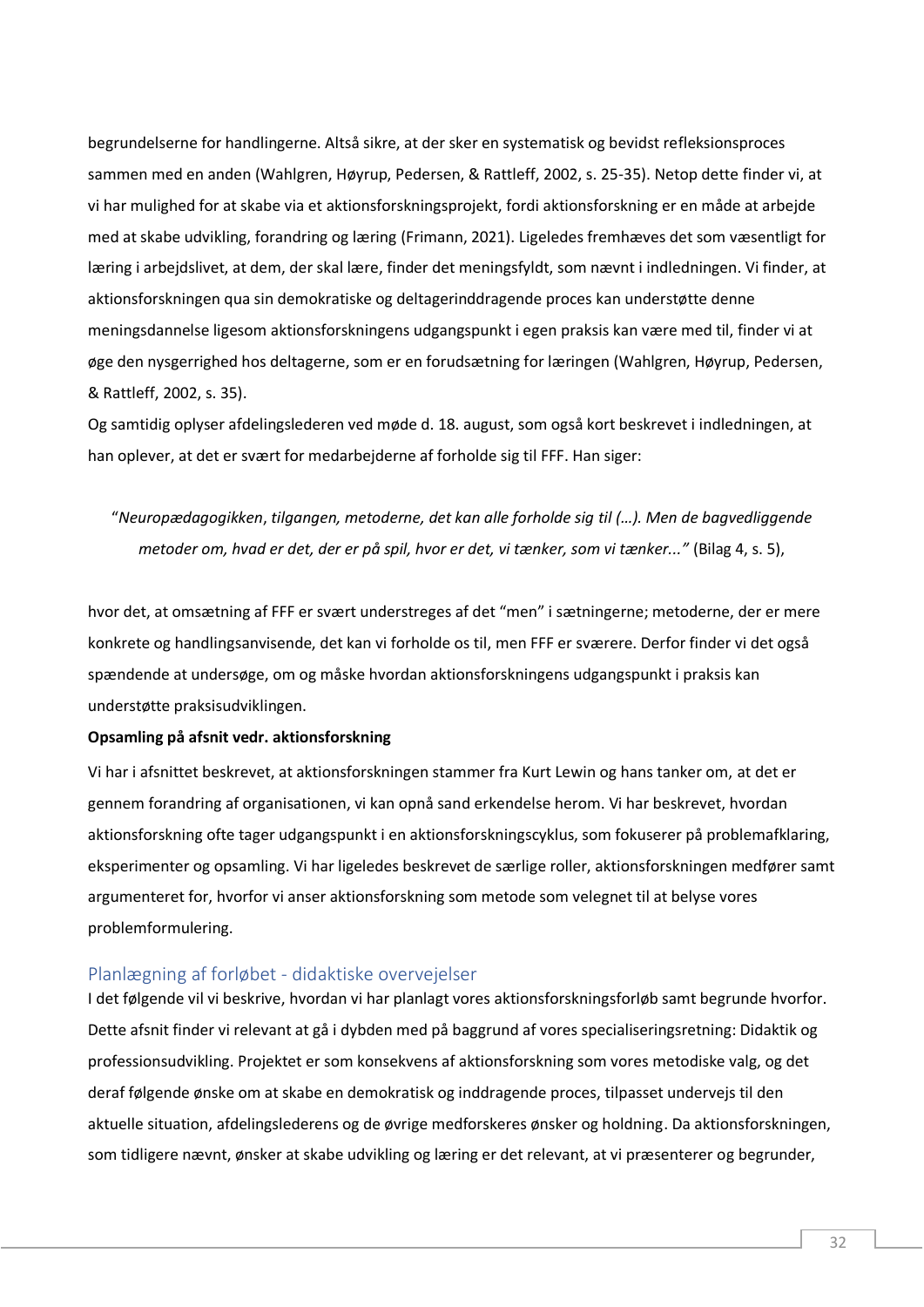begrundelserne for handlingerne. Altså sikre, at der sker en systematisk og bevidst refleksionsproces sammen med en anden (Wahlgren, Høyrup, Pedersen, & Rattleff, 2002, s. 25-35). Netop dette finder vi, at vi har mulighed for at skabe via et aktionsforskningsprojekt, fordi aktionsforskning er en måde at arbejde med at skabe udvikling, forandring og læring (Frimann, 2021). Ligeledes fremhæves det som væsentligt for læring i arbejdslivet, at dem, der skal lære, finder det meningsfyldt, som nævnt i indledningen. Vi finder, at aktionsforskningen qua sin demokratiske og deltagerinddragende proces kan understøtte denne meningsdannelse ligesom aktionsforskningens udgangspunkt i egen praksis kan være med til, finder vi at øge den nysgerrighed hos deltagerne, som er en forudsætning for læringen (Wahlgren, Høyrup, Pedersen, & Rattleff, 2002, s. 35).

Og samtidig oplyser afdelingslederen ved møde d. 18. august, som også kort beskrevet i indledningen, at han oplever, at det er svært for medarbejderne af forholde sig til FFF. Han siger:

> "*Neuropædagogikken, tilgangen, metoderne, det kan alle forholde sig til (…). Men de bagvedliggende metoder om, hvad er det, der er på spil, hvor er det, vi tænker, som vi tænker..."* (Bilag 4, s. 5),

hvor det, at omsætning af FFF er svært understreges af det "men" i sætningerne; metoderne, der er mere konkrete og handlingsanvisende, det kan vi forholde os til, men FFF er sværere. Derfor finder vi det også spændende at undersøge, om og måske hvordan aktionsforskningens udgangspunkt i praksis kan understøtte praksisudviklingen.

**Opsamling på afsnit vedr. aktionsforskning**

Vi har i afsnittet beskrevet, at aktionsforskningen stammer fra Kurt Lewin og hans tanker om, at det er gennem forandring af organisationen, vi kan opnå sand erkendelse herom. Vi har beskrevet, hvordan aktionsforskning ofte tager udgangspunkt i en aktionsforskningscyklus, som fokuserer på problemafklaring, eksperimenter og opsamling. Vi har ligeledes beskrevet de særlige roller, aktionsforskningen medfører samt argumenteret for, hvorfor vi anser aktionsforskning som metode som velegnet til at belyse vores problemformulering.

## Planlægning af forløbet - didaktiske overvejelser

I det følgende vil vi beskrive, hvordan vi har planlagt vores aktionsforskningsforløb samt begrunde hvorfor. Dette afsnit finder vi relevant at gå i dybden med på baggrund af vores specialiseringsretning: Didaktik og professionsudvikling. Projektet er som konsekvens af aktionsforskning som vores metodiske valg, og det deraf følgende ønske om at skabe en demokratisk og inddragende proces, tilpasset undervejs til den aktuelle situation, afdelingslederens og de øvrige medforskeres ønsker og holdning. Da aktionsforskningen, som tidligere nævnt, ønsker at skabe udvikling og læring er det relevant, at vi præsenterer og begrunder,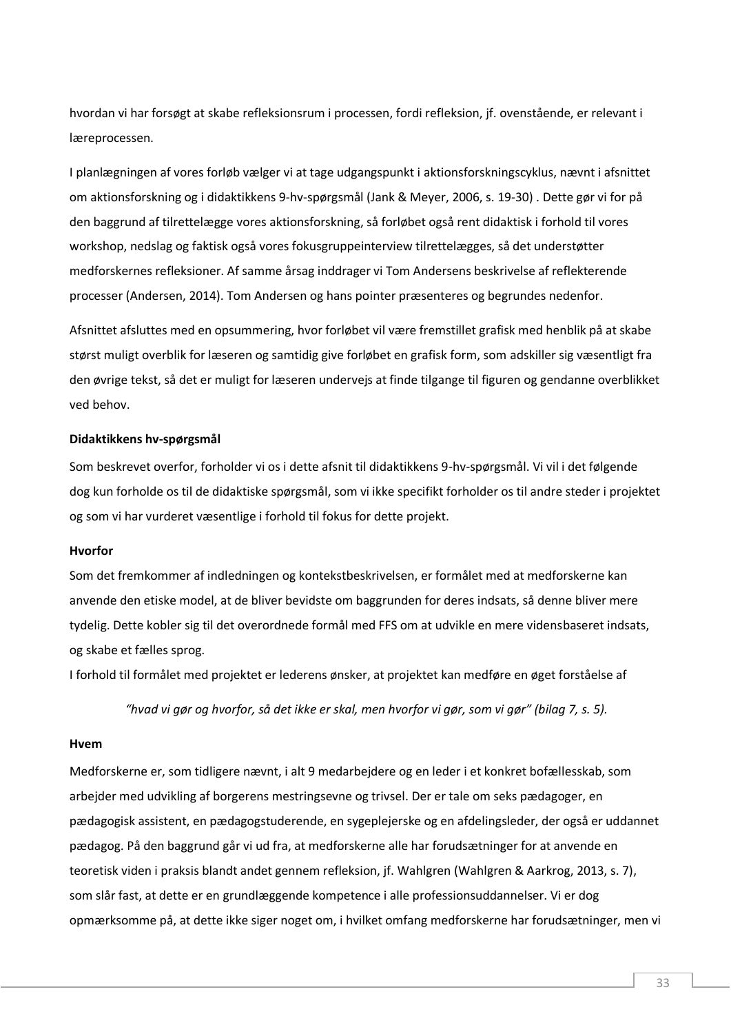hvordan vi har forsøgt at skabe refleksionsrum i processen, fordi refleksion, jf. ovenstående, er relevant i læreprocessen.

I planlægningen af vores forløb vælger vi at tage udgangspunkt i aktionsforskningscyklus, nævnt i afsnittet om aktionsforskning og i didaktikkens 9-hv-spørgsmål (Jank & Meyer, 2006, s. 19-30) . Dette gør vi for på den baggrund af tilrettelægge vores aktionsforskning, så forløbet også rent didaktisk i forhold til vores workshop, nedslag og faktisk også vores fokusgruppeinterview tilrettelægges, så det understøtter medforskernes refleksioner. Af samme årsag inddrager vi Tom Andersens beskrivelse af reflekterende processer (Andersen, 2014). Tom Andersen og hans pointer præsenteres og begrundes nedenfor.

Afsnittet afsluttes med en opsummering, hvor forløbet vil være fremstillet grafisk med henblik på at skabe størst muligt overblik for læseren og samtidig give forløbet en grafisk form, som adskiller sig væsentligt fra den øvrige tekst, så det er muligt for læseren undervejs at finde tilgange til figuren og gendanne overblikket ved behov.

**Didaktikkens hv-spørgsmål**

Som beskrevet overfor, forholder vi os i dette afsnit til didaktikkens 9-hv-spørgsmål. Vi vil i det følgende dog kun forholde os til de didaktiske spørgsmål, som vi ikke specifikt forholder os til andre steder i projektet og som vi har vurderet væsentlige i forhold til fokus for dette projekt.

**Hvorfor**

Som det fremkommer af indledningen og kontekstbeskrivelsen, er formålet med at medforskerne kan anvende den etiske model, at de bliver bevidste om baggrunden for deres indsats, så denne bliver mere tydelig. Dette kobler sig til det overordnede formål med FFS om at udvikle en mere vidensbaseret indsats, og skabe et fælles sprog.

I forhold til formålet med projektet er lederens ønsker, at projektet kan medføre en øget forståelse af

> *"hvad vi gør og hvorfor, så det ikke er skal, men hvorfor vi gør, som vi gør" (bilag 7, s. 5).*

**Hvem**

Medforskerne er, som tidligere nævnt, i alt 9 medarbejdere og en leder i et konkret bofællesskab, som arbejder med udvikling af borgerens mestringsevne og trivsel. Der er tale om seks pædagoger, en pædagogisk assistent, en pædagogstuderende, en sygeplejerske og en afdelingsleder, der også er uddannet pædagog. På den baggrund går vi ud fra, at medforskerne alle har forudsætninger for at anvende en teoretisk viden i praksis blandt andet gennem refleksion, jf. Wahlgren (Wahlgren & Aarkrog, 2013, s. 7), som slår fast, at dette er en grundlæggende kompetence i alle professionsuddannelser. Vi er dog opmærksomme på, at dette ikke siger noget om, i hvilket omfang medforskerne har forudsætninger, men vi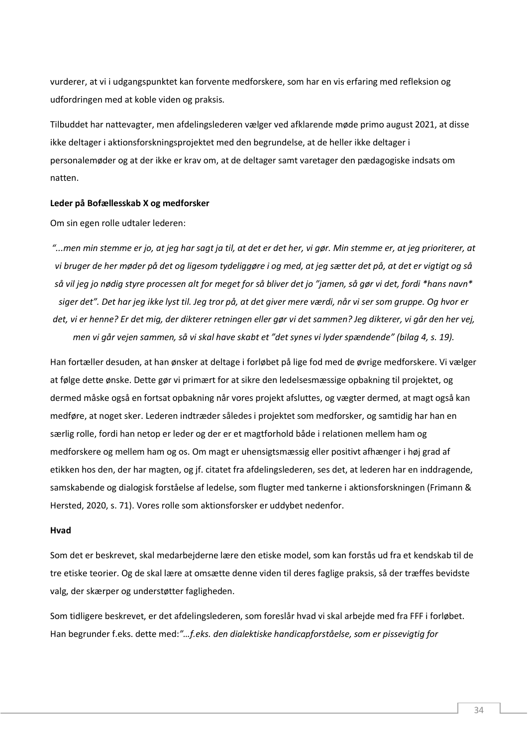vurderer, at vi i udgangspunktet kan forvente medforskere, som har en vis erfaring med refleksion og udfordringen med at koble viden og praksis.

Tilbuddet har nattevagter, men afdelingslederen vælger ved afklarende møde primo august 2021, at disse ikke deltager i aktionsforskningsprojektet med den begrundelse, at de heller ikke deltager i personalemøder og at der ikke er krav om, at de deltager samt varetager den pædagogiske indsats om natten.

**Leder på Bofællesskab X og medforsker**

Om sin egen rolle udtaler lederen:

*"...men min stemme er jo, at jeg har sagt ja til, at det er det her, vi gør. Min stemme er, at jeg prioriterer, at vi bruger de her møder på det og ligesom tydeliggøre i og med, at jeg sætter det på, at det er vigtigt og så så vil jeg jo nødig styre processen alt for meget for så bliver det jo "jamen, så gør vi det, fordi *hans navn* siger det". Det har jeg ikke lyst til. Jeg tror på, at det giver mere værdi, når vi ser som gruppe. Og hvor er det, vi er henne? Er det mig, der dikterer retningen eller gør vi det sammen? Jeg dikterer, vi går den her vej, men vi går vejen sammen, så vi skal have skabt et "det synes vi lyder spændende" (bilag 4, s. 19).*

Han fortæller desuden, at han ønsker at deltage i forløbet på lige fod med de øvrige medforskere. Vi vælger at følge dette ønske. Dette gør vi primært for at sikre den ledelsesmæssige opbakning til projektet, og dermed måske også en fortsat opbakning når vores projekt afsluttes, og vægter dermed, at magt også kan medføre, at noget sker. Lederen indtræder således i projektet som medforsker, og samtidig har han en særlig rolle, fordi han netop er leder og der er et magtforhold både i relationen mellem ham og medforskere og mellem ham og os. Om magt er uhensigtsmæssig eller positivt afhænger i høj grad af etikken hos den, der har magten, og jf. citatet fra afdelingslederen, ses det, at lederen har en inddragende, samskabende og dialogisk forståelse af ledelse, som flugter med tankerne i aktionsforskningen (Frimann & Hersted, 2020, s. 71). Vores rolle som aktionsforsker er uddybet nedenfor.

**Hvad**

Som det er beskrevet, skal medarbejderne lære den etiske model, som kan forstås ud fra et kendskab til de tre etiske teorier. Og de skal lære at omsætte denne viden til deres faglige praksis, så der træffes bevidste valg, der skærper og understøtter fagligheden.

Som tidligere beskrevet, er det afdelingslederen, som foreslår hvad vi skal arbejde med fra FFF i forløbet. Han begrunder f.eks. dette med:*"…f.eks. den dialektiske handicapforståelse, som er pissevigtig for*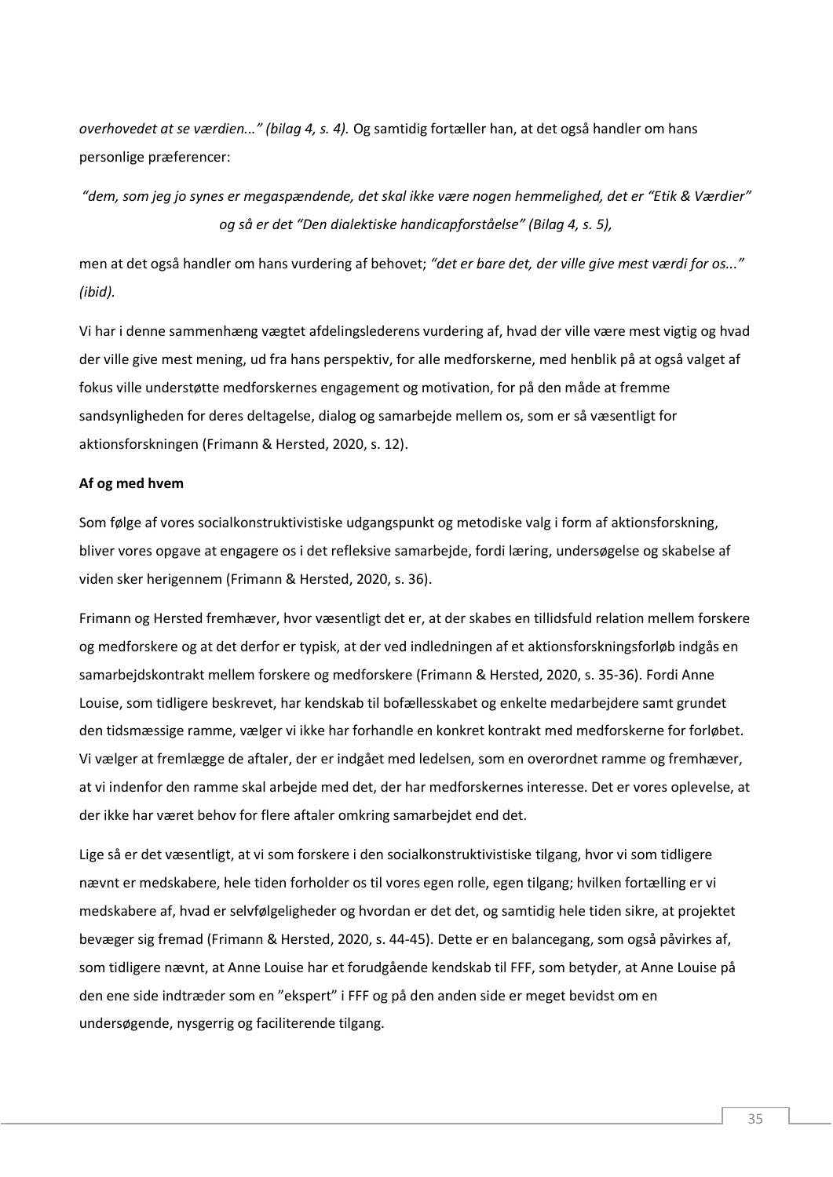*overhovedet at se værdien..." (bilag 4, s. 4).* Og samtidig fortæller han, at det også handler om hans personlige præferencer:

> *"dem, som jeg jo synes er megaspændende, det skal ikke være nogen hemmelighed, det er "Etik & Værdier" og så er det "Den dialektiske handicapforståelse" (Bilag 4, s. 5),*

men at det også handler om hans vurdering af behovet; *"det er bare det, der ville give mest værdi for os..." (ibid).*

Vi har i denne sammenhæng vægtet afdelingslederens vurdering af, hvad der ville være mest vigtig og hvad der ville give mest mening, ud fra hans perspektiv, for alle medforskerne, med henblik på at også valget af fokus ville understøtte medforskernes engagement og motivation, for på den måde at fremme sandsynligheden for deres deltagelse, dialog og samarbejde mellem os, som er så væsentligt for aktionsforskningen (Frimann & Hersted, 2020, s. 12).

**Af og med hvem**

Som følge af vores socialkonstruktivistiske udgangspunkt og metodiske valg i form af aktionsforskning, bliver vores opgave at engagere os i det refleksive samarbejde, fordi læring, undersøgelse og skabelse af viden sker herigennem (Frimann & Hersted, 2020, s. 36).

Frimann og Hersted fremhæver, hvor væsentligt det er, at der skabes en tillidsfuld relation mellem forskere og medforskere og at det derfor er typisk, at der ved indledningen af et aktionsforskningsforløb indgås en samarbejdskontrakt mellem forskere og medforskere (Frimann & Hersted, 2020, s. 35-36). Fordi Anne Louise, som tidligere beskrevet, har kendskab til bofællesskabet og enkelte medarbejdere samt grundet den tidsmæssige ramme, vælger vi ikke har forhandle en konkret kontrakt med medforskerne for forløbet. Vi vælger at fremlægge de aftaler, der er indgået med ledelsen, som en overordnet ramme og fremhæver, at vi indenfor den ramme skal arbejde med det, der har medforskernes interesse. Det er vores oplevelse, at der ikke har været behov for flere aftaler omkring samarbejdet end det.

Lige så er det væsentligt, at vi som forskere i den socialkonstruktivistiske tilgang, hvor vi som tidligere nævnt er medskabere, hele tiden forholder os til vores egen rolle, egen tilgang; hvilken fortælling er vi medskabere af, hvad er selvfølgeligheder og hvordan er det det, og samtidig hele tiden sikre, at projektet bevæger sig fremad (Frimann & Hersted, 2020, s. 44-45). Dette er en balancegang, som også påvirkes af, som tidligere nævnt, at Anne Louise har et forudgående kendskab til FFF, som betyder, at Anne Louise på den ene side indtræder som en "ekspert" i FFF og på den anden side er meget bevidst om en undersøgende, nysgerrig og faciliterende tilgang.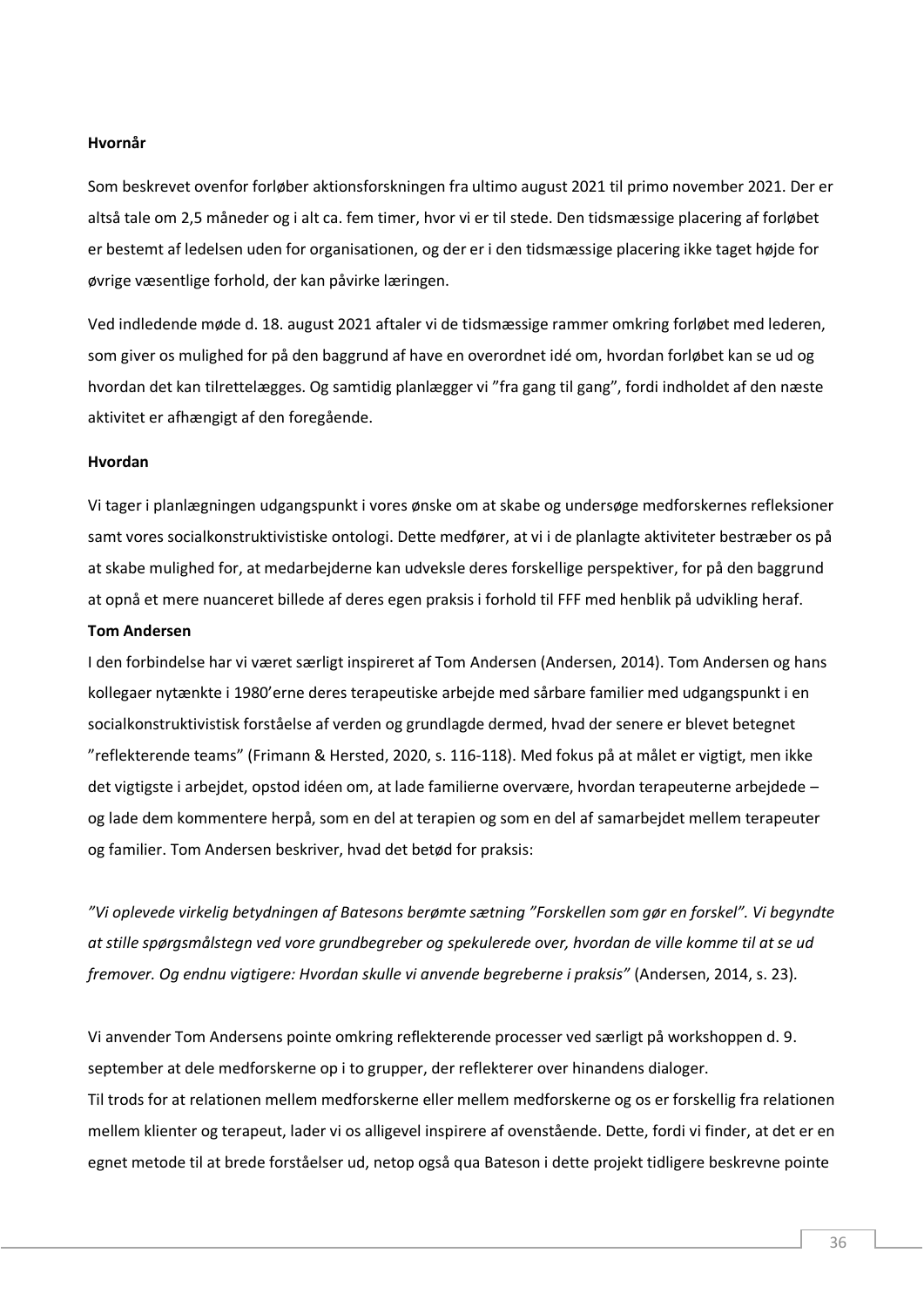**Hvornår**

Som beskrevet ovenfor forløber aktionsforskningen fra ultimo august 2021 til primo november 2021. Der er altså tale om 2,5 måneder og i alt ca. fem timer, hvor vi er til stede. Den tidsmæssige placering af forløbet er bestemt af ledelsen uden for organisationen, og der er i den tidsmæssige placering ikke taget højde for øvrige væsentlige forhold, der kan påvirke læringen.

Ved indledende møde d. 18. august 2021 aftaler vi de tidsmæssige rammer omkring forløbet med lederen, som giver os mulighed for på den baggrund af have en overordnet idé om, hvordan forløbet kan se ud og hvordan det kan tilrettelægges. Og samtidig planlægger vi "fra gang til gang", fordi indholdet af den næste aktivitet er afhængigt af den foregående.

**Hvordan**

Vi tager i planlægningen udgangspunkt i vores ønske om at skabe og undersøge medforskernes refleksioner samt vores socialkonstruktivistiske ontologi. Dette medfører, at vi i de planlagte aktiviteter bestræber os på at skabe mulighed for, at medarbejderne kan udveksle deres forskellige perspektiver, for på den baggrund at opnå et mere nuanceret billede af deres egen praksis i forhold til FFF med henblik på udvikling heraf.

**Tom Andersen**

I den forbindelse har vi været særligt inspireret af Tom Andersen (Andersen, 2014). Tom Andersen og hans kollegaer nytænkte i 1980'erne deres terapeutiske arbejde med sårbare familier med udgangspunkt i en socialkonstruktivistisk forståelse af verden og grundlagde dermed, hvad der senere er blevet betegnet "reflekterende teams" (Frimann & Hersted, 2020, s. 116-118). Med fokus på at målet er vigtigt, men ikke det vigtigste i arbejdet, opstod idéen om, at lade familierne overvære, hvordan terapeuterne arbejdede – og lade dem kommentere herpå, som en del at terapien og som en del af samarbejdet mellem terapeuter og familier. Tom Andersen beskriver, hvad det betød for praksis:

*"Vi oplevede virkelig betydningen af Batesons berømte sætning "Forskellen som gør en forskel". Vi begyndte at stille spørgsmålstegn ved vore grundbegreber og spekulerede over, hvordan de ville komme til at se ud fremover. Og endnu vigtigere: Hvordan skulle vi anvende begreberne i praksis"* (Andersen, 2014, s. 23).

Vi anvender Tom Andersens pointe omkring reflekterende processer ved særligt på workshoppen d. 9. september at dele medforskerne op i to grupper, der reflekterer over hinandens dialoger.

Til trods for at relationen mellem medforskerne eller mellem medforskerne og os er forskellig fra relationen mellem klienter og terapeut, lader vi os alligevel inspirere af ovenstående. Dette, fordi vi finder, at det er en egnet metode til at brede forståelser ud, netop også qua Bateson i dette projekt tidligere beskrevne pointe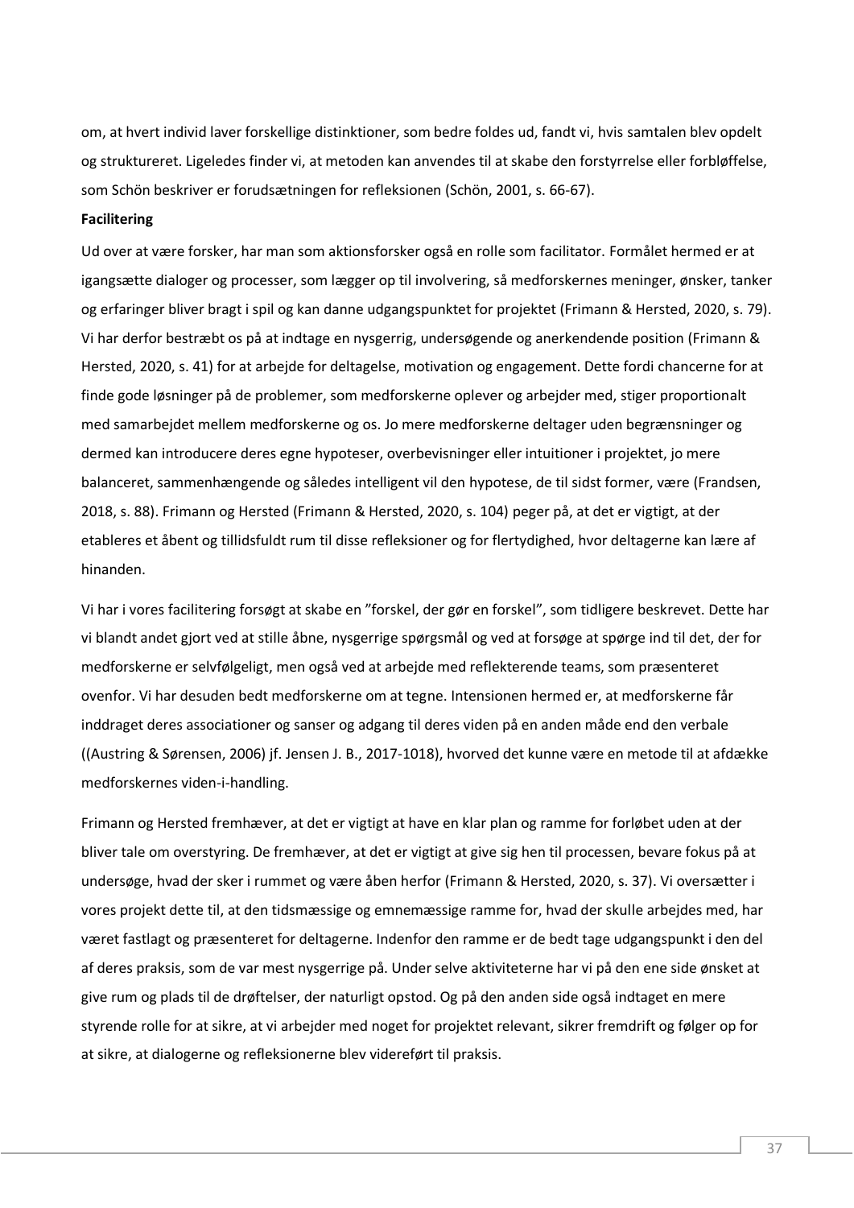om, at hvert individ laver forskellige distinktioner, som bedre foldes ud, fandt vi, hvis samtalen blev opdelt og struktureret. Ligeledes finder vi, at metoden kan anvendes til at skabe den forstyrrelse eller forbløffelse, som Schön beskriver er forudsætningen for refleksionen (Schön, 2001, s. 66-67).

**Facilitering**

Ud over at være forsker, har man som aktionsforsker også en rolle som facilitator. Formålet hermed er at igangsætte dialoger og processer, som lægger op til involvering, så medforskernes meninger, ønsker, tanker og erfaringer bliver bragt i spil og kan danne udgangspunktet for projektet (Frimann & Hersted, 2020, s. 79). Vi har derfor bestræbt os på at indtage en nysgerrig, undersøgende og anerkendende position (Frimann & Hersted, 2020, s. 41) for at arbejde for deltagelse, motivation og engagement. Dette fordi chancerne for at finde gode løsninger på de problemer, som medforskerne oplever og arbejder med, stiger proportionalt med samarbejdet mellem medforskerne og os. Jo mere medforskerne deltager uden begrænsninger og dermed kan introducere deres egne hypoteser, overbevisninger eller intuitioner i projektet, jo mere balanceret, sammenhængende og således intelligent vil den hypotese, de til sidst former, være (Frandsen, 2018, s. 88). Frimann og Hersted (Frimann & Hersted, 2020, s. 104) peger på, at det er vigtigt, at der etableres et åbent og tillidsfuldt rum til disse refleksioner og for flertydighed, hvor deltagerne kan lære af hinanden.

Vi har i vores facilitering forsøgt at skabe en "forskel, der gør en forskel", som tidligere beskrevet. Dette har vi blandt andet gjort ved at stille åbne, nysgerrige spørgsmål og ved at forsøge at spørge ind til det, der for medforskerne er selvfølgeligt, men også ved at arbejde med reflekterende teams, som præsenteret ovenfor. Vi har desuden bedt medforskerne om at tegne. Intensionen hermed er, at medforskerne får inddraget deres associationer og sanser og adgang til deres viden på en anden måde end den verbale ((Austring & Sørensen, 2006) jf. Jensen J. B., 2017-1018), hvorved det kunne være en metode til at afdække medforskernes viden-i-handling.

Frimann og Hersted fremhæver, at det er vigtigt at have en klar plan og ramme for forløbet uden at der bliver tale om overstyring. De fremhæver, at det er vigtigt at give sig hen til processen, bevare fokus på at undersøge, hvad der sker i rummet og være åben herfor (Frimann & Hersted, 2020, s. 37). Vi oversætter i vores projekt dette til, at den tidsmæssige og emnemæssige ramme for, hvad der skulle arbejdes med, har været fastlagt og præsenteret for deltagerne. Indenfor den ramme er de bedt tage udgangspunkt i den del af deres praksis, som de var mest nysgerrige på. Under selve aktiviteterne har vi på den ene side ønsket at give rum og plads til de drøftelser, der naturligt opstod. Og på den anden side også indtaget en mere styrende rolle for at sikre, at vi arbejder med noget for projektet relevant, sikrer fremdrift og følger op for at sikre, at dialogerne og refleksionerne blev videreført til praksis.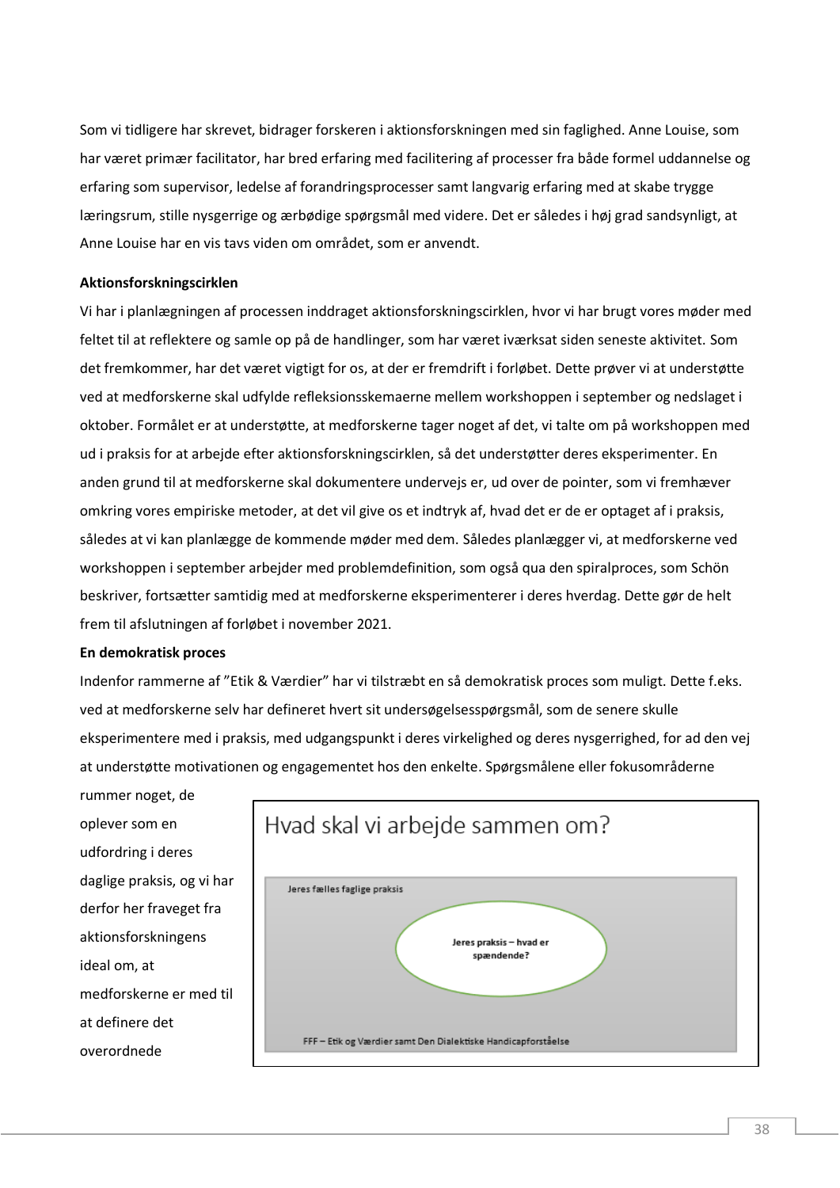Som vi tidligere har skrevet, bidrager forskeren i aktionsforskningen med sin faglighed. Anne Louise, som har været primær facilitator, har bred erfaring med facilitering af processer fra både formel uddannelse og erfaring som supervisor, ledelse af forandringsprocesser samt langvarig erfaring med at skabe trygge læringsrum, stille nysgerrige og ærbødige spørgsmål med videre. Det er således i høj grad sandsynligt, at Anne Louise har en vis tavs viden om området, som er anvendt.

**Aktionsforskningscirklen**

Vi har i planlægningen af processen inddraget aktionsforskningscirklen, hvor vi har brugt vores møder med feltet til at reflektere og samle op på de handlinger, som har været iværksat siden seneste aktivitet. Som det fremkommer, har det været vigtigt for os, at der er fremdrift i forløbet. Dette prøver vi at understøtte ved at medforskerne skal udfylde refleksionsskemaerne mellem workshoppen i september og nedslaget i oktober. Formålet er at understøtte, at medforskerne tager noget af det, vi talte om på workshoppen med ud i praksis for at arbejde efter aktionsforskningscirklen, så det understøtter deres eksperimenter. En anden grund til at medforskerne skal dokumentere undervejs er, ud over de pointer, som vi fremhæver omkring vores empiriske metoder, at det vil give os et indtryk af, hvad det er de er optaget af i praksis, således at vi kan planlægge de kommende møder med dem. Således planlægger vi, at medforskerne ved workshoppen i september arbejder med problemdefinition, som også qua den spiralproces, som Schön beskriver, fortsætter samtidig med at medforskerne eksperimenterer i deres hverdag. Dette gør de helt frem til afslutningen af forløbet i november 2021.

**En demokratisk proces**

Indenfor rammerne af "Etik & Værdier" har vi tilstræbt en så demokratisk proces som muligt. Dette f.eks. ved at medforskerne selv har defineret hvert sit undersøgelsesspørgsmål, som de senere skulle eksperimentere med i praksis, med udgangspunkt i deres virkelighed og deres nysgerrighed, for ad den vej at understøtte motivationen og engagementet hos den enkelte. Spørgsmålene eller fokusområderne rummer noget, de oplever som en udfordring i deres daglige praksis, og vi har derfor her fraveget fra aktionsforskningens ideal om, at medforskerne er med til at definere det overordnede

Hvad skal vi arbejde sammen om?

Jeres fælles faglige praksis

Jeres praksis – hvad er spændende?

FFF – Etik og Værdier samt Den Dialektiske Handicapforståelse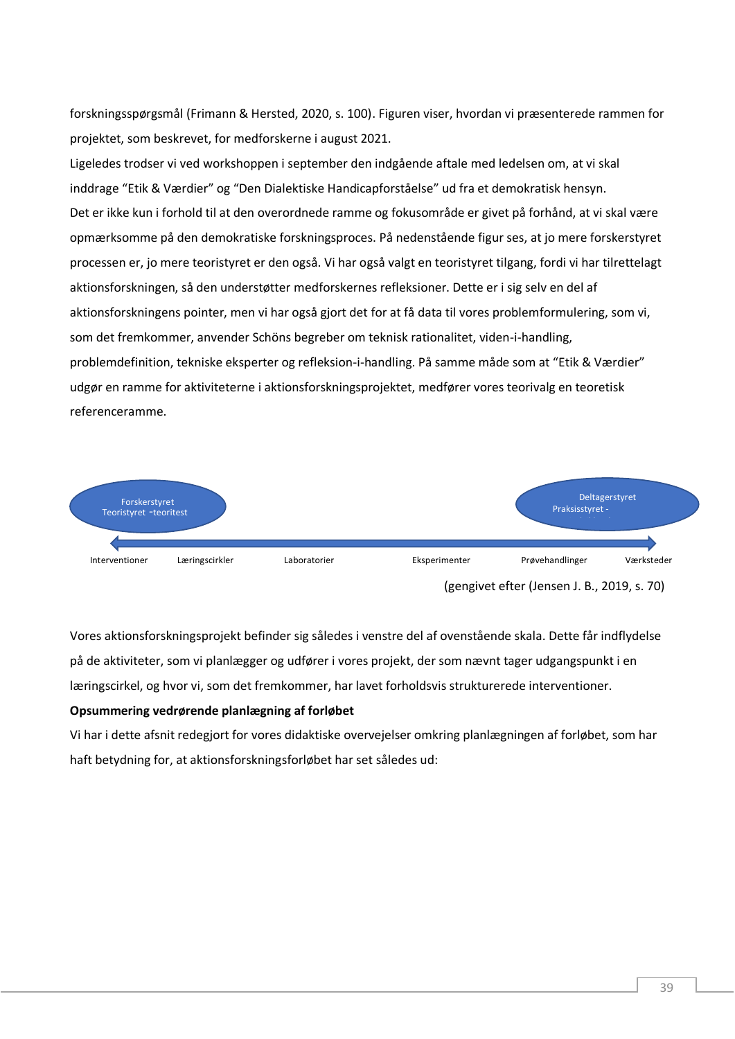forskningsspørgsmål (Frimann & Hersted, 2020, s. 100). Figuren viser, hvordan vi præsenterede rammen for projektet, som beskrevet, for medforskerne i august 2021.

Ligeledes trodser vi ved workshoppen i september den indgående aftale med ledelsen om, at vi skal inddrage "Etik & Værdier" og "Den Dialektiske Handicapforståelse" ud fra et demokratisk hensyn.

Det er ikke kun i forhold til at den overordnede ramme og fokusområde er givet på forhånd, at vi skal være opmærksomme på den demokratiske forskningsproces. På nedenstående figur ses, at jo mere forskerstyret processen er, jo mere teoristyret er den også. Vi har også valgt en teoristyret tilgang, fordi vi har tilrettelagt aktionsforskningen, så den understøtter medforskernes refleksioner. Dette er i sig selv en del af aktionsforskningens pointer, men vi har også gjort det for at få data til vores problemformulering, som vi, som det fremkommer, anvender Schöns begreber om teknisk rationalitet, viden-i-handling, problemdefinition, tekniske eksperter og refleksion-i-handling. På samme måde som at "Etik & Værdier" udgør en ramme for aktiviteterne i aktionsforskningsprojektet, medfører vores teorivalg en teoretisk referenceramme.

Forskerstyret
Teoristyret –teoritest

Deltagerstyret
Praksisstyret -

Interventioner | Læringscirkler | Laboratorier | Eksperimenter | Prøvehandlinger | Værksteder

(gengivet efter (Jensen J. B., 2019, s. 70)

Vores aktionsforskningsprojekt befinder sig således i venstre del af ovenstående skala. Dette får indflydelse på de aktiviteter, som vi planlægger og udfører i vores projekt, der som nævnt tager udgangspunkt i en læringscirkel, og hvor vi, som det fremkommer, har lavet forholdsvis strukturerede interventioner.

**Opsummering vedrørende planlægning af forløbet**

Vi har i dette afsnit redegjort for vores didaktiske overvejelser omkring planlægningen af forløbet, som har haft betydning for, at aktionsforskningsforløbet har set således ud: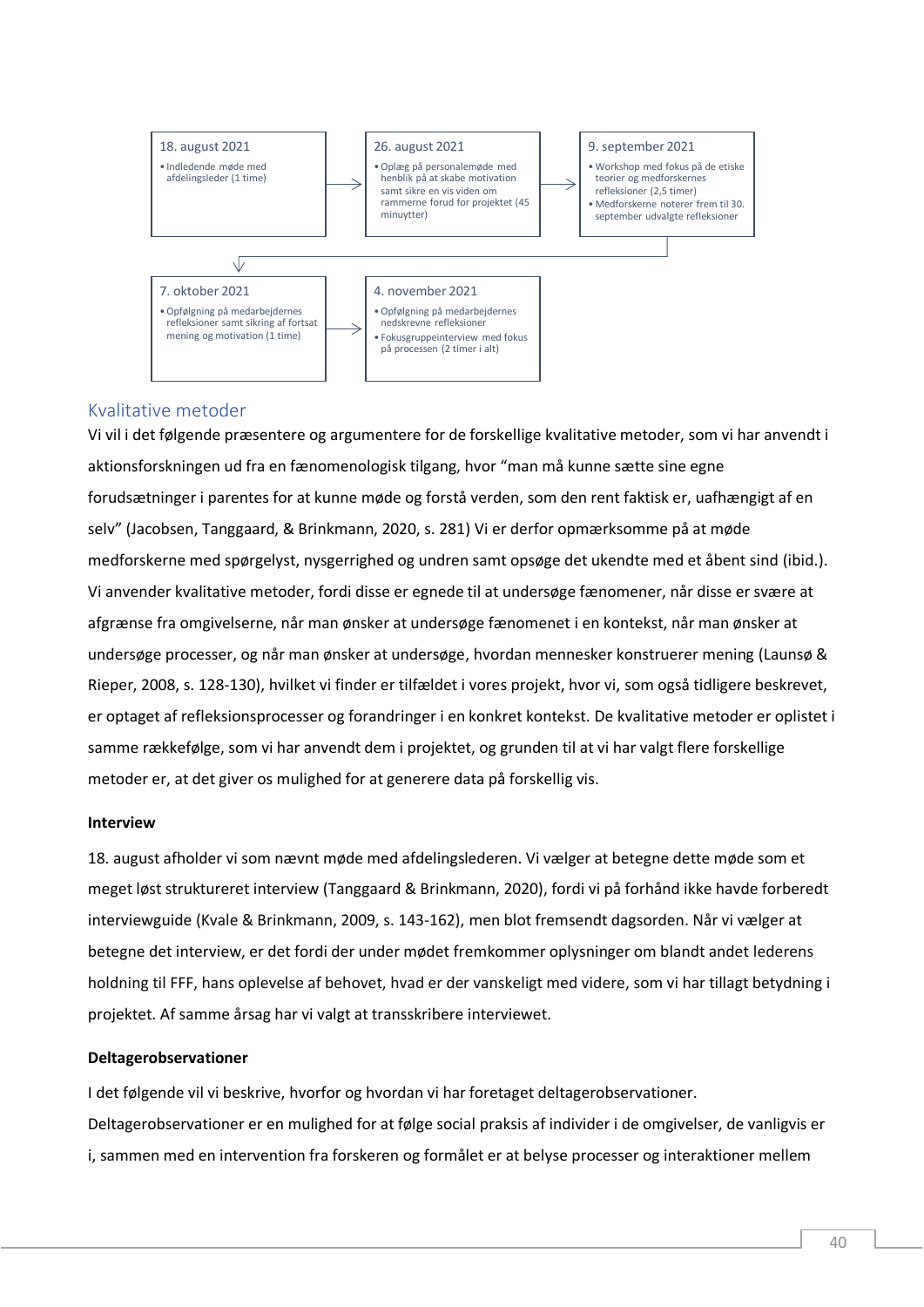18. august 2021
- Indledende møde med afdelingsleder (1 time)

26. august 2021
- Oplæg på personalemøde med henblik på at skabe motivation samt sikre en vis viden om rammerne forud for projektet (45 minutter)

9. september 2021
- Workshop med fokus på de etiske teorier og medforskernes refleksioner (2,5 timer)
- Medforskerne noterer frem til 30. september udvalgte refleksioner

7. oktober 2021
- Opfølgning på medarbejdernes refleksioner samt sikring af fortsat mening og motivation (1 time)

4. november 2021
- Opfølgning på medarbejdernes nedskrevne refleksioner
- Fokusgruppeinterview med fokus på processen (2 timer i alt)

## Kvalitative metoder

Vi vil i det følgende præsentere og argumentere for de forskellige kvalitative metoder, som vi har anvendt i aktionsforskningen ud fra en fænomenologisk tilgang, hvor "man må kunne sætte sine egne forudsætninger i parentes for at kunne møde og forstå verden, som den rent faktisk er, uafhængigt af en selv" (Jacobsen, Tanggaard, & Brinkmann, 2020, s. 281) Vi er derfor opmærksomme på at møde medforskerne med spørgelyst, nysgerrighed og undren samt opsøge det ukendte med et åbent sind (ibid.). Vi anvender kvalitative metoder, fordi disse er egnede til at undersøge fænomener, når disse er svære at afgrænse fra omgivelserne, når man ønsker at undersøge fænomenet i en kontekst, når man ønsker at undersøge processer, og når man ønsker at undersøge, hvordan mennesker konstruerer mening (Launsø & Rieper, 2008, s. 128-130), hvilket vi finder er tilfældet i vores projekt, hvor vi, som også tidligere beskrevet, er optaget af refleksionsprocesser og forandringer i en konkret kontekst. De kvalitative metoder er oplistet i samme rækkefølge, som vi har anvendt dem i projektet, og grunden til at vi har valgt flere forskellige metoder er, at det giver os mulighed for at generere data på forskellig vis.

**Interview**

18. august afholder vi som nævnt møde med afdelingslederen. Vi vælger at betegne dette møde som et meget løst struktureret interview (Tanggaard & Brinkmann, 2020), fordi vi på forhånd ikke havde forberedt interviewguide (Kvale & Brinkmann, 2009, s. 143-162), men blot fremsendt dagsorden. Når vi vælger at betegne det interview, er det fordi der under mødet fremkommer oplysninger om blandt andet lederens holdning til FFF, hans oplevelse af behovet, hvad der er vanskeligt med videre, som vi har tillagt betydning i projektet. Af samme årsag har vi valgt at transskribere interviewet.

**Deltagerobservationer**

I det følgende vil vi beskrive, hvorfor og hvordan vi har foretaget deltagerobservationer. Deltagerobservationer er en mulighed for at følge social praksis af individer i de omgivelser, de vanligvis er i, sammen med en intervention fra forskeren og formålet er at belyse processer og interaktioner mellem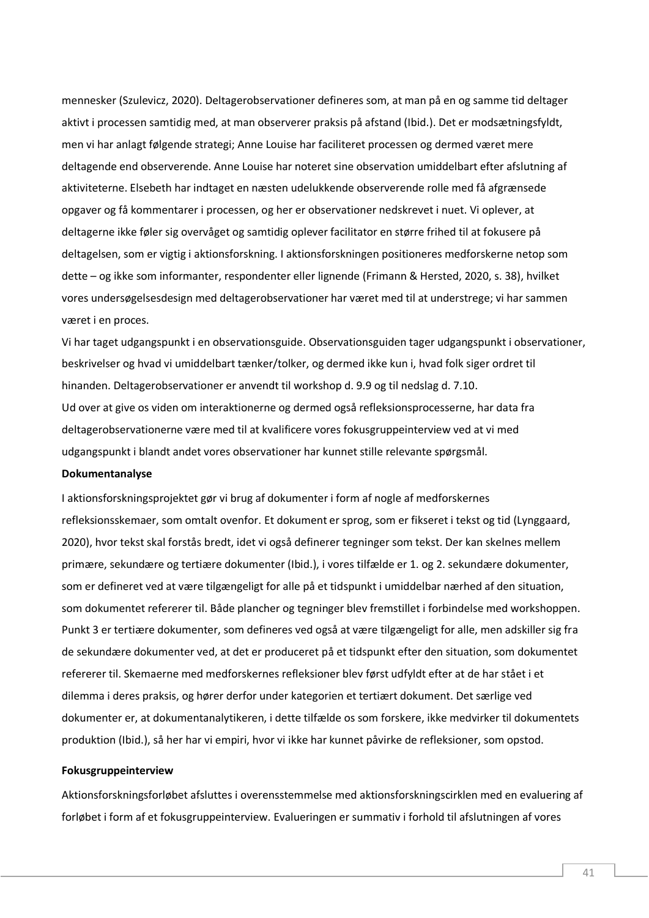mennesker (Szulevicz, 2020). Deltagerobservationer defineres som, at man på en og samme tid deltager aktivt i processen samtidig med, at man observerer praksis på afstand (Ibid.). Det er modsætningsfyldt, men vi har anlagt følgende strategi; Anne Louise har faciliteret processen og dermed været mere deltagende end observerende. Anne Louise har noteret sine observation umiddelbart efter afslutning af aktiviteterne. Elsebeth har indtaget en næsten udelukkende observerende rolle med få afgrænsede opgaver og få kommentarer i processen, og her er observationer nedskrevet i nuet. Vi oplever, at deltagerne ikke føler sig overvåget og samtidig oplever facilitator en større frihed til at fokusere på deltagelsen, som er vigtig i aktionsforskning. I aktionsforskningen positioneres medforskerne netop som dette – og ikke som informanter, respondenter eller lignende (Frimann & Hersted, 2020, s. 38), hvilket vores undersøgelsesdesign med deltagerobservationer har været med til at understrege; vi har sammen været i en proces.

Vi har taget udgangspunkt i en observationsguide. Observationsguiden tager udgangspunkt i observationer, beskrivelser og hvad vi umiddelbart tænker/tolker, og dermed ikke kun i, hvad folk siger ordret til hinanden. Deltagerobservationer er anvendt til workshop d. 9.9 og til nedslag d. 7.10.

Ud over at give os viden om interaktionerne og dermed også refleksionsprocesserne, har data fra deltagerobservationerne være med til at kvalificere vores fokusgruppeinterview ved at vi med udgangspunkt i blandt andet vores observationer har kunnet stille relevante spørgsmål.

**Dokumentanalyse**

I aktionsforskningsprojektet gør vi brug af dokumenter i form af nogle af medforskernes refleksionsskemaer, som omtalt ovenfor. Et dokument er sprog, som er fikseret i tekst og tid (Lynggaard, 2020), hvor tekst skal forstås bredt, idet vi også definerer tegninger som tekst. Der kan skelnes mellem primære, sekundære og tertiære dokumenter (Ibid.), i vores tilfælde er 1. og 2. sekundære dokumenter, som er defineret ved at være tilgængeligt for alle på et tidspunkt i umiddelbar nærhed af den situation, som dokumentet refererer til. Både plancher og tegninger blev fremstillet i forbindelse med workshoppen. Punkt 3 er tertiære dokumenter, som defineres ved også at være tilgængeligt for alle, men adskiller sig fra de sekundære dokumenter ved, at det er produceret på et tidspunkt efter den situation, som dokumentet refererer til. Skemaerne med medforskernes refleksioner blev først udfyldt efter at de har stået i et dilemma i deres praksis, og hører derfor under kategorien et tertiært dokument. Det særlige ved dokumenter er, at dokumentanalytikeren, i dette tilfælde os som forskere, ikke medvirker til dokumentets produktion (Ibid.), så her har vi empiri, hvor vi ikke har kunnet påvirke de refleksioner, som opstod.

**Fokusgruppeinterview**

Aktionsforskningsforløbet afsluttes i overensstemmelse med aktionsforskningscirklen med en evaluering af forløbet i form af et fokusgruppeinterview. Evalueringen er summativ i forhold til afslutningen af vores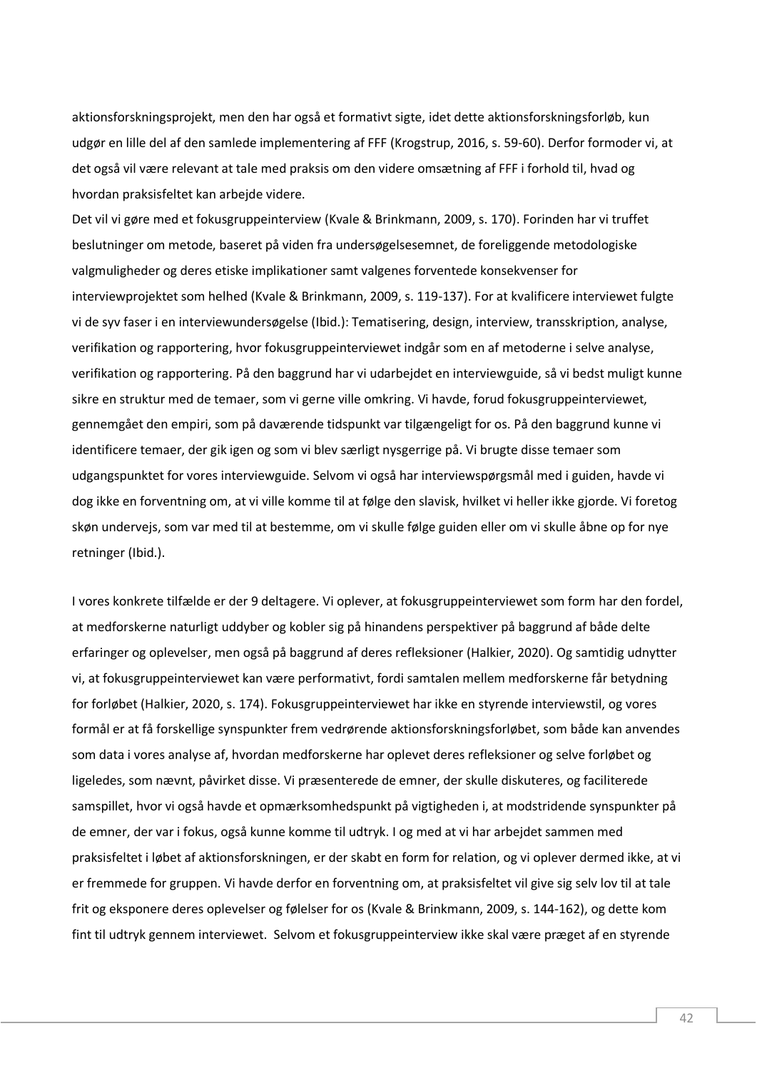aktionsforskningsprojekt, men den har også et formativt sigte, idet dette aktionsforskningsforløb, kun udgør en lille del af den samlede implementering af FFF (Krogstrup, 2016, s. 59-60). Derfor formoder vi, at det også vil være relevant at tale med praksis om den videre omsætning af FFF i forhold til, hvad og hvordan praksisfeltet kan arbejde videre.

Det vil vi gøre med et fokusgruppeinterview (Kvale & Brinkmann, 2009, s. 170). Forinden har vi truffet beslutninger om metode, baseret på viden fra undersøgelsesemnet, de foreliggende metodologiske valgmuligheder og deres etiske implikationer samt valgenes forventede konsekvenser for interviewprojektet som helhed (Kvale & Brinkmann, 2009, s. 119-137). For at kvalificere interviewet fulgte vi de syv faser i en interviewundersøgelse (Ibid.): Tematisering, design, interview, transskription, analyse, verifikation og rapportering, hvor fokusgruppeinterviewet indgår som en af metoderne i selve analyse, verifikation og rapportering. På den baggrund har vi udarbejdet en interviewguide, så vi bedst muligt kunne sikre en struktur med de temaer, som vi gerne ville omkring. Vi havde, forud fokusgruppeinterviewet, gennemgået den empiri, som på daværende tidspunkt var tilgængeligt for os. På den baggrund kunne vi identificere temaer, der gik igen og som vi blev særligt nysgerrige på. Vi brugte disse temaer som udgangspunktet for vores interviewguide. Selvom vi også har interviewspørgsmål med i guiden, havde vi dog ikke en forventning om, at vi ville komme til at følge den slavisk, hvilket vi heller ikke gjorde. Vi foretog skøn undervejs, som var med til at bestemme, om vi skulle følge guiden eller om vi skulle åbne op for nye retninger (Ibid.).

I vores konkrete tilfælde er der 9 deltagere. Vi oplever, at fokusgruppeinterviewet som form har den fordel, at medforskerne naturligt uddyber og kobler sig på hinandens perspektiver på baggrund af både delte erfaringer og oplevelser, men også på baggrund af deres refleksioner (Halkier, 2020). Og samtidig udnytter vi, at fokusgruppeinterviewet kan være performativt, fordi samtalen mellem medforskerne får betydning for forløbet (Halkier, 2020, s. 174). Fokusgruppeinterviewet har ikke en styrende interviewstil, og vores formål er at få forskellige synspunkter frem vedrørende aktionsforskningsforløbet, som både kan anvendes som data i vores analyse af, hvordan medforskerne har oplevet deres refleksioner og selve forløbet og ligeledes, som nævnt, påvirket disse. Vi præsenterede de emner, der skulle diskuteres, og faciliterede samspillet, hvor vi også havde et opmærksomhedspunkt på vigtigheden i, at modstridende synspunkter på de emner, der var i fokus, også kunne komme til udtryk. I og med at vi har arbejdet sammen med praksisfeltet i løbet af aktionsforskningen, er der skabt en form for relation, og vi oplever dermed ikke, at vi er fremmede for gruppen. Vi havde derfor en forventning om, at praksisfeltet vil give sig selv lov til at tale frit og eksponere deres oplevelser og følelser for os (Kvale & Brinkmann, 2009, s. 144-162), og dette kom fint til udtryk gennem interviewet. Selvom et fokusgruppeinterview ikke skal være præget af en styrende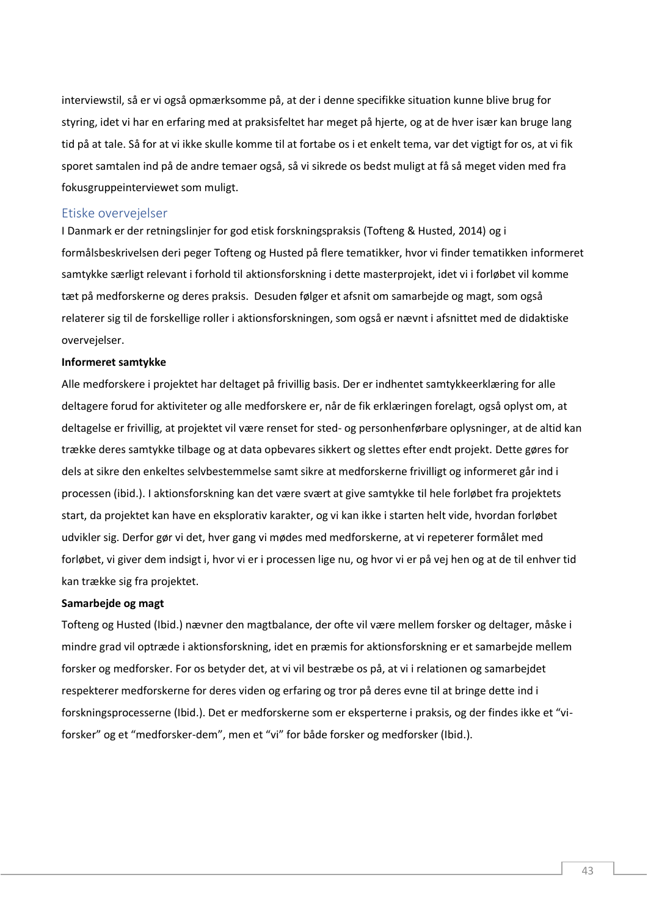interviewstil, så er vi også opmærksomme på, at der i denne specifikke situation kunne blive brug for styring, idet vi har en erfaring med at praksisfeltet har meget på hjerte, og at de hver især kan bruge lang tid på at tale. Så for at vi ikke skulle komme til at fortabe os i et enkelt tema, var det vigtigt for os, at vi fik sporet samtalen ind på de andre temaer også, så vi sikrede os bedst muligt at få så meget viden med fra fokusgruppeinterviewet som muligt.

## Etiske overvejelser

I Danmark er der retningslinjer for god etisk forskningspraksis (Tofteng & Husted, 2014) og i formålsbeskrivelsen deri peger Tofteng og Husted på flere tematikker, hvor vi finder tematikken informeret samtykke særligt relevant i forhold til aktionsforskning i dette masterprojekt, idet vi i forløbet vil komme tæt på medforskerne og deres praksis. Desuden følger et afsnit om samarbejde og magt, som også relaterer sig til de forskellige roller i aktionsforskningen, som også er nævnt i afsnittet med de didaktiske overvejelser.

**Informeret samtykke**

Alle medforskere i projektet har deltaget på frivillig basis. Der er indhentet samtykkeerklæring for alle deltagere forud for aktiviteter og alle medforskere er, når de fik erklæringen forelagt, også oplyst om, at deltagelse er frivillig, at projektet vil være renset for sted- og personhenførbare oplysninger, at de altid kan trække deres samtykke tilbage og at data opbevares sikkert og slettes efter endt projekt. Dette gøres for dels at sikre den enkeltes selvbestemmelse samt sikre at medforskerne frivilligt og informeret går ind i processen (ibid.). I aktionsforskning kan det være svært at give samtykke til hele forløbet fra projektets start, da projektet kan have en eksplorativ karakter, og vi kan ikke i starten helt vide, hvordan forløbet udvikler sig. Derfor gør vi det, hver gang vi mødes med medforskerne, at vi repeterer formålet med forløbet, vi giver dem indsigt i, hvor vi er i processen lige nu, og hvor vi er på vej hen og at de til enhver tid kan trække sig fra projektet.

**Samarbejde og magt**

Tofteng og Husted (Ibid.) nævner den magtbalance, der ofte vil være mellem forsker og deltager, måske i mindre grad vil optræde i aktionsforskning, idet en præmis for aktionsforskning er et samarbejde mellem forsker og medforsker. For os betyder det, at vi vil bestræbe os på, at vi i relationen og samarbejdet respekterer medforskerne for deres viden og erfaring og tror på deres evne til at bringe dette ind i forskningsprocesserne (Ibid.). Det er medforskerne som er eksperterne i praksis, og der findes ikke et "vi-forsker" og et "medforsker-dem", men et "vi" for både forsker og medforsker (Ibid.).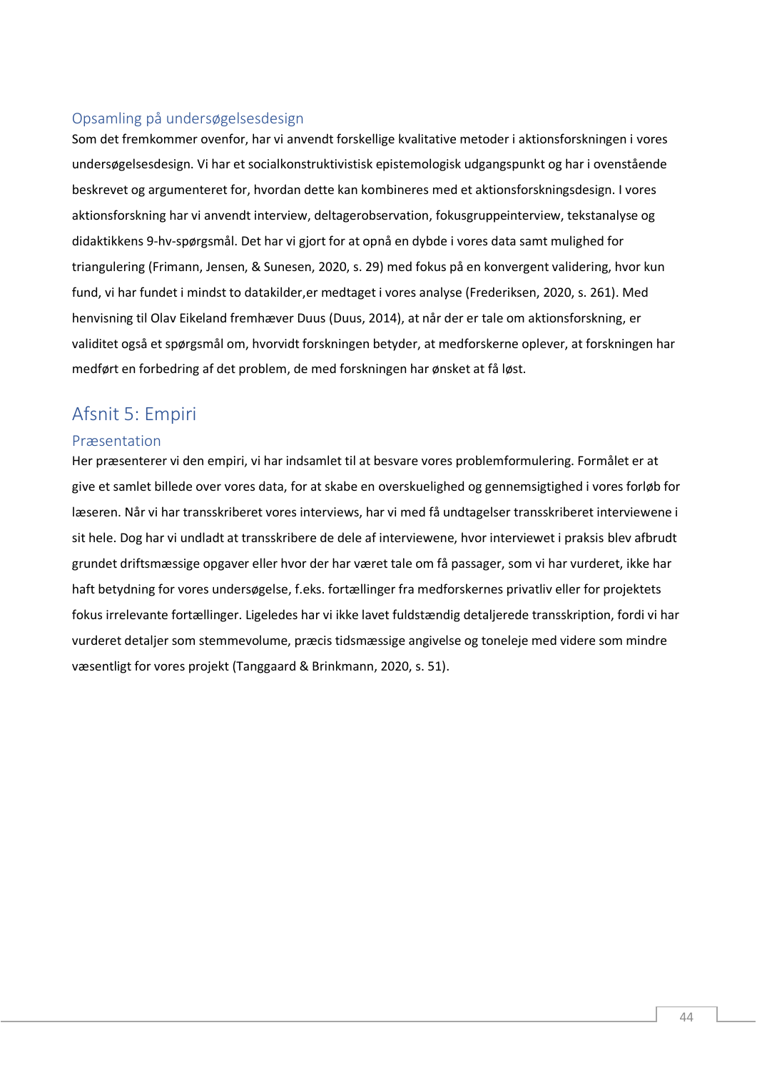### Opsamling på undersøgelsesdesign

Som det fremkommer ovenfor, har vi anvendt forskellige kvalitative metoder i aktionsforskningen i vores undersøgelsesdesign. Vi har et socialkonstruktivistisk epistemologisk udgangspunkt og har i ovenstående beskrevet og argumenteret for, hvordan dette kan kombineres med et aktionsforskningsdesign. I vores aktionsforskning har vi anvendt interview, deltagerobservation, fokusgruppeinterview, tekstanalyse og didaktikkens 9-hv-spørgsmål. Det har vi gjort for at opnå en dybde i vores data samt mulighed for triangulering (Frimann, Jensen, & Sunesen, 2020, s. 29) med fokus på en konvergent validering, hvor kun fund, vi har fundet i mindst to datakilder,er medtaget i vores analyse (Frederiksen, 2020, s. 261). Med henvisning til Olav Eikeland fremhæver Duus (Duus, 2014), at når der er tale om aktionsforskning, er validitet også et spørgsmål om, hvorvidt forskningen betyder, at medforskerne oplever, at forskningen har medført en forbedring af det problem, de med forskningen har ønsket at få løst.

## Afsnit 5: Empiri

### Præsentation

Her præsenterer vi den empiri, vi har indsamlet til at besvare vores problemformulering. Formålet er at give et samlet billede over vores data, for at skabe en overskuelighed og gennemsigtighed i vores forløb for læseren. Når vi har transskriberet vores interviews, har vi med få undtagelser transskriberet interviewene i sit hele. Dog har vi undladt at transskribere de dele af interviewene, hvor interviewet i praksis blev afbrudt grundet driftsmæssige opgaver eller hvor der har været tale om få passager, som vi har vurderet, ikke har haft betydning for vores undersøgelse, f.eks. fortællinger fra medforskernes privatliv eller for projektets fokus irrelevante fortællinger. Ligeledes har vi ikke lavet fuldstændig detaljerede transskription, fordi vi har vurderet detaljer som stemmevolume, præcis tidsmæssige angivelse og toneleje med videre som mindre væsentligt for vores projekt (Tanggaard & Brinkmann, 2020, s. 51).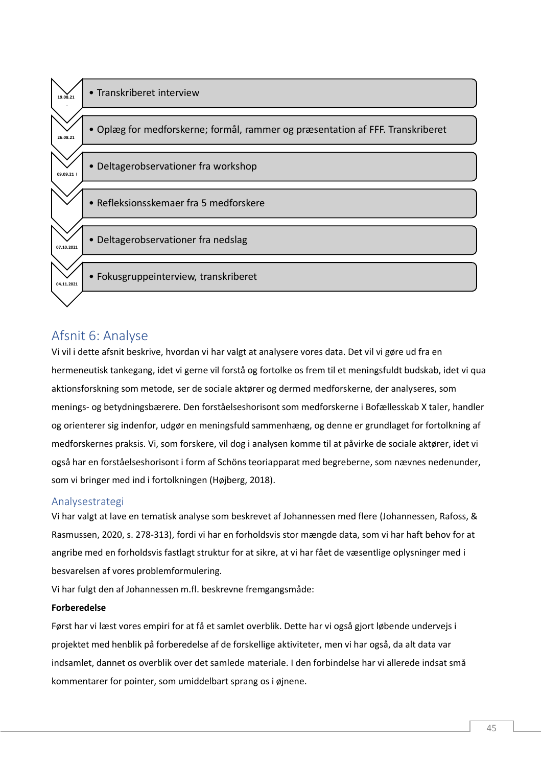| Dato | Data |
|---|---|
| 19.08.21 | • Transkriberet interview |
| 26.08.21 | • Oplæg for medforskerne; formål, rammer og præsentation af FFF. Transkriberet |
| 09.09.21 | • Deltagerobservationer fra workshop |
| | • Refleksionsskemaer fra 5 medforskere |
| 07.10.2021 | • Deltagerobservationer fra nedslag |
| 04.11.2021 | • Fokusgruppeinterview, transkriberet |

# Afsnit 6: Analyse

Vi vil i dette afsnit beskrive, hvordan vi har valgt at analysere vores data. Det vil vi gøre ud fra en hermeneutisk tankegang, idet vi gerne vil forstå og fortolke os frem til et meningsfuldt budskab, idet vi qua aktionsforskning som metode, ser de sociale aktører og dermed medforskerne, der analyseres, som menings- og betydningsbærere. Den forståelseshorisont som medforskerne i Bofællesskab X taler, handler og orienterer sig indenfor, udgør en meningsfuld sammenhæng, og denne er grundlaget for fortolkning af medforskernes praksis. Vi, som forskere, vil dog i analysen komme til at påvirke de sociale aktører, idet vi også har en forståelseshorisont i form af Schöns teoriapparat med begreberne, som nævnes nedenunder, som vi bringer med ind i fortolkningen (Højberg, 2018).

## Analysestrategi

Vi har valgt at lave en tematisk analyse som beskrevet af Johannessen med flere (Johannessen, Rafoss, & Rasmussen, 2020, s. 278-313), fordi vi har en forholdsvis stor mængde data, som vi har haft behov for at angribe med en forholdsvis fastlagt struktur for at sikre, at vi har fået de væsentlige oplysninger med i besvarelsen af vores problemformulering.

Vi har fulgt den af Johannessen m.fl. beskrevne fremgangsmåde:

**Forberedelse**

Først har vi læst vores empiri for at få et samlet overblik. Dette har vi også gjort løbende undervejs i projektet med henblik på forberedelse af de forskellige aktiviteter, men vi har også, da alt data var indsamlet, dannet os overblik over det samlede materiale. I den forbindelse har vi allerede indsat små kommentarer for pointer, som umiddelbart sprang os i øjnene.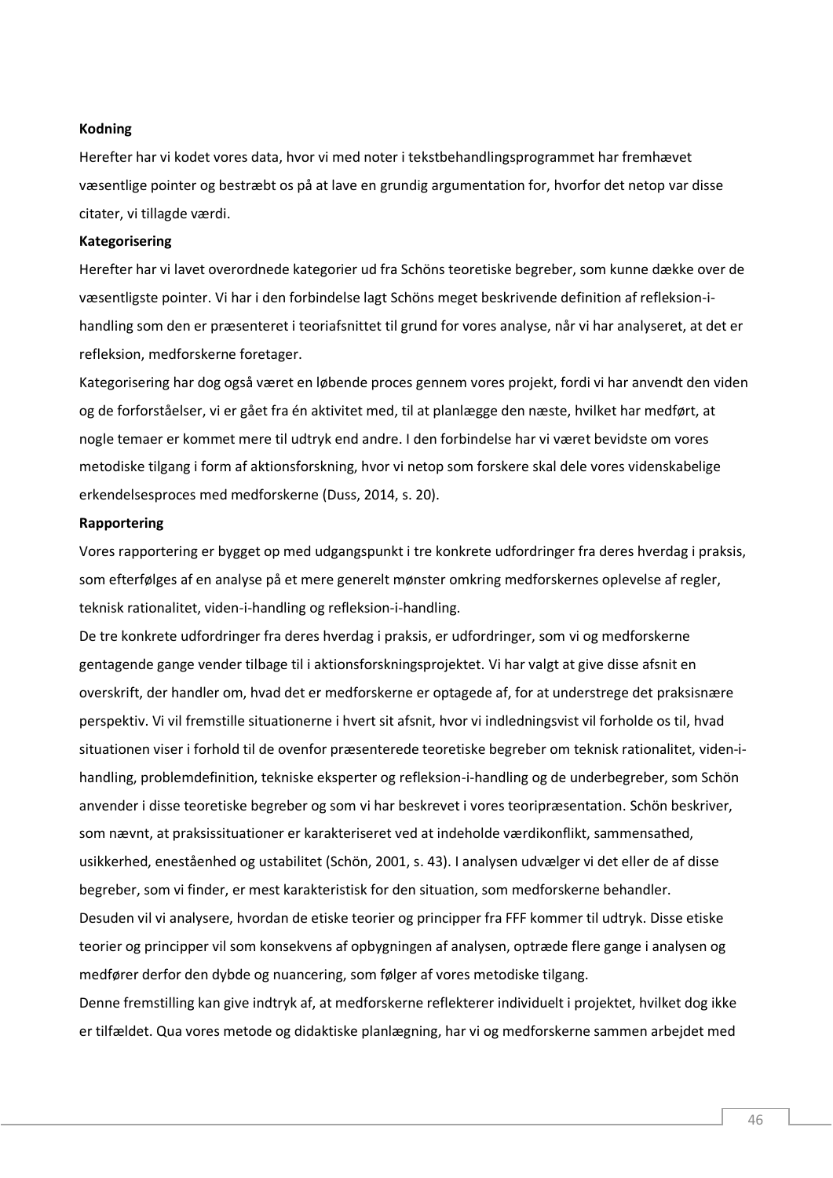**Kodning**

Herefter har vi kodet vores data, hvor vi med noter i tekstbehandlingsprogrammet har fremhævet væsentlige pointer og bestræbt os på at lave en grundig argumentation for, hvorfor det netop var disse citater, vi tillagde værdi.

**Kategorisering**

Herefter har vi lavet overordnede kategorier ud fra Schöns teoretiske begreber, som kunne dække over de væsentligste pointer. Vi har i den forbindelse lagt Schöns meget beskrivende definition af refleksion-i-handling som den er præsenteret i teoriafsnittet til grund for vores analyse, når vi har analyseret, at det er refleksion, medforskerne foretager.

Kategorisering har dog også været en løbende proces gennem vores projekt, fordi vi har anvendt den viden og de forforståelser, vi er gået fra én aktivitet med, til at planlægge den næste, hvilket har medført, at nogle temaer er kommet mere til udtryk end andre. I den forbindelse har vi været bevidste om vores metodiske tilgang i form af aktionsforskning, hvor vi netop som forskere skal dele vores videnskabelige erkendelsesproces med medforskerne (Duss, 2014, s. 20).

**Rapportering**

Vores rapportering er bygget op med udgangspunkt i tre konkrete udfordringer fra deres hverdag i praksis, som efterfølges af en analyse på et mere generelt mønster omkring medforskernes oplevelse af regler, teknisk rationalitet, viden-i-handling og refleksion-i-handling.

De tre konkrete udfordringer fra deres hverdag i praksis, er udfordringer, som vi og medforskerne gentagende gange vender tilbage til i aktionsforskningsprojektet. Vi har valgt at give disse afsnit en overskrift, der handler om, hvad det er medforskerne er optagede af, for at understrege det praksisnære perspektiv. Vi vil fremstille situationerne i hvert sit afsnit, hvor vi indledningsvist vil forholde os til, hvad situationen viser i forhold til de ovenfor præsenterede teoretiske begreber om teknisk rationalitet, viden-i-handling, problemdefinition, tekniske eksperter og refleksion-i-handling og de underbegreber, som Schön anvender i disse teoretiske begreber og som vi har beskrevet i vores teoripræsentation. Schön beskriver, som nævnt, at praksissituationer er karakteriseret ved at indeholde værdikonflikt, sammensathed, usikkerhed, enestående og ustabilitet (Schön, 2001, s. 43). I analysen udvælger vi det eller de af disse begreber, som vi finder, er mest karakteristisk for den situation, som medforskerne behandler.

Desuden vil vi analysere, hvordan de etiske teorier og principper fra FFF kommer til udtryk. Disse etiske teorier og principper vil som konsekvens af opbygningen af analysen, optræde flere gange i analysen og medfører derfor den dybde og nuancering, som følger af vores metodiske tilgang.

Denne fremstilling kan give indtryk af, at medforskerne reflekterer individuelt i projektet, hvilket dog ikke er tilfældet. Qua vores metode og didaktiske planlægning, har vi og medforskerne sammen arbejdet med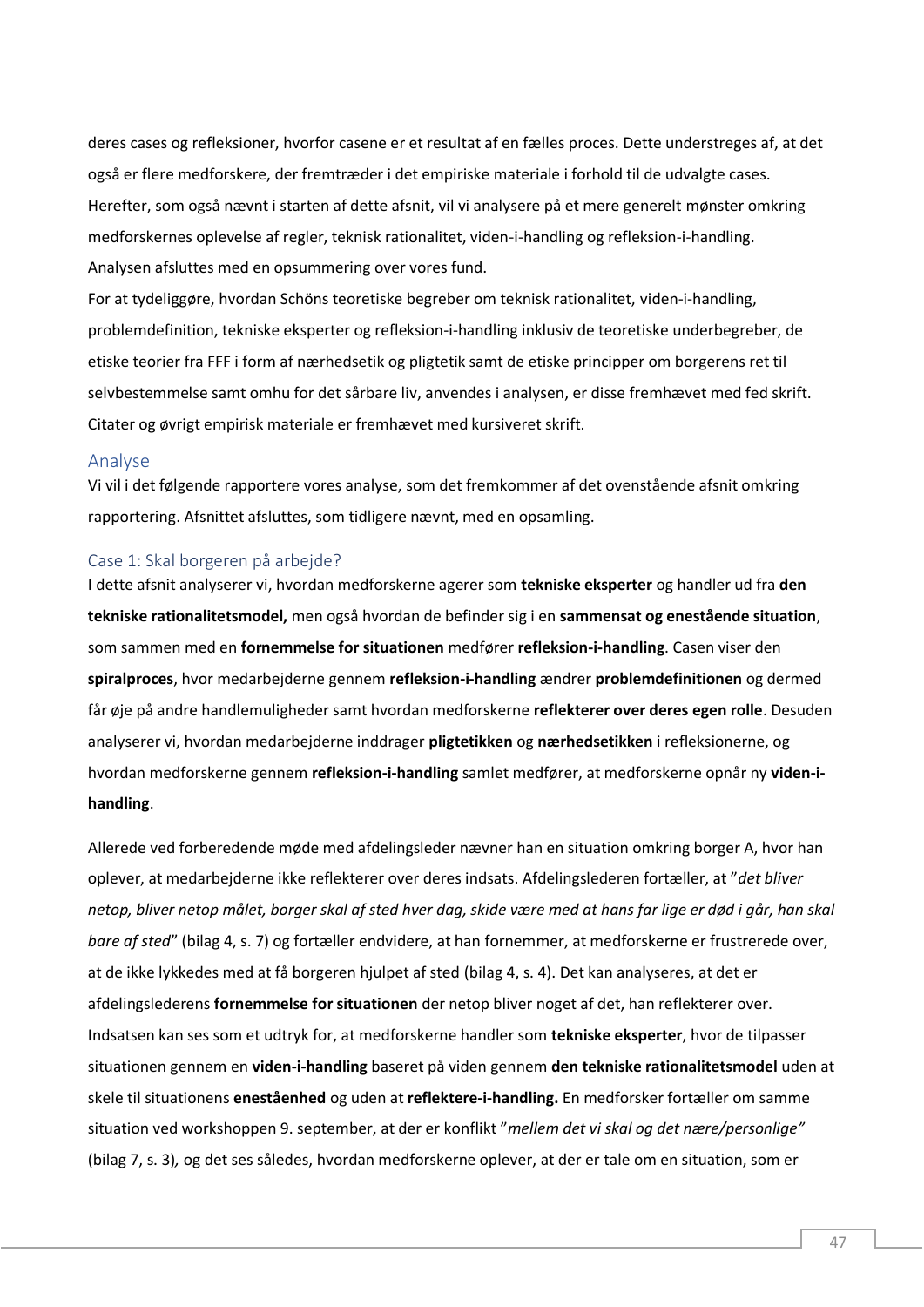deres cases og refleksioner, hvorfor casene er et resultat af en fælles proces. Dette understreges af, at det også er flere medforskere, der fremtræder i det empiriske materiale i forhold til de udvalgte cases. Herefter, som også nævnt i starten af dette afsnit, vil vi analysere på et mere generelt mønster omkring medforskernes oplevelse af regler, teknisk rationalitet, viden-i-handling og refleksion-i-handling. Analysen afsluttes med en opsummering over vores fund.

For at tydeliggøre, hvordan Schöns teoretiske begreber om teknisk rationalitet, viden-i-handling, problemdefinition, tekniske eksperter og refleksion-i-handling inklusiv de teoretiske underbegreber, de etiske teorier fra FFF i form af nærhedsetik og pligtetik samt de etiske principper om borgerens ret til selvbestemmelse samt omhu for det sårbare liv, anvendes i analysen, er disse fremhævet med fed skrift. Citater og øvrigt empirisk materiale er fremhævet med kursiveret skrift.

## Analyse

Vi vil i det følgende rapportere vores analyse, som det fremkommer af det ovenstående afsnit omkring rapportering. Afsnittet afsluttes, som tidligere nævnt, med en opsamling.

### Case 1: Skal borgeren på arbejde?

I dette afsnit analyserer vi, hvordan medforskerne agerer som **tekniske eksperter** og handler ud fra **den tekniske rationalitetsmodel,** men også hvordan de befinder sig i en **sammensat og enestående situation**, som sammen med en **fornemmelse for situationen** medfører **refleksion-i-handling**. Casen viser den **spiralproces**, hvor medarbejderne gennem **refleksion-i-handling** ændrer **problemdefinitionen** og dermed får øje på andre handlemuligheder samt hvordan medforskerne **reflekterer over deres egen rolle**. Desuden analyserer vi, hvordan medarbejderne inddrager **pligtetikken** og **nærhedsetikken** i refleksionerne, og hvordan medforskerne gennem **refleksion-i-handling** samlet medfører, at medforskerne opnår ny **viden-i-handling**.

Allerede ved forberedende møde med afdelingsleder nævner han en situation omkring borger A, hvor han oplever, at medarbejderne ikke reflekterer over deres indsats. Afdelingslederen fortæller, at "*det bliver netop, bliver netop målet, borger skal af sted hver dag, skide være med at hans far lige er død i går, han skal bare af sted*" (bilag 4, s. 7) og fortæller endvidere, at han fornemmer, at medforskerne er frustrerede over, at de ikke lykkedes med at få borgeren hjulpet af sted (bilag 4, s. 4). Det kan analyseres, at det er afdelingslederens **fornemmelse for situationen** der netop bliver noget af det, han reflekterer over. Indsatsen kan ses som et udtryk for, at medforskerne handler som **tekniske eksperter**, hvor de tilpasser situationen gennem en **viden-i-handling** baseret på viden gennem **den tekniske rationalitetsmodel** uden at skele til situationens **enestående**d og uden at **reflektere-i-handling.** En medforsker fortæller om samme situation ved workshoppen 9. september, at der er konflikt "*mellem det vi skal og det nære/personlige*" (bilag 7, s. 3)*,* og det ses således, hvordan medforskerne oplever, at der er tale om en situation, som er

deres cases og refleksioner, hvorfor casene er et resultat af en fælles proces. Dette understreges af, at det også er flere medforskere, der fremtræder i det empiriske materiale i forhold til de udvalgte cases. Herefter, som også nævnt i starten af dette afsnit, vil vi analysere på et mere generelt mønster omkring medforskernes oplevelse af regler, teknisk rationalitet, viden-i-handling og refleksion-i-handling. Analysen afsluttes med en opsummering over vores fund.

For at tydeliggøre, hvordan Schöns teoretiske begreber om teknisk rationalitet, viden-i-handling, problemdefinition, tekniske eksperter og refleksion-i-handling inklusiv de teoretiske underbegreber, de etiske teorier fra FFF i form af nærhedsetik og pligtetik samt de etiske principper om borgerens ret til selvbestemmelse samt omhu for det sårbare liv, anvendes i analysen, er disse fremhævet med fed skrift. Citater og øvrigt empirisk materiale er fremhævet med kursiveret skrift.

## Analyse

Vi vil i det følgende rapportere vores analyse, som det fremkommer af det ovenstående afsnit omkring rapportering. Afsnittet afsluttes, som tidligere nævnt, med en opsamling.

### Case 1: Skal borgeren på arbejde?

I dette afsnit analyserer vi, hvordan medforskerne agerer som **tekniske eksperter** og handler ud fra **den tekniske rationalitetsmodel,** men også hvordan de befinder sig i en **sammensat og enestående situation**, som sammen med en **fornemmelse for situationen** medfører **refleksion-i-handling**. Casen viser den **spiralproces**, hvor medarbejderne gennem **refleksion-i-handling** ændrer **problemdefinitionen** og dermed får øje på andre handlemuligheder samt hvordan medforskerne **reflekterer over deres egen rolle**. Desuden analyserer vi, hvordan medarbejderne inddrager **pligtetikken** og **nærhedsetikken** i refleksionerne, og hvordan medforskerne gennem **refleksion-i-handling** samlet medfører, at medforskerne opnår ny **viden-i-handling**.

Allerede ved forberedende møde med afdelingsleder nævner han en situation omkring borger A, hvor han oplever, at medarbejderne ikke reflekterer over deres indsats. Afdelingslederen fortæller, at "*det bliver netop, bliver netop målet, borger skal af sted hver dag, skide være med at hans far lige er død i går, han skal bare af sted*" (bilag 4, s. 7) og fortæller endvidere, at han fornemmer, at medforskerne er frustrerede over, at de ikke lykkedes med at få borgeren hjulpet af sted (bilag 4, s. 4). Det kan analyseres, at det er afdelingslederens **fornemmelse for situationen** der netop bliver noget af det, han reflekterer over. Indsatsen kan ses som et udtryk for, at medforskerne handler som **tekniske eksperter**, hvor de tilpasser situationen gennem en **viden-i-handling** baseret på viden gennem **den tekniske rationalitetsmodel** uden at skele til situationens **enestående**hed og uden at **reflektere-i-handling.** En medforsker fortæller om samme situation ved workshoppen 9. september, at der er konflikt "*mellem det vi skal og det nære/personlige*" (bilag 7, s. 3)*,* og det ses således, hvordan medforskerne oplever, at der er tale om en situation, som er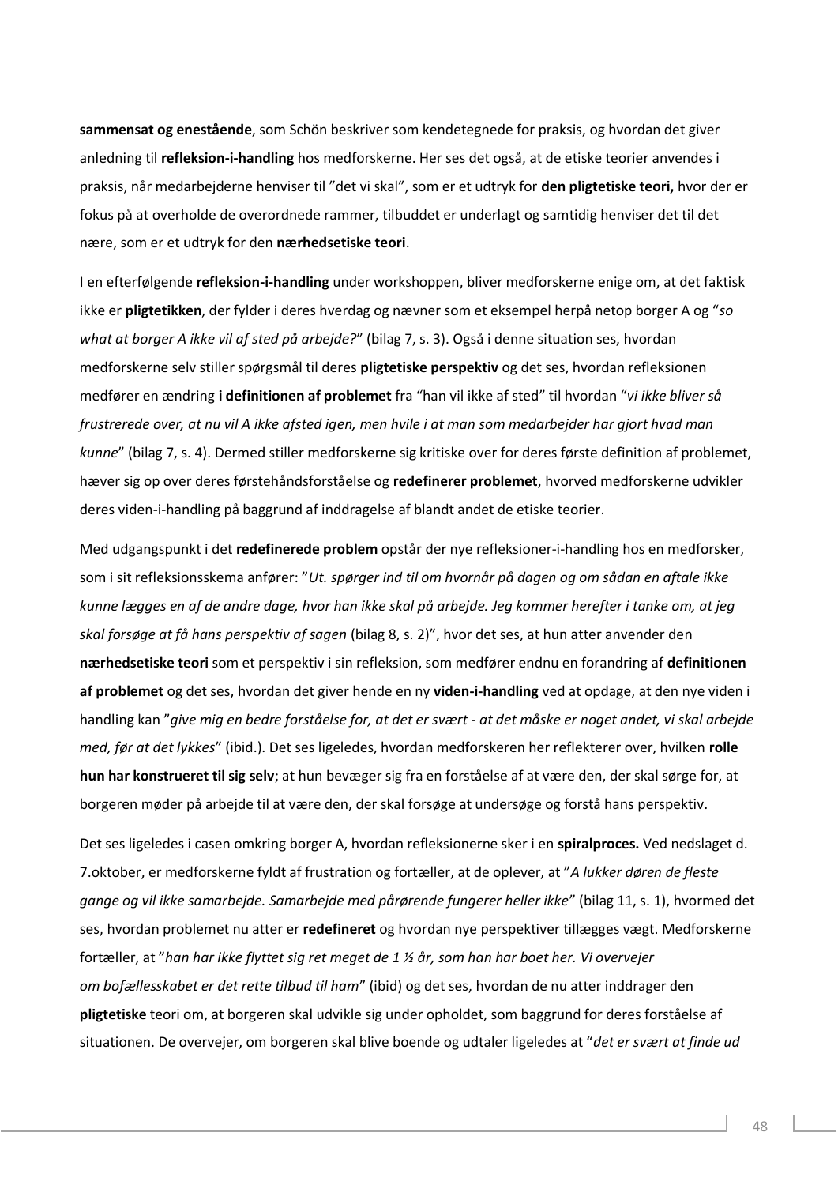**sammensat og enestående**, som Schön beskriver som kendetegnede for praksis, og hvordan det giver anledning til **refleksion-i-handling** hos medforskerne. Her ses det også, at de etiske teorier anvendes i praksis, når medarbejderne henviser til "det vi skal", som er et udtryk for **den pligtetiske teori,** hvor der er fokus på at overholde de overordnede rammer, tilbuddet er underlagt og samtidig henviser det til det nære, som er et udtryk for den **nærhedsetiske teori**.

I en efterfølgende **refleksion-i-handling** under workshoppen, bliver medforskerne enige om, at det faktisk ikke er **pligtetikken**, der fylder i deres hverdag og nævner som et eksempel herpå netop borger A og "*so what at borger A ikke vil af sted på arbejde?*" (bilag 7, s. 3). Også i denne situation ses, hvordan medforskerne selv stiller spørgsmål til deres **pligtetiske perspektiv** og det ses, hvordan refleksionen medfører en ændring **i definitionen af problemet** fra "han vil ikke af sted" til hvordan "*vi ikke bliver så frustrerede over, at nu vil A ikke afsted igen, men hvile i at man som medarbejder har gjort hvad man kunne*" (bilag 7, s. 4). Dermed stiller medforskerne sig kritiske over for deres første definition af problemet, hæver sig op over deres førstehåndsforståelse og **redefinerer problemet**, hvorved medforskerne udvikler deres viden-i-handling på baggrund af inddragelse af blandt andet de etiske teorier.

Med udgangspunkt i det **redefinerede problem** opstår der nye refleksioner-i-handling hos en medforsker, som i sit refleksionsskema anfører: "*Ut. spørger ind til om hvornår på dagen og om sådan en aftale ikke kunne lægges en af de andre dage, hvor han ikke skal på arbejde. Jeg kommer herefter i tanke om, at jeg skal forsøge at få hans perspektiv af sagen* (bilag 8, s. 2)", hvor det ses, at hun atter anvender den **nærhedsetiske teori** som et perspektiv i sin refleksion, som medfører endnu en forandring af **definitionen af problemet** og det ses, hvordan det giver hende en ny **viden-i-handling** ved at opdage, at den nye viden i handling kan "*give mig en bedre forståelse for, at det er svært - at det måske er noget andet, vi skal arbejde med, før at det lykkes*" (ibid.). Det ses ligeledes, hvordan medforskeren her reflekterer over, hvilken **rolle hun har konstrueret til sig selv**; at hun bevæger sig fra en forståelse af at være den, der skal sørge for, at borgeren møder på arbejde til at være den, der skal forsøge at undersøge og forstå hans perspektiv.

Det ses ligeledes i casen omkring borger A, hvordan refleksionerne sker i en **spiralproces.** Ved nedslaget d. 7.oktober, er medforskerne fyldt af frustration og fortæller, at de oplever, at "*A lukker døren de fleste gange og vil ikke samarbejde. Samarbejde med pårørende fungerer heller ikke*" (bilag 11, s. 1), hvormed det ses, hvordan problemet nu atter er **redefineret** og hvordan nye perspektiver tillægges vægt. Medforskerne fortæller, at "*han har ikke flyttet sig ret meget de 1 ½ år, som han har boet her. Vi overvejer om bofællesskabet er det rette tilbud til ham*" (ibid) og det ses, hvordan de nu atter inddrager den **pligtetiske** teori om, at borgeren skal udvikle sig under opholdet, som baggrund for deres forståelse af situationen. De overvejer, om borgeren skal blive boende og udtaler ligeledes at "*det er svært at finde ud*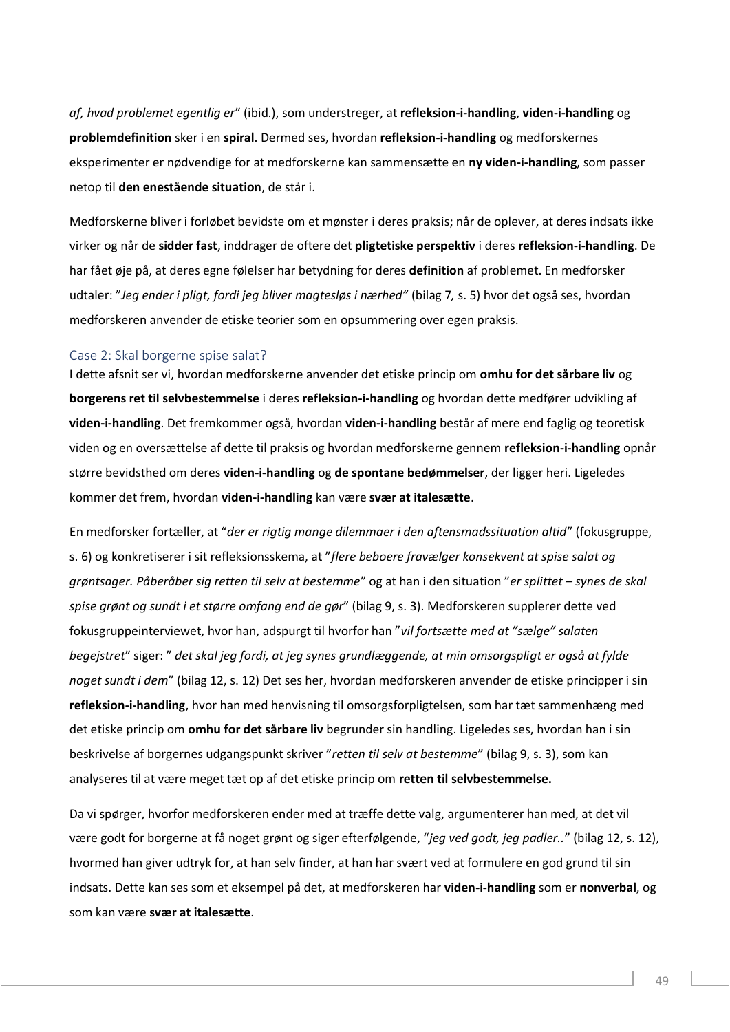*af, hvad problemet egentlig er*" (ibid.), som understreger, at **refleksion-i-handling**, **viden-i-handling** og **problemdefinition** sker i en **spiral**. Dermed ses, hvordan **refleksion-i-handling** og medforskernes eksperimenter er nødvendige for at medforskerne kan sammensætte en **ny viden-i-handling**, som passer netop til **den enestående situation**, de står i.

Medforskerne bliver i forløbet bevidste om et mønster i deres praksis; når de oplever, at deres indsats ikke virker og når de **sidder fast**, inddrager de oftere det **pligtetiske perspektiv** i deres **refleksion-i-handling**. De har fået øje på, at deres egne følelser har betydning for deres **definition** af problemet. En medforsker udtaler: "*Jeg ender i pligt, fordi jeg bliver magtesløs i nærhed"* (bilag 7*,* s. 5) hvor det også ses, hvordan medforskeren anvender de etiske teorier som en opsummering over egen praksis.

## Case 2: Skal borgerne spise salat?

I dette afsnit ser vi, hvordan medforskerne anvender det etiske princip om **omhu for det sårbare liv** og **borgerens ret til selvbestemmelse** i deres **refleksion-i-handling** og hvordan dette medfører udvikling af **viden-i-handling**. Det fremkommer også, hvordan **viden-i-handling** består af mere end faglig og teoretisk viden og en oversættelse af dette til praksis og hvordan medforskerne gennem **refleksion-i-handling** opnår større bevidsthed om deres **viden-i-handling** og **de spontane bedømmelser**, der ligger heri. Ligeledes kommer det frem, hvordan **viden-i-handling** kan være **svær at italesætte**.

En medforsker fortæller, at "*der er rigtig mange dilemmaer i den aftensmadssituation altid*" (fokusgruppe, s. 6) og konkretiserer i sit refleksionsskema, at "*flere beboere fravælger konsekvent at spise salat og grøntsager. Påberåber sig retten til selv at bestemme*" og at han i den situation "*er splittet – synes de skal spise grønt og sundt i et større omfang end de gør*" (bilag 9, s. 3). Medforskeren supplerer dette ved fokusgruppeinterviewet, hvor han, adspurgt til hvorfor han "*vil fortsætte med at "sælge" salaten begejstret*" siger: " *det skal jeg fordi, at jeg synes grundlæggende, at min omsorgspligt er også at fylde noget sundt i dem*" (bilag 12, s. 12) Det ses her, hvordan medforskeren anvender de etiske principper i sin **refleksion-i-handling**, hvor han med henvisning til omsorgsforpligtelsen, som har tæt sammenhæng med det etiske princip om **omhu for det sårbare liv** begrunder sin handling. Ligeledes ses, hvordan han i sin beskrivelse af borgernes udgangspunkt skriver "*retten til selv at bestemme*" (bilag 9, s. 3), som kan analyseres til at være meget tæt op af det etiske princip om **retten til selvbestemmelse.**

Da vi spørger, hvorfor medforskeren ender med at træffe dette valg, argumenterer han med, at det vil være godt for borgerne at få noget grønt og siger efterfølgende, "*jeg ved godt, jeg padler..*" (bilag 12, s. 12), hvormed han giver udtryk for, at han selv finder, at han har svært ved at formulere en god grund til sin indsats. Dette kan ses som et eksempel på det, at medforskeren har **viden-i-handling** som er **nonverbal**, og som kan være **svær at italesætte**.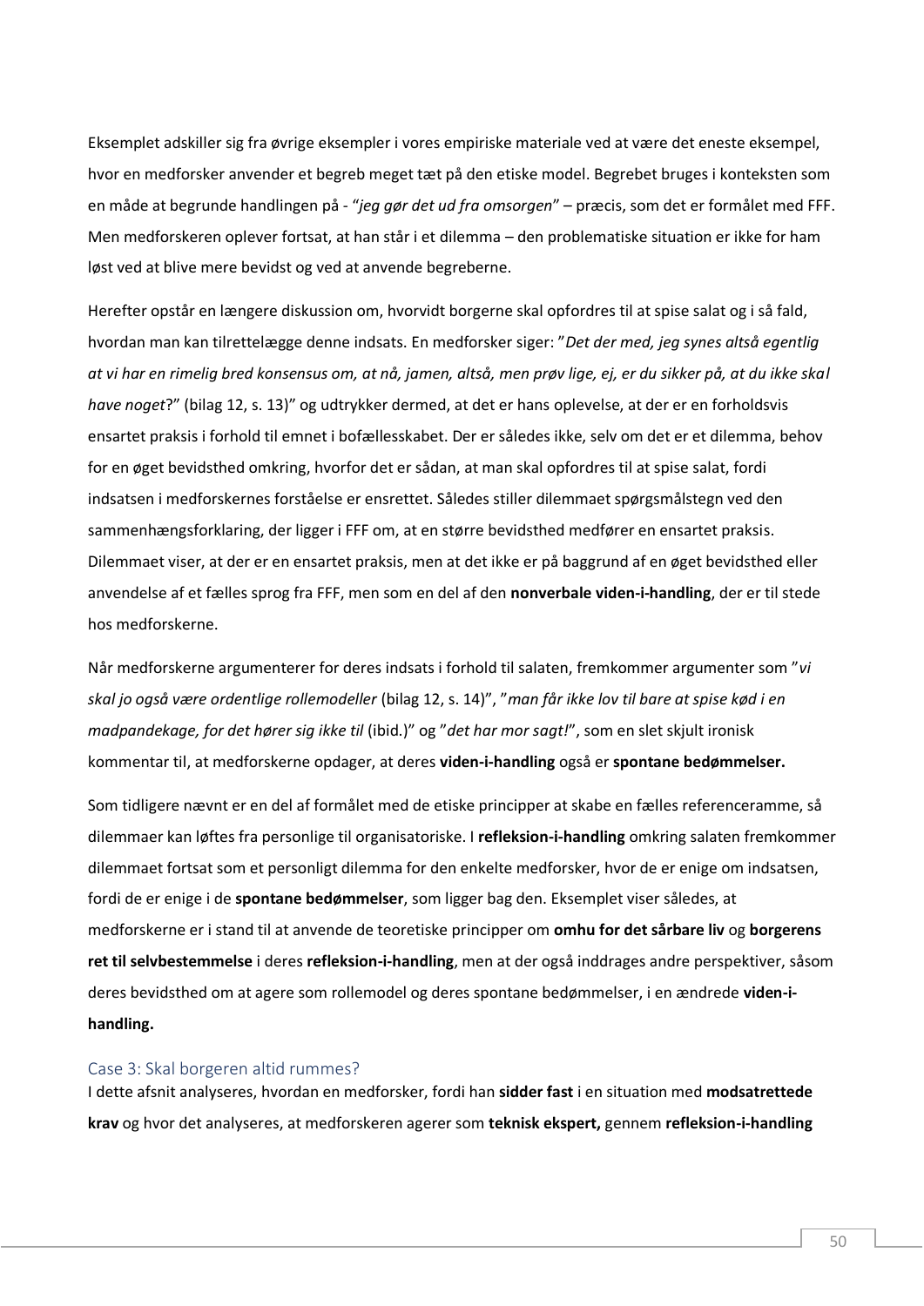Eksemplet adskiller sig fra øvrige eksempler i vores empiriske materiale ved at være det eneste eksempel, hvor en medforsker anvender et begreb meget tæt på den etiske model. Begrebet bruges i konteksten som en måde at begrunde handlingen på - "*jeg gør det ud fra omsorgen*" – præcis, som det er formålet med FFF. Men medforskeren oplever fortsat, at han står i et dilemma – den problematiske situation er ikke for ham løst ved at blive mere bevidst og ved at anvende begreberne.

Herefter opstår en længere diskussion om, hvorvidt borgerne skal opfordres til at spise salat og i så fald, hvordan man kan tilrettelægge denne indsats. En medforsker siger: "*Det der med, jeg synes altså egentlig at vi har en rimelig bred konsensus om, at nå, jamen, altså, men prøv lige, ej, er du sikker på, at du ikke skal have noget*?" (bilag 12, s. 13)" og udtrykker dermed, at det er hans oplevelse, at der er en forholdsvis ensartet praksis i forhold til emnet i bofællesskabet. Der er således ikke, selv om det er et dilemma, behov for en øget bevidsthed omkring, hvorfor det er sådan, at man skal opfordres til at spise salat, fordi indsatsen i medforskernes forståelse er ensrettet. Således stiller dilemmaet spørgsmålstegn ved den sammenhængsforklaring, der ligger i FFF om, at en større bevidsthed medfører en ensartet praksis. Dilemmaet viser, at der er en ensartet praksis, men at det ikke er på baggrund af en øget bevidsthed eller anvendelse af et fælles sprog fra FFF, men som en del af den **nonverbale viden-i-handling**, der er til stede hos medforskerne.

Når medforskerne argumenterer for deres indsats i forhold til salaten, fremkommer argumenter som "*vi skal jo også være ordentlige rollemodeller* (bilag 12, s. 14)", "*man får ikke lov til bare at spise kød i en madpandekage, for det hører sig ikke til* (ibid.)" og "*det har mor sagt!*", som en slet skjult ironisk kommentar til, at medforskerne opdager, at deres **viden-i-handling** også er **spontane bedømmelser.**

Som tidligere nævnt er en del af formålet med de etiske principper at skabe en fælles referenceramme, så dilemmaer kan løftes fra personlige til organisatoriske. I **refleksion-i-handling** omkring salaten fremkommer dilemmaet fortsat som et personligt dilemma for den enkelte medforsker, hvor de er enige om indsatsen, fordi de er enige i de **spontane bedømmelser**, som ligger bag den. Eksemplet viser således, at medforskerne er i stand til at anvende de teoretiske principper om **omhu for det sårbare liv** og **borgerens ret til selvbestemmelse** i deres **refleksion-i-handling**, men at der også inddrages andre perspektiver, såsom deres bevidsthed om at agere som rollemodel og deres spontane bedømmelser, i en ændrede **viden-i-handling.**

### Case 3: Skal borgeren altid rummes?

I dette afsnit analyseres, hvordan en medforsker, fordi han **sidder fast** i en situation med **modsatrettede krav** og hvor det analyseres, at medforskeren agerer som **teknisk ekspert,** gennem **refleksion-i-handling**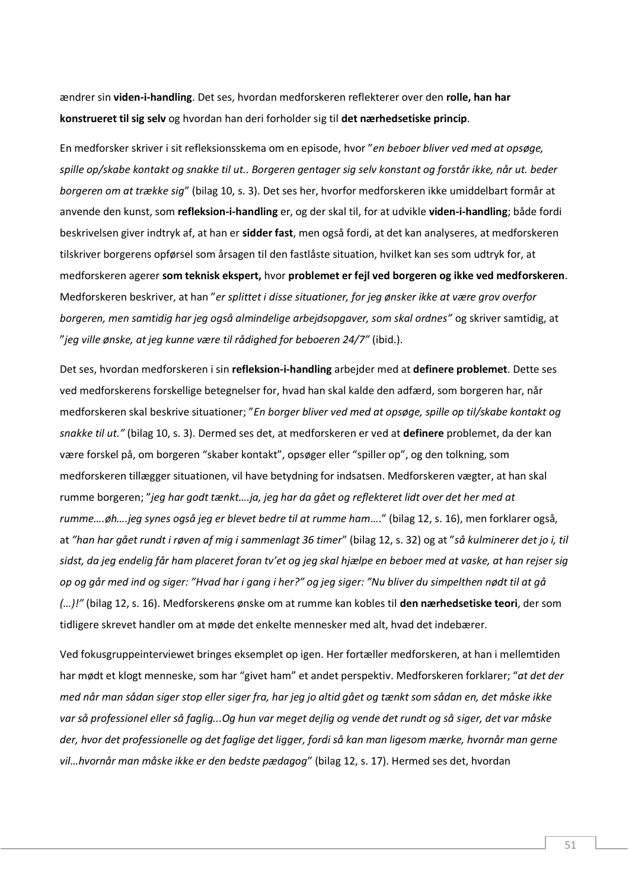ændrer sin **viden-i-handling**. Det ses, hvordan medforskeren reflekterer over den **rolle, han har konstrueret til sig selv** og hvordan han deri forholder sig til **det nærhedsetiske princip**.

En medforsker skriver i sit refleksionsskema om en episode, hvor "*en beboer bliver ved med at opsøge, spille op/skabe kontakt og snakke til ut.. Borgeren gentager sig selv konstant og forstår ikke, når ut. beder borgeren om at trække sig*" (bilag 10, s. 3). Det ses her, hvorfor medforskeren ikke umiddelbart formår at anvende den kunst, som **refleksion-i-handling** er, og der skal til, for at udvikle **viden-i-handling**; både fordi beskrivelsen giver indtryk af, at han er **sidder fast**, men også fordi, at det kan analyseres, at medforskeren tilskriver borgerens opførsel som årsagen til den fastlåste situation, hvilket kan ses som udtryk for, at medforskeren agerer **som teknisk ekspert,** hvor **problemet er fejl ved borgeren og ikke ved medforskeren**. Medforskeren beskriver, at han "*er splittet i disse situationer, for jeg ønsker ikke at være grov overfor borgeren, men samtidig har jeg også almindelige arbejdsopgaver, som skal ordnes"* og skriver samtidig, at "*jeg ville ønske, at jeg kunne være til rådighed for beboeren 24/7"* (ibid.).

Det ses, hvordan medforskeren i sin **refleksion-i-handling** arbejder med at **definere problemet**. Dette ses ved medforskerens forskellige betegnelser for, hvad han skal kalde den adfærd, som borgeren har, når medforskeren skal beskrive situationer; "*En borger bliver ved med at opsøge, spille op til/skabe kontakt og snakke til ut."* (bilag 10, s. 3). Dermed ses det, at medforskeren er ved at **definere** problemet, da der kan være forskel på, om borgeren "skaber kontakt", opsøger eller "spiller op", og den tolkning, som medforskeren tillægger situationen, vil have betydning for indsatsen. Medforskeren vægter, at han skal rumme borgeren; "*jeg har godt tænkt….ja, jeg har da gået og reflekteret lidt over det her med at rumme….øh….jeg synes også jeg er blevet bedre til at rumme ham*…." (bilag 12, s. 16), men forklarer også, at *"han har gået rundt i røven af mig i sammenlagt 36 timer*" (bilag 12, s. 32) og at "*så kulminerer det jo i, til sidst, da jeg endelig får ham placeret foran tv'et og jeg skal hjælpe en beboer med at vaske, at han rejser sig op og går med ind og siger: "Hvad har i gang i her?" og jeg siger: "Nu bliver du simpelthen nødt til at gå (…)!"* (bilag 12, s. 16). Medforskerens ønske om at rumme kan kobles til **den nærhedsetiske teori**, der som tidligere skrevet handler om at møde det enkelte mennesker med alt, hvad det indebærer.

Ved fokusgruppeinterviewet bringes eksemplet op igen. Her fortæller medforskeren, at han i mellemtiden har mødt et klogt menneske, som har "givet ham" et andet perspektiv. Medforskeren forklarer; "*at det der med når man sådan siger stop eller siger fra, har jeg jo altid gået og tænkt som sådan en, det måske ikke var så professionel eller så faglig...Og hun var meget dejlig og vende det rundt og så siger, det var måske der, hvor det professionelle og det faglige det ligger, fordi så kan man ligesom mærke, hvornår man gerne vil…hvornår man måske ikke er den bedste pædagog*" (bilag 12, s. 17). Hermed ses det, hvordan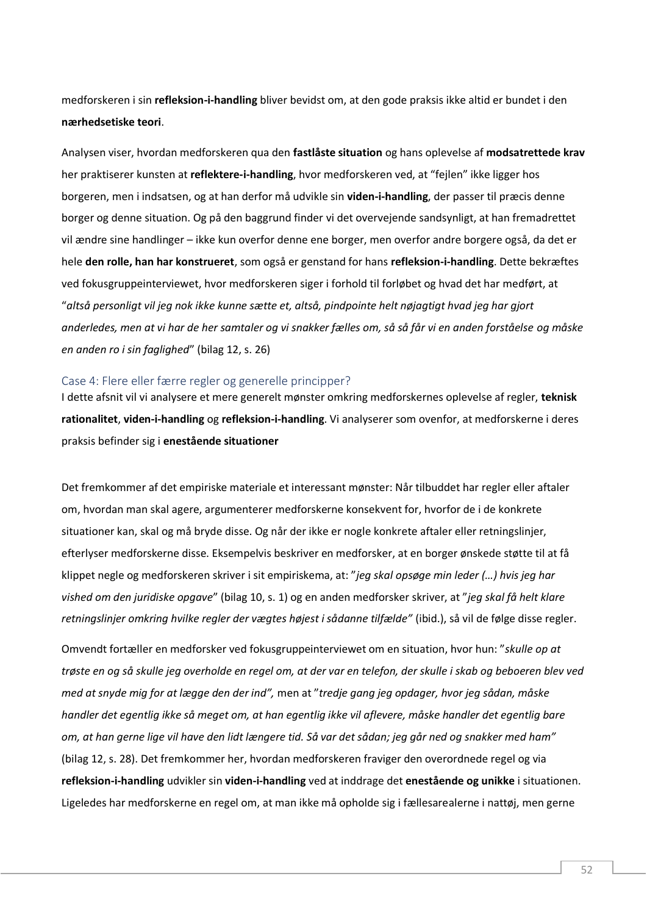medforskeren i sin **refleksion-i-handling** bliver bevidst om, at den gode praksis ikke altid er bundet i den **nærhedsetiske teori**.

Analysen viser, hvordan medforskeren qua den **fastlåste situation** og hans oplevelse af **modsatrettede krav** her praktiserer kunsten at **reflektere-i-handling**, hvor medforskeren ved, at "fejlen" ikke ligger hos borgeren, men i indsatsen, og at han derfor må udvikle sin **viden-i-handling**, der passer til præcis denne borger og denne situation. Og på den baggrund finder vi det overvejende sandsynligt, at han fremadrettet vil ændre sine handlinger – ikke kun overfor denne ene borger, men overfor andre borgere også, da det er hele **den rolle, han har konstrueret**, som også er genstand for hans **refleksion-i-handling**. Dette bekræftes ved fokusgruppeinterviewet, hvor medforskeren siger i forhold til forløbet og hvad det har medført, at "*altså personligt vil jeg nok ikke kunne sætte et, altså, pindpointe helt nøjagtigt hvad jeg har gjort anderledes, men at vi har de her samtaler og vi snakker fælles om, så så får vi en anden forståelse og måske en anden ro i sin faglighed*" (bilag 12, s. 26)

## Case 4: Flere eller færre regler og generelle principper?

I dette afsnit vil vi analysere et mere generelt mønster omkring medforskernes oplevelse af regler, **teknisk rationalitet**, **viden-i-handling** og **refleksion-i-handling**. Vi analyserer som ovenfor, at medforskerne i deres praksis befinder sig i **enestående situationer**

Det fremkommer af det empiriske materiale et interessant mønster: Når tilbuddet har regler eller aftaler om, hvordan man skal agere, argumenterer medforskerne konsekvent for, hvorfor de i de konkrete situationer kan, skal og må bryde disse. Og når der ikke er nogle konkrete aftaler eller retningslinjer, efterlyser medforskerne disse. Eksempelvis beskriver en medforsker, at en borger ønskede støtte til at få klippet negle og medforskeren skriver i sit empiriskema, at: "*jeg skal opsøge min leder (…) hvis jeg har vished om den juridiske opgave*" (bilag 10, s. 1) og en anden medforsker skriver, at "*jeg skal få helt klare retningslinjer omkring hvilke regler der vægtes højest i sådanne tilfælde"* (ibid.), så vil de følge disse regler.

Omvendt fortæller en medforsker ved fokusgruppeinterviewet om en situation, hvor hun: "*skulle op at trøste en og så skulle jeg overholde en regel om, at der var en telefon, der skulle i skab og beboeren blev ved med at snyde mig for at lægge den der ind",* men at "*tredje gang jeg opdager, hvor jeg sådan, måske handler det egentlig ikke så meget om, at han egentlig ikke vil aflevere, måske handler det egentlig bare om, at han gerne lige vil have den lidt længere tid. Så var det sådan; jeg går ned og snakker med ham"* (bilag 12, s. 28). Det fremkommer her, hvordan medforskeren fraviger den overordnede regel og via **refleksion-i-handling** udvikler sin **viden-i-handling** ved at inddrage det **enestående og unikke** i situationen. Ligeledes har medforskerne en regel om, at man ikke må opholde sig i fællesarealerne i nattøj, men gerne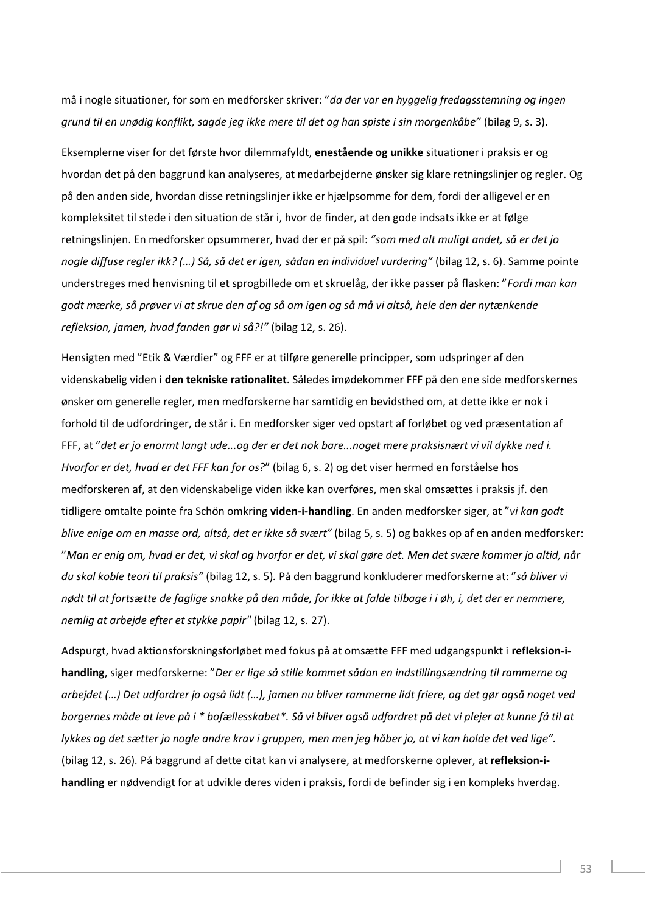må i nogle situationer, for som en medforsker skriver: "*da der var en hyggelig fredagsstemning og ingen grund til en unødig konflikt, sagde jeg ikke mere til det og han spiste i sin morgenkåbe*" (bilag 9, s. 3).

Eksemplerne viser for det første hvor dilemmafyldt, **enestående og unikke** situationer i praksis er og hvordan det på den baggrund kan analyseres, at medarbejderne ønsker sig klare retningslinjer og regler. Og på den anden side, hvordan disse retningslinjer ikke er hjælpsomme for dem, fordi der alligevel er en kompleksitet til stede i den situation de står i, hvor de finder, at den gode indsats ikke er at følge retningslinjen. En medforsker opsummerer, hvad der er på spil: *"som med alt muligt andet, så er det jo nogle diffuse regler ikk? (…) Så, så det er igen, sådan en individuel vurdering"* (bilag 12, s. 6). Samme pointe understreges med henvisning til et sprogbillede om et skruelåg, der ikke passer på flasken: "*Fordi man kan godt mærke, så prøver vi at skrue den af og så om igen og så må vi altså, hele den der nytænkende refleksion, jamen, hvad fanden gør vi så?!"* (bilag 12, s. 26).

Hensigten med "Etik & Værdier" og FFF er at tilføre generelle principper, som udspringer af den videnskabelig viden i **den tekniske rationalitet**. Således imødekommer FFF på den ene side medforskernes ønsker om generelle regler, men medforskerne har samtidig en bevidsthed om, at dette ikke er nok i forhold til de udfordringer, de står i. En medforsker siger ved opstart af forløbet og ved præsentation af FFF, at "*det er jo enormt langt ude...og der er det nok bare...noget mere praksisnært vi vil dykke ned i. Hvorfor er det, hvad er det FFF kan for os?*" (bilag 6, s. 2) og det viser hermed en forståelse hos medforskeren af, at den videnskabelige viden ikke kan overføres, men skal omsættes i praksis jf. den tidligere omtalte pointe fra Schön omkring **viden-i-handling**. En anden medforsker siger, at "*vi kan godt blive enige om en masse ord, altså, det er ikke så svært"* (bilag 5, s. 5) og bakkes op af en anden medforsker: "*Man er enig om, hvad er det, vi skal og hvorfor er det, vi skal gøre det. Men det svære kommer jo altid, når du skal koble teori til praksis"* (bilag 12, s. 5). På den baggrund konkluderer medforskerne at: "*så bliver vi nødt til at fortsætte de faglige snakke på den måde, for ikke at falde tilbage i i øh, i, det der er nemmere, nemlig at arbejde efter et stykke papir"* (bilag 12, s. 27).

Adspurgt, hvad aktionsforskningsforløbet med fokus på at omsætte FFF med udgangspunkt i **refleksion-i-handling**, siger medforskerne: "*Der er lige så stille kommet sådan en indstillingsændring til rammerne og arbejdet (…) Det udfordrer jo også lidt (…), jamen nu bliver rammerne lidt friere, og det gør også noget ved borgernes måde at leve på i * bofællesskabet*. Så vi bliver også udfordret på det vi plejer at kunne få til at lykkes og det sætter jo nogle andre krav i gruppen, men men jeg håber jo, at vi kan holde det ved lige".* (bilag 12, s. 26). På baggrund af dette citat kan vi analysere, at medforskerne oplever, at **refleksion-i-handling** er nødvendigt for at udvikle deres viden i praksis, fordi de befinder sig i en kompleks hverdag.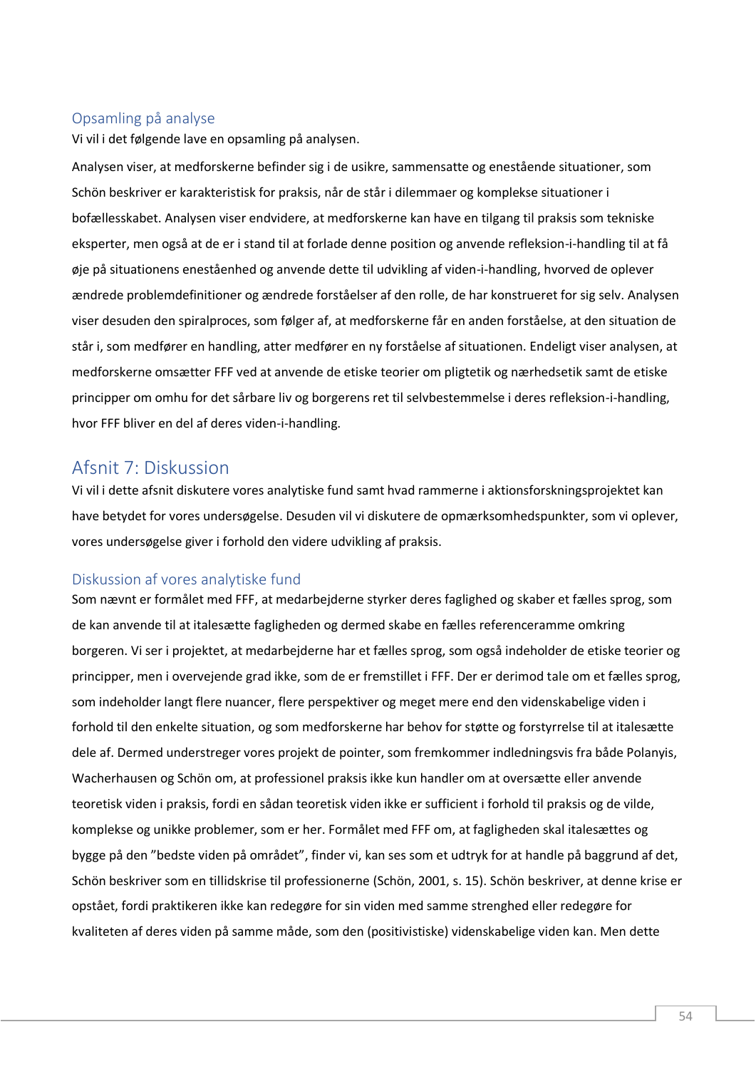### Opsamling på analyse

Vi vil i det følgende lave en opsamling på analysen.

Analysen viser, at medforskerne befinder sig i de usikre, sammensatte og enestående situationer, som Schön beskriver er karakteristisk for praksis, når de står i dilemmaer og komplekse situationer i bofællesskabet. Analysen viser endvidere, at medforskerne kan have en tilgang til praksis som tekniske eksperter, men også at de er i stand til at forlade denne position og anvende refleksion-i-handling til at få øje på situationens enestående hed og anvende dette til udvikling af viden-i-handling, hvorved de oplever ændrede problemdefinitioner og ændrede forståelser af den rolle, de har konstrueret for sig selv. Analysen viser desuden den spiralproces, som følger af, at medforskerne får en anden forståelse, at den situation de står i, som medfører en handling, atter medfører en ny forståelse af situationen. Endeligt viser analysen, at medforskerne omsætter FFF ved at anvende de etiske teorier om pligtetik og nærhedsetik samt de etiske principper om omhu for det sårbare liv og borgerens ret til selvbestemmelse i deres refleksion-i-handling, hvor FFF bliver en del af deres viden-i-handling.

## Afsnit 7: Diskussion

Vi vil i dette afsnit diskutere vores analytiske fund samt hvad rammerne i aktionsforskningsprojektet kan have betydet for vores undersøgelse. Desuden vil vi diskutere de opmærksomhedspunkter, som vi oplever, vores undersøgelse giver i forhold den videre udvikling af praksis.

### Diskussion af vores analytiske fund

Som nævnt er formålet med FFF, at medarbejderne styrker deres faglighed og skaber et fælles sprog, som de kan anvende til at italesætte fagligheden og dermed skabe en fælles referenceramme omkring borgeren. Vi ser i projektet, at medarbejderne har et fælles sprog, som også indeholder de etiske teorier og principper, men i overvejende grad ikke, som de er fremstillet i FFF. Der er derimod tale om et fælles sprog, som indeholder langt flere nuancer, flere perspektiver og meget mere end den videnskabelige viden i forhold til den enkelte situation, og som medforskerne har behov for støtte og forstyrrelse til at italesætte dele af. Dermed understreger vores projekt de pointer, som fremkommer indledningsvis fra både Polanyis, Wacherhausen og Schön om, at professionel praksis ikke kun handler om at oversætte eller anvende teoretisk viden i praksis, fordi en sådan teoretisk viden ikke er sufficient i forhold til praksis og de vilde, komplekse og unikke problemer, som er her. Formålet med FFF om, at fagligheden skal italesættes og bygge på den "bedste viden på området", finder vi, kan ses som et udtryk for at handle på baggrund af det, Schön beskriver som en tillidskrise til professionerne (Schön, 2001, s. 15). Schön beskriver, at denne krise er opstået, fordi praktikeren ikke kan redegøre for sin viden med samme strenghed eller redegøre for kvaliteten af deres viden på samme måde, som den (positivistiske) videnskabelige viden kan. Men dette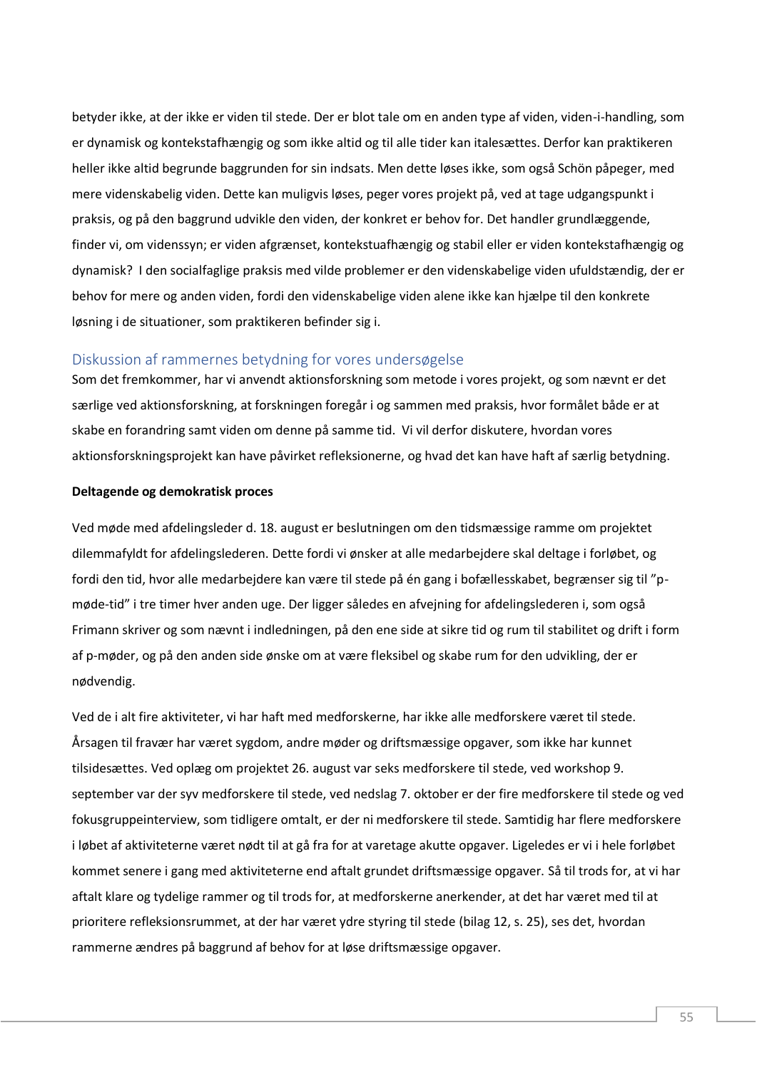betyder ikke, at der ikke er viden til stede. Der er blot tale om en anden type af viden, viden-i-handling, som er dynamisk og kontekstafhængig og som ikke altid og til alle tider kan italesættes. Derfor kan praktikeren heller ikke altid begrunde baggrunden for sin indsats. Men dette løses ikke, som også Schön påpeger, med mere videnskabelig viden. Dette kan muligvis løses, peger vores projekt på, ved at tage udgangspunkt i praksis, og på den baggrund udvikle den viden, der konkret er behov for. Det handler grundlæggende, finder vi, om vid

enssyn; er viden afgrænset, kontekstuafhængig og stabil eller er viden kontekstafhængig og dynamisk? I den socialfaglige praksis med vilde problemer er den videnskabelige viden ufuldstændig, der er behov for mere og anden viden, fordi den videnskabelige viden alene ikke kan hjælpe til den konkrete løsning i de situationer, som praktikeren befinder sig i.

## Diskussion af rammernes betydning for vores undersøgelse

Som det fremkommer, har vi anvendt aktionsforskning som metode i vores projekt, og som nævnt er det særlige ved aktionsforskning, at forskningen foregår i og sammen med praksis, hvor formålet både er at skabe en forandring samt viden om denne på samme tid. Vi vil derfor diskutere, hvordan vores aktionsforskningsprojekt kan have påvirket refleksionerne, og hvad det kan have haft af særlig betydning.

**Deltagende og demokratisk proces**

Ved møde med afdelingsleder d. 18. august er beslutningen om den tidsmæssige ramme om projektet dilemmafyldt for afdelingslederen. Dette fordi vi ønsker at alle medarbejdere skal deltage i forløbet, og fordi den tid, hvor alle medarbejdere kan være til stede på én gang i bofællesskabet, begrænser sig til "p-møde-tid" i tre timer hver anden uge. Der ligger således en afvejning for afdelingslederen i, som også Frimann skriver og som nævnt i indledningen, på den ene side at sikre tid og rum til stabilitet og drift i form af p-møder, og på den anden side ønske om at være fleksibel og skabe rum for den udvikling, der er nødvendig.

Ved de i alt fire aktiviteter, vi har haft med medforskerne, har ikke alle medforskere været til stede. Årsagen til fravær har været sygdom, andre møder og driftsmæssige opgaver, som ikke har kunnet tilsidesættes. Ved oplæg om projektet 26. august var seks medforskere til stede, ved workshop 9. september var der syv medforskere til stede, ved nedslag 7. oktober er der fire medforskere til stede og ved fokusgruppeinterview, som tidligere omtalt, er der ni medforskere til stede. Samtidig har flere medforskere i løbet af aktiviteterne været nødt til at gå fra for at varetage akutte opgaver. Ligeledes er vi i hele forløbet kommet senere i gang med aktiviteterne end aftalt grundet driftsmæssige opgaver. Så til trods for, at vi har aftalt klare og tydelige rammer og til trods for, at medforskerne anerkender, at det har været med til at prioritere refleksionsrummet, at der har været ydre styring til stede (bilag 12, s. 25), ses det, hvordan rammerne ændres på baggrund af behov for at løse driftsmæssige opgaver.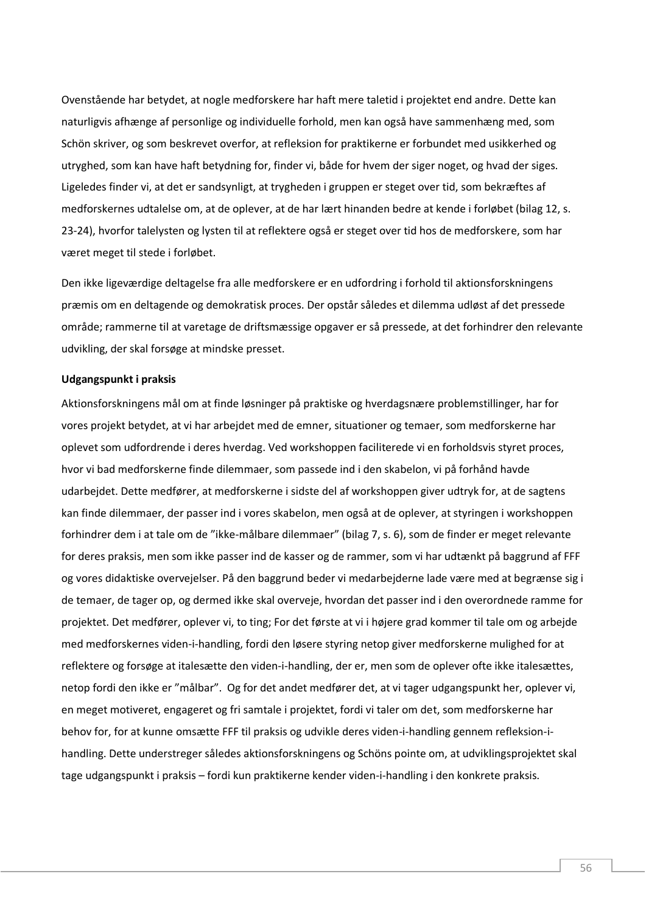Ovenstående har betydet, at nogle medforskere har haft mere taletid i projektet end andre. Dette kan naturligvis afhænge af personlige og individuelle forhold, men kan også have sammenhæng med, som Schön skriver, og som beskrevet overfor, at refleksion for praktikerne er forbundet med usikkerhed og utryghed, som kan have haft betydning for, finder vi, både for hvem der siger noget, og hvad der siges. Ligeledes finder vi, at det er sandsynligt, at trygheden i gruppen er steget over tid, som bekræftes af medforskernes udtalelse om, at de oplever, at de har lært hinanden bedre at kende i forløbet (bilag 12, s. 23-24), hvorfor talelysten og lysten til at reflektere også er steget over tid hos de medforskere, som har været meget til stede i forløbet.

Den ikke ligeværdige deltagelse fra alle medforskere er en udfordring i forhold til aktionsforskningens præmis om en deltagende og demokratisk proces. Der opstår således et dilemma udløst af det pressede område; rammerne til at varetage de driftsmæssige opgaver er så pressede, at det forhindrer den relevante udvikling, der skal forsøge at mindske presset.

**Udgangspunkt i praksis**

Aktionsforskningens mål om at finde løsninger på praktiske og hverdagsnære problemstillinger, har for vores projekt betydet, at vi har arbejdet med de emner, situationer og temaer, som medforskerne har oplevet som udfordrende i deres hverdag. Ved workshoppen faciliterede vi en forholdsvis styret proces, hvor vi bad medforskerne finde dilemmaer, som passede ind i den skabelon, vi på forhånd havde udarbejdet. Dette medfører, at medforskerne i sidste del af workshoppen giver udtryk for, at de sagtens kan finde dilemmaer, der passer ind i vores skabelon, men også at de oplever, at styringen i workshoppen forhindrer dem i at tale om de "ikke-målbare dilemmaer" (bilag 7, s. 6), som de finder er meget relevante for deres praksis, men som ikke passer ind de kasser og de rammer, som vi har udtænkt på baggrund af FFF og vores didaktiske overvejelser. På den baggrund beder vi medarbejderne lade være med at begrænse sig i de temaer, de tager op, og dermed ikke skal overveje, hvordan det passer ind i den overordnede ramme for projektet. Det medfører, oplever vi, to ting; For det første at vi i højere grad kommer til tale om og arbejde med medforskernes viden-i-handling, fordi den løsere styring netop giver medforskerne mulighed for at reflektere og forsøge at italesætte den viden-i-handling, der er, men som de oplever ofte ikke italesættes, netop fordi den ikke er "målbar". Og for det andet medfører det, at vi tager udgangspunkt her, oplever vi, en meget motiveret, engageret og fri samtale i projektet, fordi vi taler om det, som medforskerne har behov for, for at kunne omsætte FFF til praksis og udvikle deres viden-i-handling gennem refleksion-i-handling. Dette understreger således aktionsforskningens og Schöns pointe om, at udviklingsprojektet skal tage udgangspunkt i praksis – fordi kun praktikerne kender viden-i-handling i den konkrete praksis.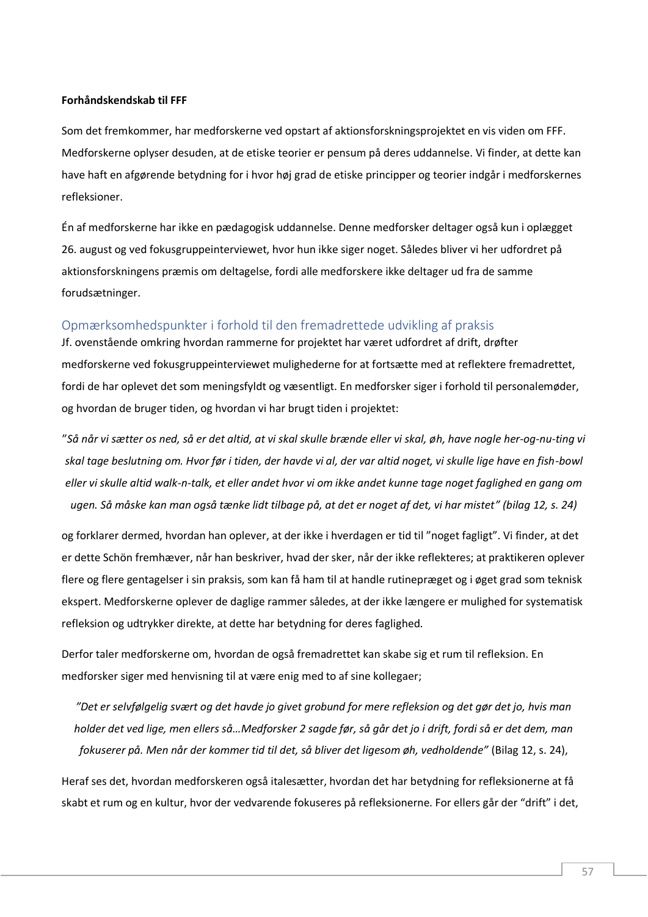**Forhåndskendskab til FFF**

Som det fremkommer, har medforskerne ved opstart af aktionsforskningsprojektet en vis viden om FFF. Medforskerne oplyser desuden, at de etiske teorier er pensum på deres uddannelse. Vi finder, at dette kan have haft en afgørende betydning for i hvor høj grad de etiske principper og teorier indgår i medforskernes refleksioner.

Én af medforskerne har ikke en pædagogisk uddannelse. Denne medforsker deltager også kun i oplægget 26. august og ved fokusgruppeinterviewet, hvor hun ikke siger noget. Således bliver vi her udfordret på aktionsforskningens præmis om deltagelse, fordi alle medforskere ikke deltager ud fra de samme forudsætninger.

## Opmærksomhedspunkter i forhold til den fremadrettede udvikling af praksis

Jf. ovenstående omkring hvordan rammerne for projektet har været udfordret af drift, drøfter medforskerne ved fokusgruppeinterviewet mulighederne for at fortsætte med at reflektere fremadrettet, fordi de har oplevet det som meningsfyldt og væsentligt. En medforsker siger i forhold til personalemøder, og hvordan de bruger tiden, og hvordan vi har brugt tiden i projektet:

*"Så når vi sætter os ned, så er det altid, at vi skal skulle brænde eller vi skal, øh, have nogle her-og-nu-ting vi skal tage beslutning om. Hvor før i tiden, der havde vi al, der var altid noget, vi skulle lige have en fish-bowl eller vi skulle altid walk-n-talk, et eller andet hvor vi om ikke andet kunne tage noget faglighed en gang om ugen. Så måske kan man også tænke lidt tilbage på, at det er noget af det, vi har mistet" (bilag 12, s. 24)*

og forklarer dermed, hvordan han oplever, at der ikke i hverdagen er tid til "noget fagligt". Vi finder, at det er dette Schön fremhæver, når han beskriver, hvad der sker, når der ikke reflekteres; at praktikeren oplever flere og flere gentagelser i sin praksis, som kan få ham til at handle rutinepræget og i øget grad som teknisk ekspert. Medforskerne oplever de daglige rammer således, at der ikke længere er mulighed for systematisk refleksion og udtrykker direkte, at dette har betydning for deres faglighed.

Derfor taler medforskerne om, hvordan de også fremadrettet kan skabe sig et rum til refleksion. En medforsker siger med henvisning til at være enig med to af sine kollegaer;

*"Det er selvfølgelig svært og det havde jo givet grobund for mere refleksion og det gør det jo, hvis man holder det ved lige, men ellers så…Medforsker 2 sagde før, så går det jo i drift, fordi så er det dem, man fokuserer på. Men når der kommer tid til det, så bliver det ligesom øh, vedholdende"* (Bilag 12, s. 24),

Heraf ses det, hvordan medforskeren også italesætter, hvordan det har betydning for refleksionerne at få skabt et rum og en kultur, hvor der vedvarende fokuseres på refleksionerne. For ellers går der "drift" i det,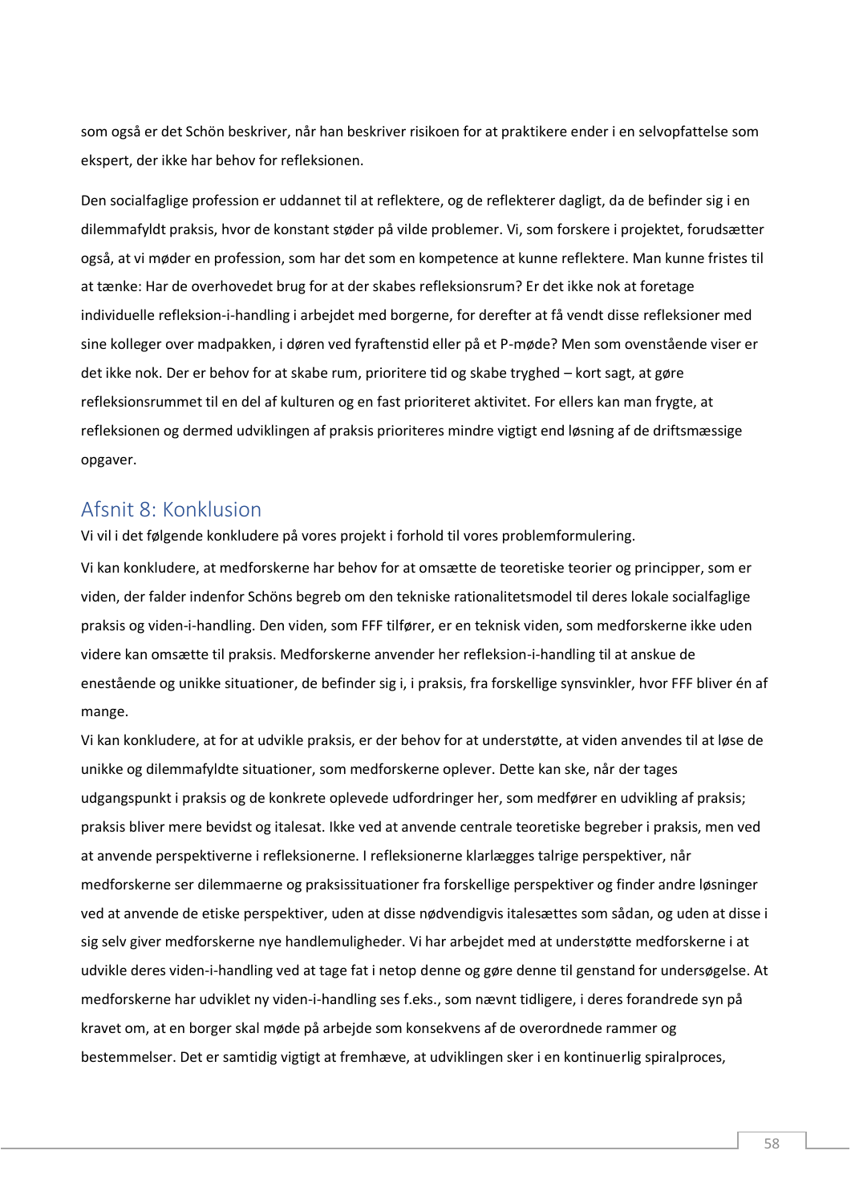som også er det Schön beskriver, når han beskriver risikoen for at praktikere ender i en selvopfattelse som ekspert, der ikke har behov for refleksionen.

Den socialfaglige profession er uddannet til at reflektere, og de reflekterer dagligt, da de befinder sig i en dilemmafyldt praksis, hvor de konstant støder på vilde problemer. Vi, som forskere i projektet, forudsætter også, at vi møder en profession, som har det som en kompetence at kunne reflektere. Man kunne fristes til at tænke: Har de overhovedet brug for at der skabes refleksionsrum? Er det ikke nok at foretage individuelle refleksion-i-handling i arbejdet med borgerne, for derefter at få vendt disse refleksioner med sine kolleger over madpakken, i døren ved fyraftenstid eller på et P-møde? Men som ovenstående viser er det ikke nok. Der er behov for at skabe rum, prioritere tid og skabe tryghed – kort sagt, at gøre refleksionsrummet til en del af kulturen og en fast prioriteret aktivitet. For ellers kan man frygte, at refleksionen og dermed udviklingen af praksis prioriteres mindre vigtigt end løsning af de driftsmæssige opgaver.

## Afsnit 8: Konklusion

Vi vil i det følgende konkludere på vores projekt i forhold til vores problemformulering.

Vi kan konkludere, at medforskerne har behov for at omsætte de teoretiske teorier og principper, som er viden, der falder indenfor Schöns begreb om den tekniske rationalitetsmodel til deres lokale socialfaglige praksis og viden-i-handling. Den viden, som FFF tilfører, er en teknisk viden, som medforskerne ikke uden videre kan omsætte til praksis. Medforskerne anvender her refleksion-i-handling til at anskue de enestående og unikke situationer, de befinder sig i, i praksis, fra forskellige synsvinkler, hvor FFF bliver én af mange.

Vi kan konkludere, at for at udvikle praksis, er der behov for at understøtte, at viden anvendes til at løse de unikke og dilemmafyldte situationer, som medforskerne oplever. Dette kan ske, når der tages udgangspunkt i praksis og de konkrete oplevede udfordringer her, som medfører en udvikling af praksis; praksis bliver mere bevidst og italesat. Ikke ved at anvende centrale teoretiske begreber i praksis, men ved at anvende perspektiverne i refleksionerne. I refleksionerne klarlægges talrige perspektiver, når medforskerne ser dilemmaerne og praksissituationer fra forskellige perspektiver og finder andre løsninger ved at anvende de etiske perspektiver, uden at disse nødvendigvis italesættes som sådan, og uden at disse i sig selv giver medforskerne nye handlemuligheder. Vi har arbejdet med at understøtte medforskerne i at udvikle deres viden-i-handling ved at tage fat i netop denne og gøre denne til genstand for undersøgelse. At medforskerne har udviklet ny viden-i-handling ses f.eks., som nævnt tidligere, i deres forandrede syn på kravet om, at en borger skal møde på arbejde som konsekvens af de overordnede rammer og bestemmelser. Det er samtidig vigtigt at fremhæve, at udviklingen sker i en kontinuerlig spiralproces,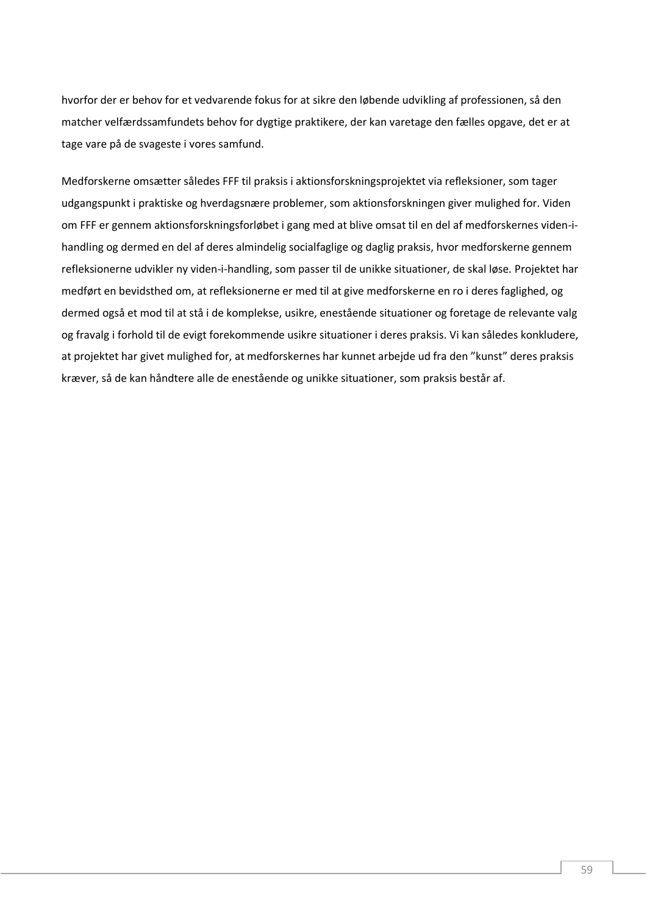hvorfor der er behov for et vedvarende fokus for at sikre den løbende udvikling af professionen, så den matcher velfærdssamfundets behov for dygtige praktikere, der kan varetage den fælles opgave, det er at tage vare på de svageste i vores samfund.

Medforskerne omsætter således FFF til praksis i aktionsforskningsprojektet via refleksioner, som tager udgangspunkt i praktiske og hverdagsnære problemer, som aktionsforskningen giver mulighed for. Viden om FFF er gennem aktionsforskningsforløbet i gang med at blive omsat til en del af medforskernes viden-i-handling og dermed en del af deres almindelig socialfaglige og daglig praksis, hvor medforskerne gennem refleksionerne udvikler ny viden-i-handling, som passer til de unikke situationer, de skal løse. Projektet har medført en bevidsthed om, at refleksionerne er med til at give medforskerne en ro i deres faglighed, og dermed også et mod til at stå i de komplekse, usikre, enestående situationer og foretage de relevante valg og fravalg i forhold til de evigt forekommende usikre situationer i deres praksis. Vi kan således konkludere, at projektet har givet mulighed for, at medforskernes har kunnet arbejde ud fra den "kunst" deres praksis kræver, så de kan håndtere alle de enestående og unikke situationer, som praksis består af.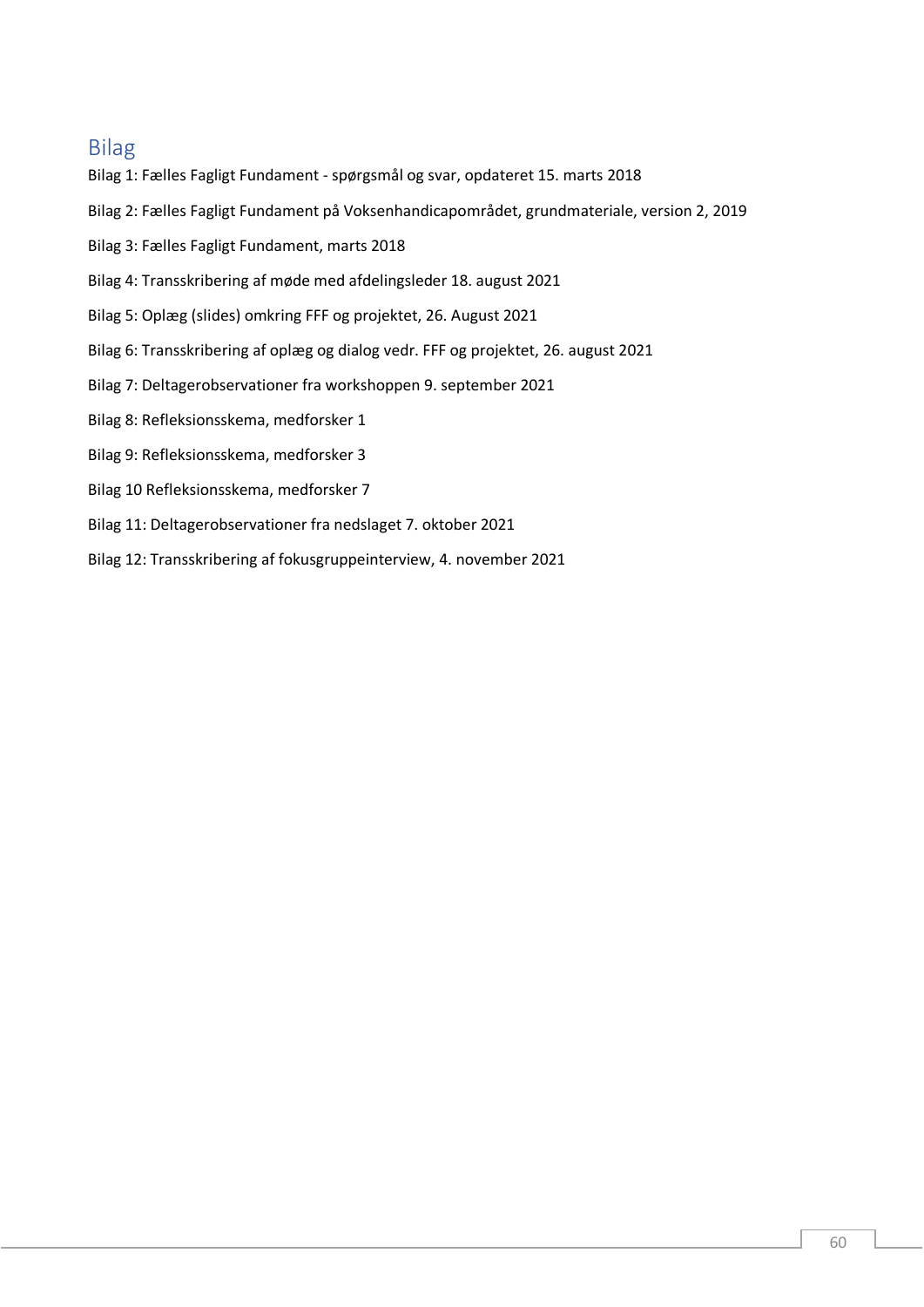# Bilag

Bilag 1: Fælles Fagligt Fundament - spørgsmål og svar, opdateret 15. marts 2018

Bilag 2: Fælles Fagligt Fundament på Voksenhandicapområdet, grundmateriale, version 2, 2019

Bilag 3: Fælles Fagligt Fundament, marts 2018

Bilag 4: Transskribering af møde med afdelingsleder 18. august 2021

Bilag 5: Oplæg (slides) omkring FFF og projektet, 26. August 2021

Bilag 6: Transskribering af oplæg og dialog vedr. FFF og projektet, 26. august 2021

Bilag 7: Deltagerobservationer fra workshoppen 9. september 2021

Bilag 8: Refleksionsskema, medforsker 1

Bilag 9: Refleksionsskema, medforsker 3

Bilag 10 Refleksionsskema, medforsker 7

Bilag 11: Deltagerobservationer fra nedslaget 7. oktober 2021

Bilag 12: Transskribering af fokusgruppeinterview, 4. november 2021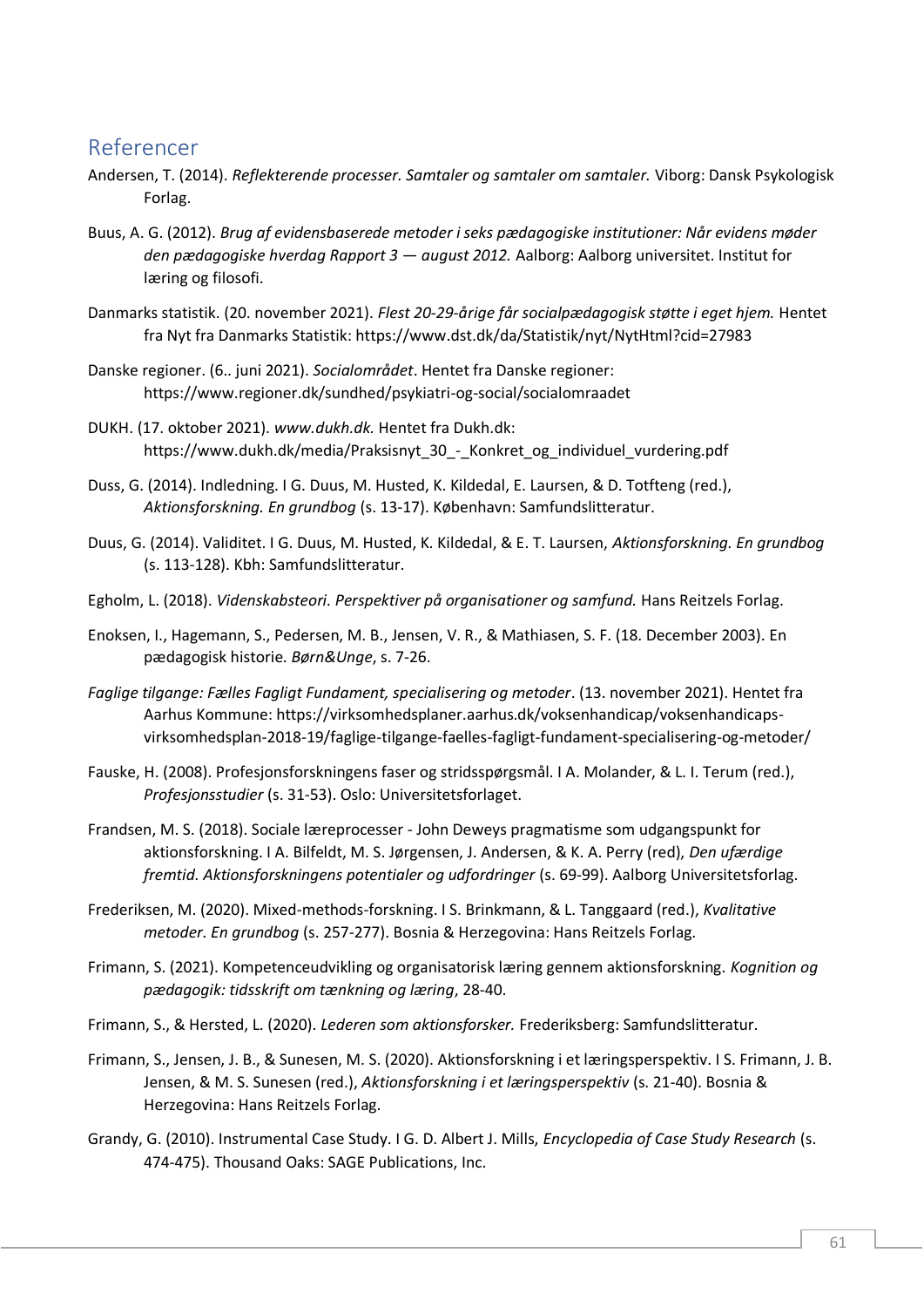# Referencer

Andersen, T. (2014). *Reflekterende processer. Samtaler og samtaler om samtaler.* Viborg: Dansk Psykologisk Forlag.

Buus, A. G. (2012). *Brug af evidensbaserede metoder i seks pædagogiske institutioner: Når evidens møder den pædagogiske hverdag Rapport 3 — august 2012.* Aalborg: Aalborg universitet. Institut for læring og filosofi.

Danmarks statistik. (20. november 2021). *Flest 20-29-årige får socialpædagogisk støtte i eget hjem.* Hentet fra Nyt fra Danmarks Statistik: https://www.dst.dk/da/Statistik/nyt/NytHtml?cid=27983

Danske regioner. (6.. juni 2021). *Socialområdet*. Hentet fra Danske regioner: https://www.regioner.dk/sundhed/psykiatri-og-social/socialomraadet

DUKH. (17. oktober 2021). *www.dukh.dk.* Hentet fra Dukh.dk: https://www.dukh.dk/media/Praksisnyt_30_-_Konkret_og_individuel_vurdering.pdf

Duss, G. (2014). Indledning. I G. Duus, M. Husted, K. Kildedal, E. Laursen, & D. Totfteng (red.), *Aktionsforskning. En grundbog* (s. 13-17). København: Samfundslitteratur.

Duus, G. (2014). Validitet. I G. Duus, M. Husted, K. Kildedal, & E. T. Laursen, *Aktionsforskning. En grundbog* (s. 113-128). Kbh: Samfundslitteratur.

Egholm, L. (2018). *Videnskabsteori. Perspektiver på organisationer og samfund.* Hans Reitzels Forlag.

Enoksen, I., Hagemann, S., Pedersen, M. B., Jensen, V. R., & Mathiasen, S. F. (18. December 2003). En pædagogisk historie. *Børn&Unge*, s. 7-26.

*Faglige tilgange: Fælles Fagligt Fundament, specialisering og metoder*. (13. november 2021). Hentet fra Aarhus Kommune: https://virksomhedsplaner.aarhus.dk/voksenhandicap/voksenhandicaps-virksomhedsplan-2018-19/faglige-tilgange-faelles-fagligt-fundament-specialisering-og-metoder/

Fauske, H. (2008). Profesjonsforskningens faser og stridsspørgsmål. I A. Molander, & L. I. Terum (red.), *Profesjonsstudier* (s. 31-53). Oslo: Universitetsforlaget.

Frandsen, M. S. (2018). Sociale læreprocesser - John Deweys pragmatisme som udgangspunkt for aktionsforskning. I A. Bilfeldt, M. S. Jørgensen, J. Andersen, & K. A. Perry (red), *Den ufærdige fremtid. Aktionsforskningens potentialer og udfordringer* (s. 69-99). Aalborg Universitetsforlag.

Frederiksen, M. (2020). Mixed-methods-forskning. I S. Brinkmann, & L. Tanggaard (red.), *Kvalitative metoder. En grundbog* (s. 257-277). Bosnia & Herzegovina: Hans Reitzels Forlag.

Frimann, S. (2021). Kompetenceudvikling og organisatorisk læring gennem aktionsforskning. *Kognition og pædagogik: tidsskrift om tænkning og læring*, 28-40.

Frimann, S., & Hersted, L. (2020). *Lederen som aktionsforsker.* Frederiksberg: Samfundslitteratur.

Frimann, S., Jensen, J. B., & Sunesen, M. S. (2020). Aktionsforskning i et læringsperspektiv. I S. Frimann, J. B. Jensen, & M. S. Sunesen (red.), *Aktionsforskning i et læringsperspektiv* (s. 21-40). Bosnia & Herzegovina: Hans Reitzels Forlag.

Grandy, G. (2010). Instrumental Case Study. I G. D. Albert J. Mills, *Encyclopedia of Case Study Research* (s. 474-475). Thousand Oaks: SAGE Publications, Inc.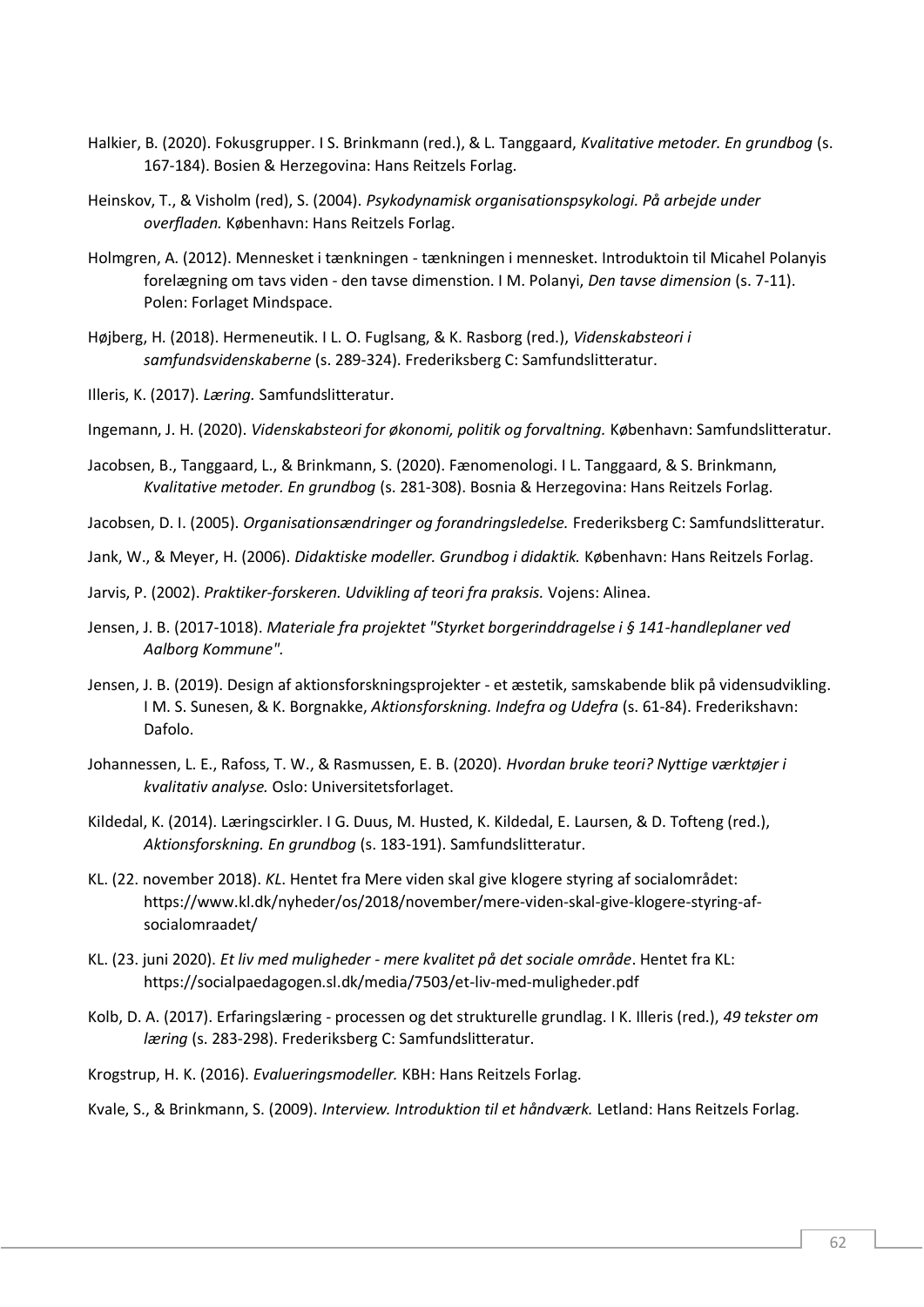Halkier, B. (2020). Fokusgrupper. I S. Brinkmann (red.), & L. Tanggaard, *Kvalitative metoder. En grundbog* (s. 167-184). Bosien & Herzegovina: Hans Reitzels Forlag.

Heinskov, T., & Visholm (red), S. (2004). *Psykodynamisk organisationspsykologi. På arbejde under overfladen.* København: Hans Reitzels Forlag.

Holmgren, A. (2012). Mennesket i tænkningen - tænkningen i mennesket. Introduktoin til Micahel Polanyis forelægning om tavs viden - den tavse dimenstion. I M. Polanyi, *Den tavse dimension* (s. 7-11). Polen: Forlaget Mindspace.

Højberg, H. (2018). Hermeneutik. I L. O. Fuglsang, & K. Rasborg (red.), *Videnskabsteori i samfundsvidenskaberne* (s. 289-324). Frederiksberg C: Samfundslitteratur.

Illeris, K. (2017). *Læring.* Samfundslitteratur.

Ingemann, J. H. (2020). *Videnskabsteori for økonomi, politik og forvaltning.* København: Samfundslitteratur.

Jacobsen, B., Tanggaard, L., & Brinkmann, S. (2020). Fænomenologi. I L. Tanggaard, & S. Brinkmann, *Kvalitative metoder. En grundbog* (s. 281-308). Bosnia & Herzegovina: Hans Reitzels Forlag.

Jacobsen, D. I. (2005). *Organisationsændringer og forandringsledelse.* Frederiksberg C: Samfundslitteratur.

Jank, W., & Meyer, H. (2006). *Didaktiske modeller. Grundbog i didaktik.* København: Hans Reitzels Forlag.

Jarvis, P. (2002). *Praktiker-forskeren. Udvikling af teori fra praksis.* Vojens: Alinea.

Jensen, J. B. (2017-1018). *Materiale fra projektet "Styrket borgerinddragelse i § 141-handleplaner ved Aalborg Kommune".*

Jensen, J. B. (2019). Design af aktionsforskningsprojekter - et æstetik, samskabende blik på vidensudvikling. I M. S. Sunesen, & K. Borgnakke, *Aktionsforskning. Indefra og Udefra* (s. 61-84). Frederikshavn: Dafolo.

Johannessen, L. E., Rafoss, T. W., & Rasmussen, E. B. (2020). *Hvordan bruke teori? Nyttige værktøjer i kvalitativ analyse.* Oslo: Universitetsforlaget.

Kildedal, K. (2014). Læringscirkler. I G. Duus, M. Husted, K. Kildedal, E. Laursen, & D. Tofteng (red.), *Aktionsforskning. En grundbog* (s. 183-191). Samfundslitteratur.

KL. (22. november 2018). *KL*. Hentet fra Mere viden skal give klogere styring af socialområdet: https://www.kl.dk/nyheder/os/2018/november/mere-viden-skal-give-klogere-styring-af-socialomraadet/

KL. (23. juni 2020). *Et liv med muligheder - mere kvalitet på det sociale område*. Hentet fra KL: https://socialpaedagogen.sl.dk/media/7503/et-liv-med-muligheder.pdf

Kolb, D. A. (2017). Erfaringslæring - processen og det strukturelle grundlag. I K. Illeris (red.), *49 tekster om læring* (s. 283-298). Frederiksberg C: Samfundslitteratur.

Krogstrup, H. K. (2016). *Evalueringsmodeller.* KBH: Hans Reitzels Forlag.

Kvale, S., & Brinkmann, S. (2009). *Interview. Introduktion til et håndværk.* Letland: Hans Reitzels Forlag.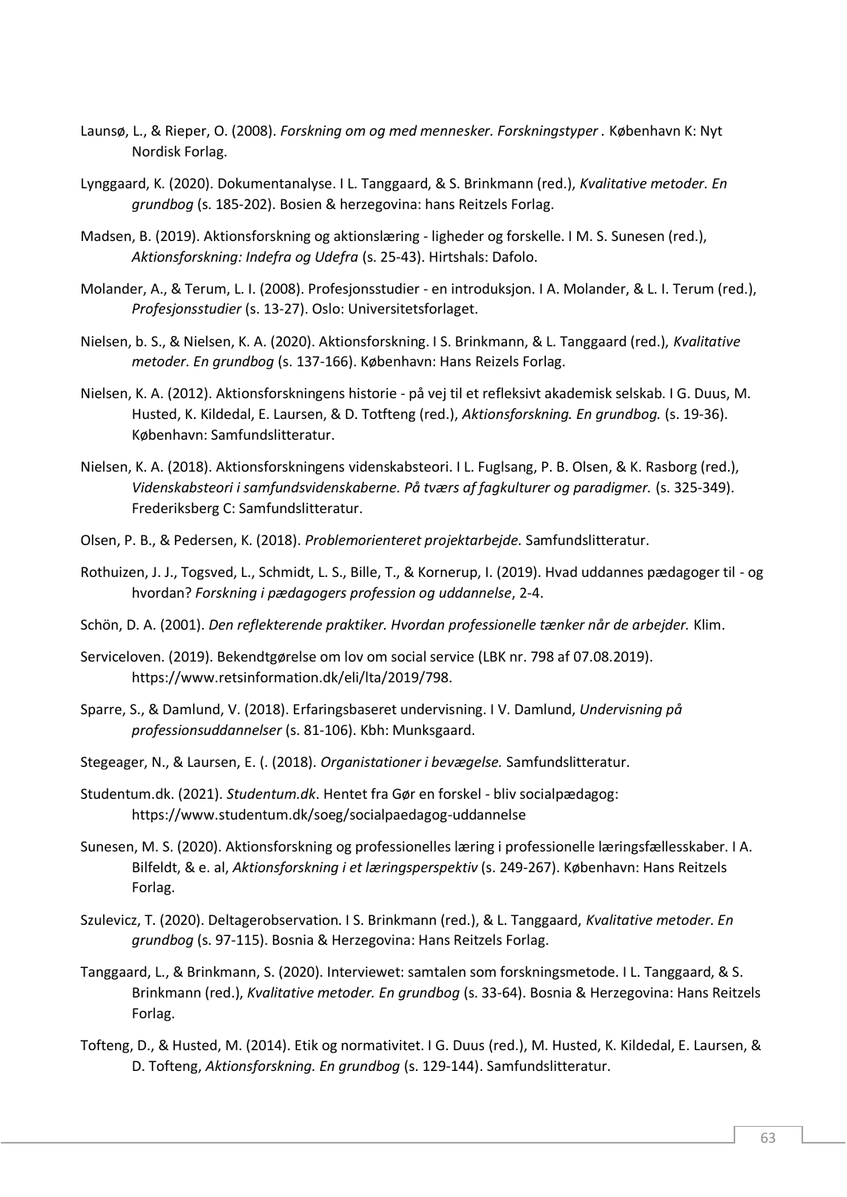Launsø, L., & Rieper, O. (2008). *Forskning om og med mennesker. Forskningstyper* . København K: Nyt Nordisk Forlag.

Lynggaard, K. (2020). Dokumentanalyse. I L. Tanggaard, & S. Brinkmann (red.), *Kvalitative metoder. En grundbog* (s. 185-202). Bosien & herzegovina: hans Reitzels Forlag.

Madsen, B. (2019). Aktionsforskning og aktionslæring - ligheder og forskelle. I M. S. Sunesen (red.), *Aktionsforskning: Indefra og Udefra* (s. 25-43). Hirtshals: Dafolo.

Molander, A., & Terum, L. I. (2008). Profesjonsstudier - en introduksjon. I A. Molander, & L. I. Terum (red.), *Profesjonsstudier* (s. 13-27). Oslo: Universitetsforlaget.

Nielsen, b. S., & Nielsen, K. A. (2020). Aktionsforskning. I S. Brinkmann, & L. Tanggaard (red.), *Kvalitative metoder. En grundbog* (s. 137-166). København: Hans Reizels Forlag.

Nielsen, K. A. (2012). Aktionsforskningens historie - på vej til et refleksivt akademisk selskab. I G. Duus, M. Husted, K. Kildedal, E. Laursen, & D. Totfteng (red.), *Aktionsforskning. En grundbog.* (s. 19-36). København: Samfundslitteratur.

Nielsen, K. A. (2018). Aktionsforskningens videnskabsteori. I L. Fuglsang, P. B. Olsen, & K. Rasborg (red.), *Videnskabsteori i samfundsvidenskaberne. På tværs af fagkulturer og paradigmer.* (s. 325-349). Frederiksberg C: Samfundslitteratur.

Olsen, P. B., & Pedersen, K. (2018). *Problemorienteret projektarbejde.* Samfundslitteratur.

Rothuizen, J. J., Togsved, L., Schmidt, L. S., Bille, T., & Kornerup, I. (2019). Hvad uddannes pædagoger til - og hvordan? *Forskning i pædagogers profession og uddannelse*, 2-4.

Schön, D. A. (2001). *Den reflekterende praktiker. Hvordan professionelle tænker når de arbejder.* Klim.

Serviceloven. (2019). Bekendtgørelse om lov om social service (LBK nr. 798 af 07.08.2019). https://www.retsinformation.dk/eli/lta/2019/798.

Sparre, S., & Damlund, V. (2018). Erfaringsbaseret undervisning. I V. Damlund, *Undervisning på professionsuddannelser* (s. 81-106). Kbh: Munksgaard.

Stegeager, N., & Laursen, E. (. (2018). *Organistationer i bevægelse.* Samfundslitteratur.

Studentum.dk. (2021). *Studentum.dk*. Hentet fra Gør en forskel - bliv socialpædagog: https://www.studentum.dk/soeg/socialpaedagog-uddannelse

Sunesen, M. S. (2020). Aktionsforskning og professionelles læring i professionelle læringsfællesskaber. I A. Bilfeldt, & e. al, *Aktionsforskning i et læringsperspektiv* (s. 249-267). København: Hans Reitzels Forlag.

Szulevicz, T. (2020). Deltagerobservation. I S. Brinkmann (red.), & L. Tanggaard, *Kvalitative metoder. En grundbog* (s. 97-115). Bosnia & Herzegovina: Hans Reitzels Forlag.

Tanggaard, L., & Brinkmann, S. (2020). Interviewet: samtalen som forskningsmetode. I L. Tanggaard, & S. Brinkmann (red.), *Kvalitative metoder. En grundbog* (s. 33-64). Bosnia & Herzegovina: Hans Reitzels Forlag.

Tofteng, D., & Husted, M. (2014). Etik og normativitet. I G. Duus (red.), M. Husted, K. Kildedal, E. Laursen, & D. Tofteng, *Aktionsforskning. En grundbog* (s. 129-144). Samfundslitteratur.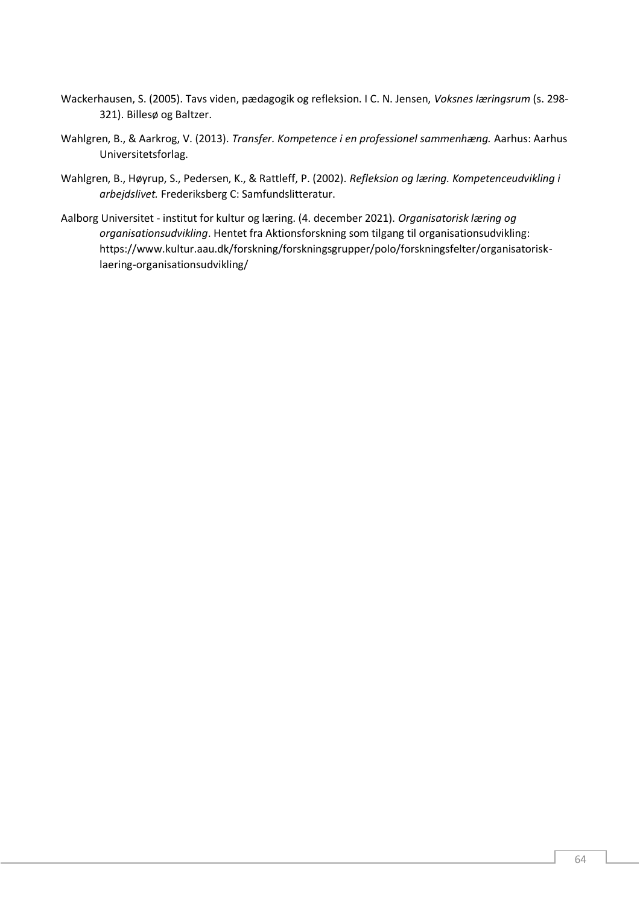Wackerhausen, S. (2005). Tavs viden, pædagogik og refleksion. I C. N. Jensen, *Voksnes læringsrum* (s. 298-321). Billesø og Baltzer.

Wahlgren, B., & Aarkrog, V. (2013). *Transfer. Kompetence i en professionel sammenhæng.* Aarhus: Aarhus Universitetsforlag.

Wahlgren, B., Høyrup, S., Pedersen, K., & Rattleff, P. (2002). *Refleksion og læring. Kompetenceudvikling i arbejdslivet.* Frederiksberg C: Samfundslitteratur.

Aalborg Universitet - institut for kultur og læring. (4. december 2021). *Organisatorisk læring og organisationsudvikling*. Hentet fra Aktionsforskning som tilgang til organisationsudvikling: https://www.kultur.aau.dk/forskning/forskningsgrupper/polo/forskningsfelter/organisatorisk-laering-organisationsudvikling/